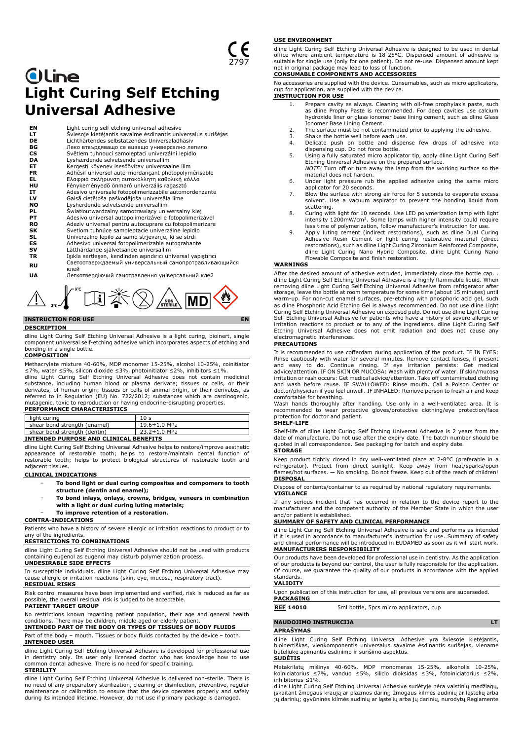CE 2797

# dline
# Light Curing Self Etching Universal Adhesive

| | |
|---|---|
| EN | Light curing self etching universal adhesive |
| LT | Šviesoje kietėjantis savaime ėsdinantis universalus surišėjas |
| DE | Lichthärtendes selbstätzendes Universaladhäsiv |
| BG | Леко втвърдяващо се ецващо универсално лепило |
| CS | Světlem tuhnoucí samoleptací univerzální lepidlo |
| DA | Lyshærdende selvetsende universallim |
| ET | Kergesti kõvenev isesöövitav universaalne liim |
| FR | Adhésif universel auto-mordançant photopolymérisable |
| EL | Ελαφριά σκλήρυνση αυτοκόλλητη καθολική κόλλα |
| HU | Fénykeményedő önmaró univerzális ragasztó |
| IT | Adesivo universale fotopolimerizzabile automordenzante |
| LV | Gaisā cietējoša paškodējoša universāla līme |
| NO | Lysherdende selvetsende universallim |
| PL | Światłoutwardzalny samotrawiący uniwersalny klej |
| PT | Adesivo universal autopolimerizável e fotopolimerizável |
| RO | Adeziv universal pentru autocuprare cu fotopolimerizare |
| SK | Svetlom tuhnúce samoleptacie univerzálne lepidlo |
| SL | Univerzalno lepilo za samo strjevanje, ki se strdi |
| ES | Adhesivo universal fotopolimerizable autograbante |
| SV | Lätthärdande självetsande universallim |
| TR | Işıkla sertleşen, kendinden aşındırıcı üniversal yapıştırıcı |
| RU | Светоотверждаемый универсальный самопротравливающийся клей |
| UA | Легкотвердіючий самотравлення універсальний клей |

2°C – 8°C NON STERILE MD

## INSTRUCTION FOR USE — EN

### DESCRIPTION

dline Light Curing Self Etching Universal Adhesive is a light curing, bioinert, single component universal self-etching adhesive which incorporates aspects of etching and bonding in a single bottle.

### COMPOSITION

Methacrylate mixture 40-60%, MDP monomer 15-25%, alcohol 10-25%, coinitiator ≤7%, water ≤5%, silicon dioxide ≤3%, photoinitiator ≤2%, inhibitors ≤1%.

dline Light Curing Self Etching Universal Adhesive does not contain medicinal substance, including human blood or plasma derivate; tissues or cells, or their derivates, of human origin; tissues or cells of animal origin, or their derivates, as referred to in Regulation (EU) No. 722/2012; substances which are carcinogenic, mutagenic, toxic to reproduction or having endocrine-disrupting properties.

### PERFORMANCE CHARACTERISTICS

| | |
|---|---|
| light curing | 10 s |
| shear bond strength (enamel) | 19.6±1.0 MPa |
| shear bond strength (dentin) | 23.2±1.0 MPa |

### INTENDED PURPOSE AND CLINICAL BENEFITS

dline Light Curing Self Etching Universal Adhesive helps to restore/improve aesthetic appearance of restorable tooth; helps to restore/maintain dental function of restorable tooth; helps to protect biological structures of restorable tooth and adjacent tissues.

### CLINICAL INDICATIONS

- **To bond light or dual curing composites and compomers to tooth structure (dentin and enamel);**
- **To bond inlays, onlays, crowns, bridges, veneers in combination with a light or dual curing luting materials;**
- **To improve retention of a restoration.**

### CONTRA-INDICATIONS

Patients who have a history of severe allergic or irritation reactions to product or to any of the ingredients.

### RESTRICTIONS TO COMBINATIONS

dline Light Curing Self Etching Universal Adhesive should not be used with products containing eugenol as eugenol may disturb polymerization process.

### UNDESIRABLE SIDE EFFECTS

In susceptible individuals, dline Light Curing Self Etching Universal Adhesive may cause allergic or irritation reactions (skin, eye, mucosa, respiratory tract).

### RESIDUAL RISKS

Risk control measures have been implemented and verified, risk is reduced as far as possible, the overall residual risk is judged to be acceptable.

### PATIENT TARGET GROUP

No restrictions known regarding patient population, their age and general health conditions. There may be children, middle aged or elderly patient.

### INTENDED PART OF THE BODY OR TYPES OF TISSUES OF BODY FLUIDS

Part of the body – mouth. Tissues or body fluids contacted by the device – tooth.

### INTENDED USER

dline Light Curing Self Etching Universal Adhesive is developed for professional use in dentistry only. Its user only licensed doctor who has knowledge how to use common dental adhesive. There is no need for specific training.

### STERILITY

dline Light Curing Self Etching Universal Adhesive is delivered non-sterile. There is no need of any preparatory sterilization, cleaning or disinfection, preventive, regular maintenance or calibration to ensure that the device operates properly and safely during its intended lifetime. However, do not use if primary package is damaged.

### USE ENVIRONMENT

dline Light Curing Self Etching Universal Adhesive is designed to be used in dental office where ambient temperature is 18-25°C. Dispensed amount of adhesive is suitable for single use (only for one patient). Do not re-use. Dispensed amount kept not in original package may lead to loss of function.

### CONSUMABLE COMPONENTS AND ACCESSORIES

No accessories are supplied with the device. Cunsumables, such as micro applicators, cup for application, are supplied with the device.

### INSTRUCTION FOR USE

1. Prepare cavity as always. Cleaning with oil-free prophylaxis paste, such as dline Prophy Paste is recommended. For deep cavities use calcium hydroxide liner or glass ionomer base lining cement, such as dline Glass Ionomer Base Lining Cement.
2. The surface must be not contaminated prior to applying the adhesive.
3. Shake the bottle well before each use.
4. Delicate push on bottle and dispense few drops of adhesive into dispensing cup. Do not force bottle.
5. Using a fully saturated micro applicator tip, apply dline Light Curing Self Etching Universal Adhesive on the prepared surface.
   *NOTE!* Turn off or turn away the lamp from the working surface so the material does not harden.
6. Under light pressure rub the applied adhesive using the same micro applicator for 20 seconds.
7. Blow the surface with strong air force for 5 seconds to evaporate excess solvent. Use a vacuum aspirator to prevent the bonding liquid from scattering.
8. Curing with light for 10 seconds. Use LED polymerization lamp with light intensity 1200mW/cm². Some lamps with higher intensity could require less time of polymerization, follow manufacturer's instruction for use.
9. Apply luting cement (indirect restorations), such as dline Dual Curing Adhesive Resin Cement or light curing restorative material (direct restorations), such as dline Light Curing Zirconium Reinforced Composite, dline Light Curing Nano Hybrid Composite, dline Light Curing Nano Flowable Composite and finish restoration.

### WARNINGS

After the desired amount of adhesive extruded, immediately close the bottle cap. . dline Light Curing Self Etching Universal Adhesive is a highly flammable liquid. When removing dline Light Curing Self Etching Universal Adhesive from refrigerator after storage, leave the bottle at room temperature for some time (about 15 minutes) until warm-up. For non-cut enamel surfaces, pre-etching with phosphoric acid gel, such as dline Phosphoric Acid Etching Gel is always recommended. Do not use dline Light Curing Self Etching Universal Adhesive on exposed pulp. Do not use dline Light Curing Self Etching Universal Adhesive for patients who have a history of severe allergic or irritation reactions to product or to any of the ingredients. dline Light Curing Self Etching Universal Adhesive does not emit radiation and does not cause any electromagnetic interferences.

### PRECAUTIONS

It is recommended to use cofferdam during application of the product. IF IN EYES: Rinse cautiously with water for several minutes. Remove contact lenses, if present and easy to do. Continue rinsing. If eye irritation persists: Get medical advice/attention. IF ON SKIN OR MUCOSA: Wash with plenty of water. If skin/mucosa irritation or rash occurs: Get medical advice/attention. Take off contaminated clothing and wash before reuse. IF SWALLOWED: Rinse mouth. Call a Poison Center or doctor/physician if you feel unwell. IF INHALED: Remove person to fresh air and keep comfortable for breathing.

Wash hands thoroughly after handling. Use only in a well-ventilated area. It is recommended to wear protective gloves/protective clothing/eye protection/face protection for doctor and patient.

### SHELF-LIFE

Shelf-life of dline Light Curing Self Etching Universal Adhesive is 2 years from the date of manufacture. Do not use after the expiry date. The batch number should be quoted in all correspondence. See packaging for batch and expiry date.

### STORAGE

Keep product tightly closed in dry well-ventilated place at 2-8°C (preferable in a refrigerator). Protect from direct sunlight. Keep away from heat/sparks/open flames/hot surfaces. — No smoking. Do not freeze. Keep out of the reach of children!

### DISPOSAL

Dispose of contents/container to as required by national regulatory requirements.

### VIGILANCE

If any serious incident that has occurred in relation to the device report to the manufacturer and the competent authority of the Member State in which the user and/or patient is established.

### SUMMARY OF SAFETY AND CLINICAL PERFORMANCE

dline Light Curing Self Etching Universal Adhesive is safe and performs as intended if it is used in accordance to manufacturer's instruction for use. Summary of safety and clinical performance will be introduced in EUDAMED as soon as it will start work.

### MANUFACTURERS RESPONSIBILITY

Our products have been developed for professional use in dentistry. As the application of our products is beyond our control, the user is fully responsible for the application. Of course, we guarantee the quality of our products in accordance with the applied standards.

### VALIDITY

Upon publication of this instruction for use, all previous versions are superseded.

### PACKAGING

| | |
|---|---|
| REF 14010 | 5ml bottle, 5pcs micro applicators, cup |

## NAUDOJIMO INSTRUKCIJA — LT

### APRAŠYMAS

dline Light Curing Self Etching Universal Adhesive yra šviesoje kietėjantis, bioinertiškas, vienkomponentis universalus savaime ėsdinantis surišėjas, viename buteliuke apimantis ėsdinimo ir surišimo aspektus.

### SUDĖTIS

Metakrilatų mišinys 40-60%, MDP monomeras 15-25%, alkoholis 10-25%, koiniciatorius ≤7%, vanduo ≤5%, silicio dioksidas ≤3%, fotoiniciatorius ≤2%, inhibitorius ≤1%.

dline Light Curing Self Etching Universal Adhesive sudėtyje nėra vaistinių medžiagų, įskaitant žmogaus kraują ar plazmos darinį; žmogaus kilmės audinių ar ląstelių arba jų darinių; gyvūninės kilmės audinių ar ląstelių arba jų darinių, nurodytų Reglamente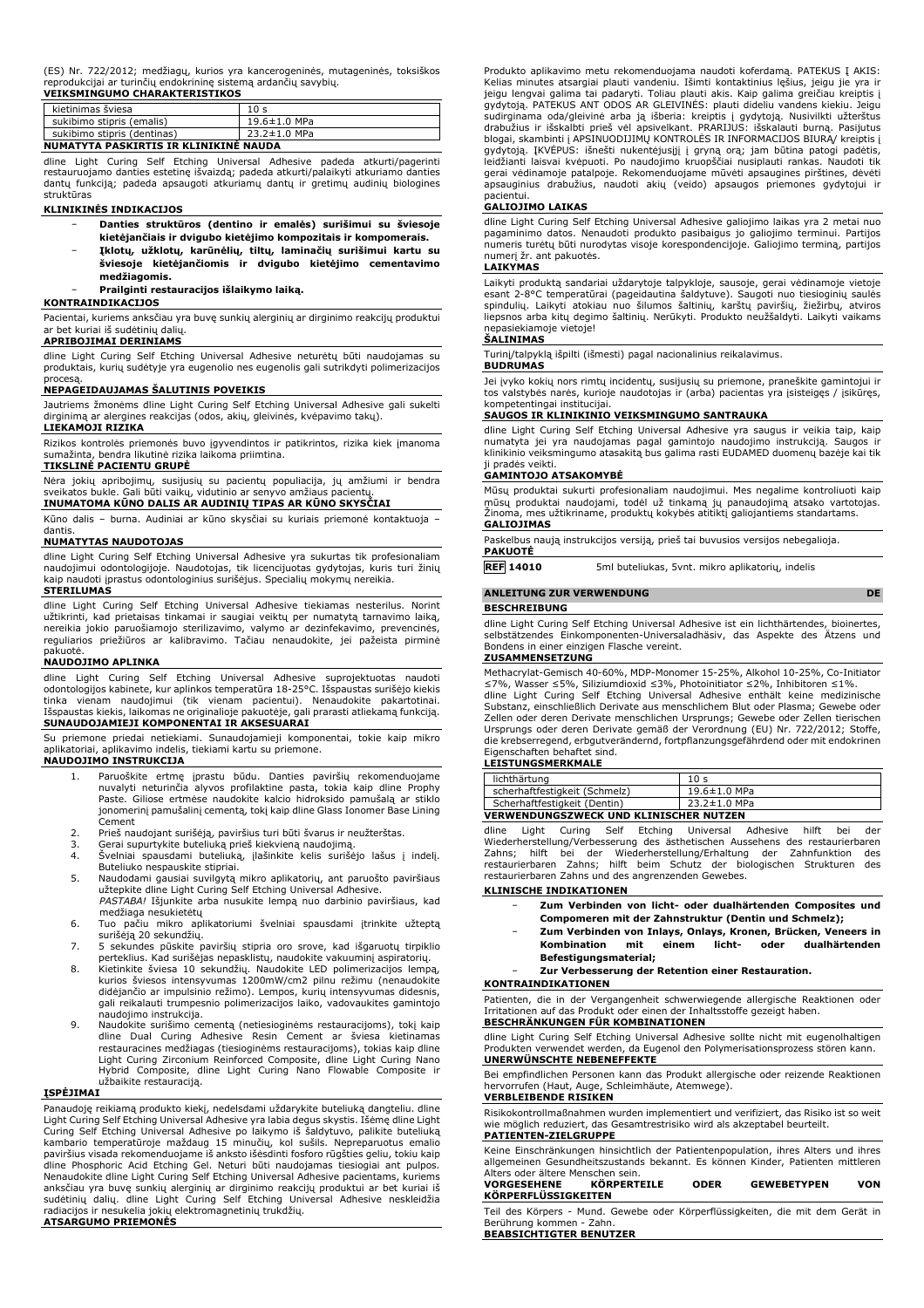(ES) Nr. 722/2012; medžiagų, kurios yra kancerogeninės, mutageninės, toksiškos reprodukcijai ar turinčių endokrininę sistemą ardančių savybių.

**VEIKSMINGUMO CHARAKTERISTIKOS**

| kietinimas šviesa | 10 s |
|---|---|
| sukibimo stipris (emalis) | 19.6±1.0 MPa |
| sukibimo stipris (dentinas) | 23.2±1.0 MPa |

**NUMATYTA PASKIRTIS IR KLINIKINĖ NAUDA**

dline Light Curing Self Etching Universal Adhesive padeda atkurti/pagerinti restauruojamo danties estetinę išvaizdą; padeda atkurti/palaikyti atkuriamo danties dantų funkciją; padeda apsaugoti atkuriamų dantų ir gretimų audinių biologines struktūras

**KLINIKINĖS INDIKACIJOS**

- **Danties struktūros (dentino ir emalės) surišimui su šviesoje kietėjančiais ir dvigubo kietėjimo kompozitais ir kompomerais.**
- **Įklotų, užklotų, karūnėlių, tiltų, laminačių surišimui kartu su šviesoje kietėjančiomis ir dvigubo kietėjimo cementavimo medžiagomis.**
- **Prailginti restauracijos išlaikymo laiką.**

**KONTRAINDIKACIJOS**

Pacientai, kuriems anksčiau yra buvę sunkių alerginių ar dirginimo reakcijų produktui ar bet kuriai iš sudėtinių dalių.

**APRIBOJIMAI DERINIAMS**

dline Light Curing Self Etching Universal Adhesive neturėtų būti naudojamas su produktais, kurių sudėtyje yra eugenolio nes eugenolis gali sutrikdyti polimerizacijos procesą.

**NEPAGEIDAUJAMAS ŠALUTINIS POVEIKIS**

Jautriems žmonėms dline Light Curing Self Etching Universal Adhesive gali sukelti dirginimą ar alergines reakcijas (odos, akių, gleivinės, kvėpavimo takų).

**LIEKAMOJI RIZIKA**

Rizikos kontrolės priemonės buvo įgyvendintos ir patikrintos, rizika kiek įmanoma sumažinta, bendra likutinė rizika laikoma priimtina.

**TIKSLINĖ PACIENTŲ GRUPĖ**

Nėra jokių apribojimų, susijusių su pacientų populiacija, jų amžiumi ir bendra sveikatos būkle. Gali būti vaikų, vidutinio ar senyvo amžiaus pacientų.

**INUMATOMA KŪNO DALIS AR AUDINIŲ TIPAS AR KŪNO SKYSČIAI**

Kūno dalis – burna. Audiniai ar kūno skysčiai su kuriais priemonė kontaktuoja – dantis.

**NUMATYTAS NAUDOTOJAS**

dline Light Curing Self Etching Universal Adhesive yra sukurtas tik profesionaliam naudojimui odontologijoje. Naudotojas, tik licencijuotas gydytojas, kuris turi žinių kaip naudoti įprastus odontologinius surišėjus. Specialių mokymų nereikia.

**STERILUMAS**

dline Light Curing Self Etching Universal Adhesive tiekiamas nesterilus. Norint užtikrinti, kad prietaisas tinkamai ir saugiai veiktų per numatytą tarnavimo laiką, nereikia jokio paruošiamojo sterilizavimo, valymo ar dezinfekavimo, prevencinės, reguliarios priežiūros ar kalibravimo. Tačiau nenaudokite, jei pažeista pirminė pakuotė.

**NAUDOJIMO APLINKA**

dline Light Curing Self Etching Universal Adhesive suprojektuotas naudoti odontologijos kabinete, kur aplinkos temperatūra 18-25°C. Išspaustas surišėjo kiekis tinka vienam naudojimui (tik vienam pacientui). Nenaudokite pakartotinai. Išspaustas kiekis, laikomas ne originalioje pakuotėje, gali prarasti atliekamą funkciją.

**SUNAUDOJAMIEJI KOMPONENTAI IR AKSESUARAI**

Su priemone priedai netiekiami. Sunaudojamieji komponentai, tokie kaip mikro aplikatoriai, aplikavimo indelis, tiekiami kartu su priemone.

**NAUDOJIMO INSTRUKCIJA**

1. Paruoškite ertmę įprastu būdu. Danties paviršių rekomenduojame nuvalyti neturinčia alyvos profilaktine pasta, tokia kaip dline Prophy Paste. Giliose ertmėse naudokite kalcio hidroksido pamušalą ar stiklo jonomerinį pamušalinį cementą, tokį kaip dline Glass Ionomer Base Lining Cement
2. Prieš naudojant surišėją, paviršius turi būti švarus ir neužterštas.
3. Gerai supurtykite buteliuką prieš kiekvieną naudojimą.
4. Švelniai spausdami buteliuką, įlašinkite kelis surišėjo lašus į indelį. Buteliuko nespauskite stipriai.
5. Naudodami gausiai suvilgytą mikro aplikatorių, ant paruošto paviršiaus užtepkite dline Light Curing Self Etching Universal Adhesive.
   *PASTABA!* Išjunkite arba nusukite lempą nuo darbinio paviršiaus, kad medžiaga nesukietėtų
6. Tuo pačiu mikro aplikatoriumi švelniai spausdami įtrinkite užteptą surišėją 20 sekundžių.
7. 5 sekundes pūskite paviršių stipria oro srove, kad išgaruotų tirpiklio perteklius. Kad surišėjas nepasklistų, naudokite vakuuminį aspiratorių.
8. Kietinkite šviesa 10 sekundžių. Naudokite LED polimerizacijos lempą, kurios šviesos intensyvumas 1200mW/cm2 pilnu režimu (nenaudokite didėjančio ar impulsinio režimo). Lempos, kurių intensyvumas didesnis, gali reikalauti trumpesnio polimerizacijos laiko, vadovaukites gamintojo naudojimo instrukcija.
9. Naudokite surišimo cementą (netiesioginėms restauracijoms), tokį kaip dline Dual Curing Adhesive Resin Cement ar šviesa kietinamas restauracines medžiagas (tiesioginėms restauracijoms), tokias kaip dline Light Curing Zirconium Reinforced Composite, dline Light Curing Nano Hybrid Composite, dline Light Curing Nano Flowable Composite ir užbaikite restauraciją.

**ĮSPĖJIMAI**

Panaudoję reikiamą produkto kiekį, nedelsdami uždarykite buteliuką dangteliu. dline Light Curing Self Etching Universal Adhesive yra labia degus skystis. Išėmę dline Light Curing Self Etching Universal Adhesive po laikymo iš šaldytuvo, palikite buteliuką kambario temperatūroje maždaug 15 minučių, kol sušils. Nepreparuotus emalio paviršius visada rekomenduojame iš anksto išėsdinti fosforo rūgšties geliu, tokiu kaip dline Phosphoric Acid Etching Gel. Neturi būti naudojamas tiesiogiai ant pulpos. Nenaudokite dline Light Curing Self Etching Universal Adhesive pacientams, kuriems anksčiau yra buvę sunkių alerginių ar dirginimo reakcijų produktui ar bet kuriai iš sudėtinių dalių. dline Light Curing Self Etching Universal Adhesive neskleidžia radiacijos ir nesukelia jokių elektromagnetinių trukdžių.

**ATSARGUMO PRIEMONĖS**

Produkto aplikavimo metu rekomenduojama naudoti koferdamą. PATEKUS Į AKIS: Kelias minutes atsargiai plauti vandeniu. Išimti kontaktinius lęšius, jeigu jie yra ir jeigu lengvai galima tai padaryti. Toliau plauti akis. Kaip galima greičiau kreiptis į gydytoją. PATEKUS ANT ODOS AR GLEIVINĖS: plauti dideliu vandens kiekiu. Jeigu sudirginama oda/gleivinė arba ją išberia: kreiptis į gydytoją. Nusivilkti užterštus drabužius ir išskalbti prieš vėl apsivelkant. PRARIJUS: išskalauti burną. Pasijutus blogai, skambinti į APSINUODIJIMŲ KONTROLĖS IR INFORMACIJOS BIURĄ/ kreiptis į gydytoją. ĮKVĖPUS: išnešti nukentėjusįjį į gryną orą; jam būtina patogi padėtis, leidžianti laisvai kvėpuoti. Po naudojimo kruopščiai nusiplauti rankas. Naudoti tik gerai vėdinamoje patalpoje. Rekomenduojame mūvėti apsaugines pirštines, dėvėti apsauginius drabužius, naudoti akių (veido) apsaugos priemones gydytojui ir pacientui.

**GALIOJIMO LAIKAS**

dline Light Curing Self Etching Universal Adhesive galiojimo laikas yra 2 metai nuo pagaminimo datos. Nenaudoti produkto pasibaigus jo galiojimo terminui. Partijos numeris turėtų būti nurodytas visoje korespondencijoje. Galiojimo terminą, partijos numerį žr. ant pakuotės.

**LAIKYMAS**

Laikyti produktą sandariai uždarytoje talpykloje, sausoje, gerai vėdinamoje vietoje esant 2-8°C temperatūrai (pageidautina šaldytuve). Saugoti nuo tiesioginių saulės spindulių. Laikyti atokiau nuo šilumos šaltinių, karštų paviršių, žiežirbų, atviros liepsnos arba kitų degimo šaltinių. Nerūkyti. Produkto neužšaldyti. Laikyti vaikams nepasiekiamoje vietoje!

**ŠALINIMAS**

Turinį/talpyklą išpilti (išmesti) pagal nacionalinius reikalavimus.

**BUDRUMAS**

Jei įvyko kokių nors rimtų incidentų, susijusių su priemone, praneškite gamintojui ir tos valstybės narės, kurioje naudotojas ir (arba) pacientas yra įsisteigęs / įsikūręs, kompetentingai institucijai.

**SAUGOS IR KLINIKINIO VEIKSMINGUMO SANTRAUKA**

dline Light Curing Self Etching Universal Adhesive yra saugus ir veikia taip, kaip numatyta jei yra naudojamas pagal gamintojo naudojimo instrukciją. Saugos ir klinikinio veiksmingumo atasakitą bus galima rasti EUDAMED duomenų bazėje kai tik ji pradės veikti.

**GAMINTOJO ATSAKOMYBĖ**

Mūsų produktai sukurti profesionaliam naudojimui. Mes negalime kontroliuoti kaip mūsų produktai naudojami, todėl už tinkamą jų panaudojimą atsako vartotojas. Žinoma, mes užtikriname, produktų kokybės atitiktį galiojantiems standartams.

**GALIOJIMAS**

Paskelbus naują instrukcijos versiją, prieš tai buvusios versijos nebegalioja.

**PAKUOTĖ**

**REF 14010** 5ml buteliukas, 5vnt. mikro aplikatorių, indelis

## ANLEITUNG ZUR VERWENDUNG DE

**BESCHREIBUNG**

dline Light Curing Self Etching Universal Adhesive ist ein lichthärtendes, bioinertes, selbstätzendes Einkomponenten-Universaladhäsiv, das Aspekte des Ätzens und Bondens in einer einzigen Flasche vereint.

**ZUSAMMENSETZUNG**

Methacrylat-Gemisch 40-60%, MDP-Monomer 15-25%, Alkohol 10-25%, Co-Initiator ≤7%, Wasser ≤5%, Siliziumdioxid ≤3%, Photoinitiator ≤2%, Inhibitoren ≤1%.
dline Light Curing Self Etching Universal Adhesive enthält keine medizinische Substanz, einschließlich Derivate aus menschlichem Blut oder Plasma; Gewebe oder Zellen oder deren Derivate menschlichen Ursprungs; Gewebe oder Zellen tierischen Ursprungs oder deren Derivate gemäß der Verordnung (EU) Nr. 722/2012; Stoffe, die krebserregend, erbgutverändernd, fortpflanzungsgefährdend oder mit endokrinen Eigenschaften behaftet sind.

**LEISTUNGSMERKMALE**

| lichthärtung | 10 s |
|---|---|
| scherhaftfestigkeit (Schmelz) | 19.6±1.0 MPa |
| Scherhaftfestigkeit (Dentin) | 23.2±1.0 MPa |

**VERWENDUNGSZWECK UND KLINISCHER NUTZEN**

dline Light Curing Self Etching Universal Adhesive hilft bei der Wiederherstellung/Verbesserung des ästhetischen Aussehens des restaurierbaren Zahns; hilft bei der Wiederherstellung/Erhaltung der Zahnfunktion des restaurierbaren Zahns; hilft beim Schutz der biologischen Strukturen des restaurierbaren Zahns und des angrenzenden Gewebes.

**KLINISCHE INDIKATIONEN**

- **Zum Verbinden von licht- oder dualhärtenden Composites und Compomeren mit der Zahnstruktur (Dentin und Schmelz);**
- **Zum Verbinden von Inlays, Onlays, Kronen, Brücken, Veneers in Kombination mit einem licht- oder dualhärtenden Befestigungsmaterial;**
- **Zur Verbesserung der Retention einer Restauration.**

**KONTRAINDIKATIONEN**

Patienten, die in der Vergangenheit schwerwiegende allergische Reaktionen oder Irritationen auf das Produkt oder einen der Inhaltsstoffe gezeigt haben.

**BESCHRÄNKUNGEN FÜR KOMBINATIONEN**

dline Light Curing Self Etching Universal Adhesive sollte nicht mit eugenolhaltigen Produkten verwendet werden, da Eugenol den Polymerisationsprozess stören kann.

**UNERWÜNSCHTE NEBENEFFEKTE**

Bei empfindlichen Personen kann das Produkt allergische oder reizende Reaktionen hervorrufen (Haut, Auge, Schleimhäute, Atemwege).

**VERBLEIBENDE RISIKEN**

Risikokontrollmaßnahmen wurden implementiert und verifiziert, das Risiko ist so weit wie möglich reduziert, das Gesamtrestrisiko wird als akzeptabel beurteilt.

**PATIENTEN-ZIELGRUPPE**

Keine Einschränkungen hinsichtlich der Patientenpopulation, ihres Alters und ihres allgemeinen Gesundheitszustands bekannt. Es können Kinder, Patienten mittleren Alters oder ältere Menschen sein.

**VORGESEHENE KÖRPERTEILE ODER GEWEBETYPEN VON KÖRPERFLÜSSIGKEITEN**

Teil des Körpers - Mund. Gewebe oder Körperflüssigkeiten, die mit dem Gerät in Berührung kommen - Zahn.

**BEABSICHTIGTER BENUTZER**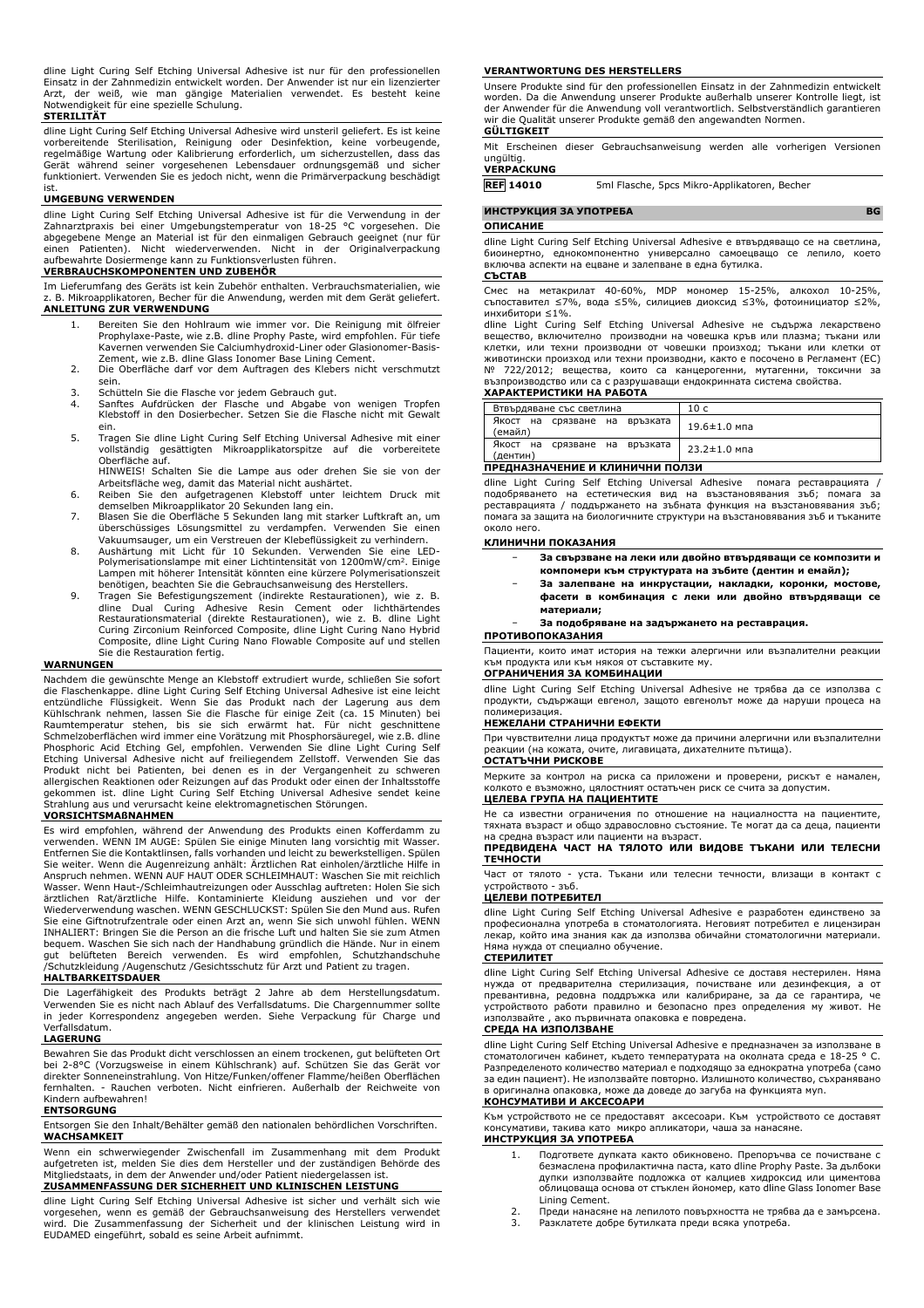dline Light Curing Self Etching Universal Adhesive ist nur für den professionellen Einsatz in der Zahnmedizin entwickelt worden. Der Anwender ist nur ein lizenzierter Arzt, der weiß, wie man gängige Materialien verwendet. Es besteht keine Notwendigkeit für eine spezielle Schulung.

**STERILITÄT**

dline Light Curing Self Etching Universal Adhesive wird unsteril geliefert. Es ist keine vorbereitende Sterilisation, Reinigung oder Desinfektion, keine vorbeugende, regelmäßige Wartung oder Kalibrierung erforderlich, um sicherzustellen, dass das Gerät während seiner vorgesehenen Lebensdauer ordnungsgemäß und sicher funktioniert. Verwenden Sie es jedoch nicht, wenn die Primärverpackung beschädigt ist.

**UMGEBUNG VERWENDEN**

dline Light Curing Self Etching Universal Adhesive ist für die Verwendung in der Zahnarztpraxis bei einer Umgebungstemperatur von 18-25 °C vorgesehen. Die abgegebene Menge an Material ist für den einmaligen Gebrauch geeignet (nur für einen Patienten). Nicht wiederverwenden. Nicht in der Originalverpackung aufbewahrte Dosiermenge kann zu Funktionsverlusten führen.

**VERBRAUCHSKOMPONENTEN UND ZUBEHÖR**

Im Lieferumfang des Geräts ist kein Zubehör enthalten. Verbrauchsmaterialien, wie z. B. Mikroapplikatoren, Becher für die Anwendung, werden mit dem Gerät geliefert.

**ANLEITUNG ZUR VERWENDUNG**

1. Bereiten Sie den Hohlraum wie immer vor. Die Reinigung mit ölfreier Prophylaxe-Paste, wie z.B. dline Prophy Paste, wird empfohlen. Für tiefe Kavernen verwenden Sie Calciumhydroxid-Liner oder Glasionomer-Basis-Zement, wie z.B. dline Glass Ionomer Base Lining Cement.
2. Die Oberfläche darf vor dem Auftragen des Klebers nicht verschmutzt sein.
3. Schütteln Sie die Flasche vor jedem Gebrauch gut.
4. Sanftes Aufdrücken der Flasche und Abgabe von wenigen Tropfen Klebstoff in den Dosierbecher. Setzen Sie die Flasche nicht mit Gewalt ein.
5. Tragen Sie dline Light Curing Self Etching Universal Adhesive mit einer vollständig gesättigten Mikroapplikatorspitze auf die vorbereitete Oberfläche auf.
   HINWEIS! Schalten Sie die Lampe aus oder drehen Sie sie von der Arbeitsfläche weg, damit das Material nicht aushärtet.
6. Reiben Sie den aufgetragenen Klebstoff unter leichtem Druck mit demselben Mikroapplikator 20 Sekunden lang ein.
7. Blasen Sie die Oberfläche 5 Sekunden lang mit starker Luftkraft an, um überschüssiges Lösungsmittel zu verdampfen. Verwenden Sie einen Vakuumsauger, um ein Verstreuen der Klebeflüssigkeit zu verhindern.
8. Aushärtung mit Licht für 10 Sekunden. Verwenden Sie eine LED-Polymerisationslampe mit einer Lichtintensität von 1200mW/cm². Einige Lampen mit höherer Intensität könnten eine kürzere Polymerisationszeit benötigen, beachten Sie die Gebrauchsanweisung des Herstellers.
9. Tragen Sie Befestigungszement (indirekte Restaurationen), wie z. B. dline Dual Curing Adhesive Resin Cement oder lichthärtendes Restaurationsmaterial (direkte Restaurationen), wie z. B. dline Light Curing Zirconium Reinforced Composite, dline Light Curing Nano Hybrid Composite, dline Light Curing Nano Flowable Composite auf und stellen Sie die Restauration fertig.

**WARNUNGEN**

Nachdem die gewünschte Menge an Klebstoff extrudiert wurde, schließen Sie sofort die Flaschenkappe. dline Light Curing Self Etching Universal Adhesive ist eine leicht entzündliche Flüssigkeit. Wenn Sie das Produkt nach der Lagerung aus dem Kühlschrank nehmen, lassen Sie die Flasche für einige Zeit (ca. 15 Minuten) bei Raumtemperatur stehen, bis sie sich erwärmt hat. Für nicht geschnittene Schmelzoberflächen wird immer eine Vorätzung mit Phosphorsäuregel, wie z.B. dline Phosphoric Acid Etching Gel, empfohlen. Verwenden Sie dline Light Curing Self Etching Universal Adhesive nicht auf freiliegendem Zellstoff. Verwenden Sie das Produkt nicht bei Patienten, bei denen es in der Vergangenheit zu schweren allergischen Reaktionen oder Reizungen auf das Produkt oder einen der Inhaltsstoffe gekommen ist. dline Light Curing Self Etching Universal Adhesive sendet keine Strahlung aus und verursacht keine elektromagnetischen Störungen.

**VORSICHTSMAßNAHMEN**

Es wird empfohlen, während der Anwendung des Produkts einen Kofferdamm zu verwenden. WENN IM AUGE: Spülen Sie einige Minuten lang vorsichtig mit Wasser. Entfernen Sie die Kontaktlinsen, falls vorhanden und leicht zu bewerkstelligen. Spülen Sie weiter. Wenn die Augenreizung anhält: Ärztlichen Rat einholen/ärztliche Hilfe in Anspruch nehmen. WENN AUF HAUT ODER SCHLEIMHAUT: Waschen Sie mit reichlich Wasser. Wenn Haut-/Schleimhautreizungen oder Ausschlag auftreten: Holen Sie sich ärztlichen Rat/ärztliche Hilfe. Kontaminierte Kleidung ausziehen und vor der Wiederverwendung waschen. WENN GESCHLUCKST: Spülen Sie den Mund aus. Rufen Sie eine Giftnotrufzentrale oder einen Arzt an, wenn Sie sich unwohl fühlen. WENN INHALIERT: Bringen Sie die Person an die frische Luft und halten Sie sie zum Atmen bequem. Waschen Sie sich nach der Handhabung gründlich die Hände. Nur in einem gut belüfteten Bereich verwenden. Es wird empfohlen, Schutzhandschuhe /Schutzkleidung /Augenschutz /Gesichtsschutz für Arzt und Patient zu tragen.

**HALTBARKEITSDAUER**

Die Lagerfähigkeit des Produkts beträgt 2 Jahre ab dem Herstellungsdatum. Verwenden Sie es nicht nach Ablauf des Verfallsdatums. Die Chargennummer sollte in jeder Korrespondenz angegeben werden. Siehe Verpackung für Charge und Verfallsdatum.

**LAGERUNG**

Bewahren Sie das Produkt dicht verschlossen an einem trockenen, gut belüfteten Ort bei 2-8°C (Vorzugsweise in einem Kühlschrank) auf. Schützen Sie das Gerät vor direkter Sonneneinstrahlung. Von Hitze/Funken/offener Flamme/heißen Oberflächen fernhalten. - Rauchen verboten. Nicht einfrieren. Außerhalb der Reichweite von Kindern aufbewahren!

**ENTSORGUNG**

Entsorgen Sie den Inhalt/Behälter gemäß den nationalen behördlichen Vorschriften.

**WACHSAMKEIT**

Wenn ein schwerwiegender Zwischenfall im Zusammenhang mit dem Produkt aufgetreten ist, melden Sie dies dem Hersteller und der zuständigen Behörde des Mitgliedstaats, in dem der Anwender und/oder Patient niedergelassen ist.

**ZUSAMMENFASSUNG DER SICHERHEIT UND KLINISCHEN LEISTUNG**

dline Light Curing Self Etching Universal Adhesive ist sicher und verhält sich wie vorgesehen, wenn es gemäß der Gebrauchsanweisung des Herstellers verwendet wird. Die Zusammenfassung der Sicherheit und der klinischen Leistung wird in EUDAMED eingeführt, sobald es seine Arbeit aufnimmt.

**VERANTWORTUNG DES HERSTELLERS**

Unsere Produkte sind für den professionellen Einsatz in der Zahnmedizin entwickelt worden. Da die Anwendung unserer Produkte außerhalb unserer Kontrolle liegt, ist der Anwender für die Anwendung voll verantwortlich. Selbstverständlich garantieren wir die Qualität unserer Produkte gemäß den angewandten Normen.

**GÜLTIGKEIT**

Mit Erscheinen dieser Gebrauchsanweisung werden alle vorherigen Versionen ungültig.

**VERPACKUNG**

| REF 14010 | 5ml Flasche, 5pcs Mikro-Applikatoren, Becher |
|---|---|

## ИНСТРУКЦИЯ ЗА УПОТРЕБА BG

**ОПИСАНИЕ**

dline Light Curing Self Etching Universal Adhesive е втвърдяващо се на светлина, биоинертно, еднокомпонентно универсално самоецващо се лепило, което включва аспекти на ецване и залепване в една бутилка.

**СЪСТАВ**

Смес на метакрилат 40-60%, MDP мономер 15-25%, алкохол 10-25%, съпоставител ≤7%, вода ≤5%, силициев диоксид ≤3%, фотоинициатор ≤2%, инхибитори ≤1%.

dline Light Curing Self Etching Universal Adhesive не съдържа лекарствено вещество, включително производни на човешка кръв или плазма; тъкани или клетки, или техни производни от човешки произход; тъкани или клетки от животински произход или техни производни, както е посочено в Регламент (ЕС) № 722/2012; вещества, които са канцерогенни, мутагенни, токсични за възпроизводство или са с разрушаващи ендокринната система свойства.

**ХАРАКТЕРИСТИКИ НА РАБОТА**

| Втвърдяване със светлина | 10 с |
|---|---|
| Якост на срязване на връзката (емайл) | 19.6±1.0 мпа |
| Якост на срязване на връзката (дентин) | 23.2±1.0 мпа |

**ПРЕДНАЗНАЧЕНИЕ И КЛИНИЧНИ ПОЛЗИ**

dline Light Curing Self Etching Universal Adhesive помага реставрацията / подобряването на естетическия вид на възстановявания зъб; помага за реставрацията / поддържането на зъбната функция на възстановявания зъб; помага за защита на биологичните структури на възстановявания зъб и тъканите около него.

**КЛИНИЧНИ ПОКАЗАНИЯ**

- **За свързване на леки или двойно втвърдяващи се композити и компомери към структурата на зъбите (дентин и емайл);**
- **За залепване на инкрустации, накладки, коронки, мостове, фасети в комбинация с леки или двойно втвърдяващи се материали;**
- **За подобряване на задържането на реставрация.**

**ПРОТИВОПОКАЗАНИЯ**

Пациенти, които имат история на тежки алергични или възпалителни реакции към продукта или към някоя от съставките му.

**ОГРАНИЧЕНИЯ ЗА КОМБИНАЦИИ**

dline Light Curing Self Etching Universal Adhesive не трябва да се използва с продукти, съдържащи евгенол, защото евгенолът може да наруши процеса на полимеризация.

**НЕЖЕЛАНИ СТРАНИЧНИ ЕФЕКТИ**

При чувствителни лица продуктът може да причини алергични или възпалителни реакции (на кожата, очите, лигавицата, дихателните пътища).

**ОСТАТЪЧНИ РИСКОВЕ**

Мерките за контрол на риска са приложени и проверени, рискът е намален, колкото е възможно, цялостният остатъчен риск се счита за допустим.

**ЦЕЛЕВА ГРУПА НА ПАЦИЕНТИТЕ**

Не са известни ограничения по отношение на националността на пациентите, тяхната възраст и общо здравословно състояние. Те могат да са деца, пациенти на средна възраст или пациенти на възраст.

**ПРЕДВИДЕНА ЧАСТ НА ТЯЛОТО ИЛИ ВИДОВЕ ТЪКАНИ ИЛИ ТЕЛЕСНИ ТЕЧНОСТИ**

Част от тялото - уста. Тъкани или телесни течности, влизащи в контакт с устройството - зъб.

**ЦЕЛЕВИ ПОТРЕБИТЕЛ**

dline Light Curing Self Etching Universal Adhesive е разработен единствено за професионална употреба в стоматологията. Неговият потребител е лицензиран лекар, който има знания как да използва обичайни стоматологични материали. Няма нужда от специално обучение.

**СТЕРИЛИТЕТ**

dline Light Curing Self Etching Universal Adhesive се доставя нестерилен. Няма нужда от предварителна стерилизация, почистване или дезинфекция, а от превантивна, редовна поддръжка или калибриране, за да се гарантира, че устройството работи правилно и безопасно през определения му живот. Не използвайте , ако първичната опаковка е повредена.

**СРЕДА НА ИЗПОЛЗВАНЕ**

dline Light Curing Self Etching Universal Adhesive е предназначен за използване в стоматологичен кабинет, където температурата на околната среда е 18-25 ° C. Разпределеното количество материал е подходящо за еднократна употреба (само за един пациент). Не използвайте повторно. Излишното количество, съхранявано в оригинална опаковка, може да доведе до загуба на функцията му.

**КОНСУМАТИВИ И АКСЕСОАРИ**

Към устройството не се предоставят аксесоари. Към устройството се доставят консумативи, такива като микро апликатори, чаша за нанасяне.

**ИНСТРУКЦИЯ ЗА УПОТРЕБА**

1. Подгответе дупката както обикновено. Препоръчва се почистване с безмаслена профилактична паста, като dline Prophy Paste. За дълбоки дупки използвайте подложка от калциев хидроксид или циментова облицоваща основа от стъклен йономер, като dline Glass Ionomer Base Lining Cement.
2. Преди нанасяне на лепилото повърхността не трябва да е замърсена.
3. Разклатете добре бутилката преди всяка употреба.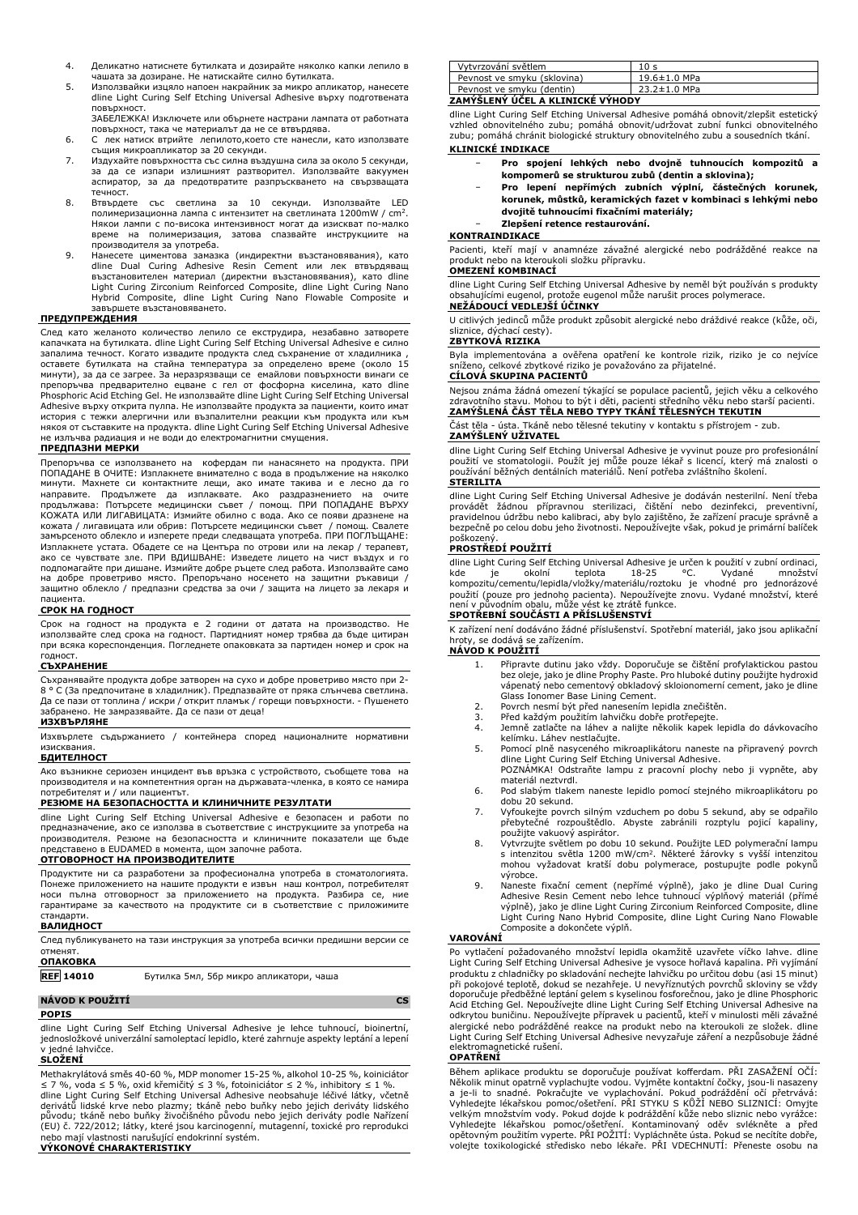4. Деликатно натиснете бутилката и дозирайте няколко капки лепило в чашата за дозиране. Не натискайте силно бутилката.
5. Използвайки изцяло напоен накрайник за микро апликатор, нанесете dline Light Curing Self Etching Universal Adhesive върху подготвената повърхност.
   ЗАБЕЛЕЖКА! Изключете или обърнете настрани лампата от работната повърхност, така че материалът да не се втвърдява.
6. С лек натиск втрийте лепилото,което сте нанесли, като използвате същия микроапликатор за 20 секунди.
7. Издухайте повърхността със силна въздушна сила за около 5 секунди, за да се изпари излишният разтворител. Използвайте вакуумен аспиратор, за да предотвратите разпръскването на свързващата течност.
8. Втвърдете със светлина за 10 секунди. Използвайте LED полимеризационна лампа с интензитет на светлината 1200mW / cm². Някои лампи с по-висока интензивност могат да изискват по-малко време на полимеризация, затова спазвайте инструкциите на производителя за употреба.
9. Нанесете циментова замазка (индиректни възстановявания), като dline Dual Curing Adhesive Resin Cement или лек втвърдяващ възстановителен материал (директни възстановявания), като dline Light Curing Zirconium Reinforced Composite, dline Light Curing Nano Hybrid Composite, dline Light Curing Nano Flowable Composite и завършете възстановяването.

**ПРЕДУПРЕЖДЕНИЯ**

След като желаното количество лепило се екструдира, незабавно затворете капачката на бутилката. dline Light Curing Self Etching Universal Adhesive е силно запалима течност. Когато извадите продукта след съхранение от хладилника , оставете бутилката на стайна температура за определено време (около 15 минути), за да се загрее. За неразрязващи се емайлови повърхности винаги се препоръчва предварително ецване с гел от фосфорна киселина, като dline Phosphoric Acid Etching Gel. Не използвайте dline Light Curing Self Etching Universal Adhesive върху открита пулпа. Не използвайте продукта за пациенти, които имат история с тежки алергични или възпалителни реакции към продукта или към някоя от съставките на продукта. dline Light Curing Self Etching Universal Adhesive не излъчва радиация и не води до електромагнитни смущения.

**ПРЕДПАЗНИ МЕРКИ**

Препоръчва се използването на кофердам пи нанасянето на продукта. ПРИ ПОПАДАНЕ В ОЧИТЕ: Изплакнете внимателно с вода в продължение на няколко минути. Махнете си контактните лещи, ако имате такива и е лесно да го направите. Продължете да изплаквате. Ако раздразнението на очите продължава: Потърсете медицински съвет / помощ. ПРИ ПОПАДАНЕ ВЪРХУ КОЖАТА ИЛИ ЛИГАВИЦАТА: Измийте обилно с вода. Ако се появи дразнене на кожата / лигавицата или обрив: Потърсете медицински съвет / помощ. Свалете замърсеното облекло и изперете преди следващата употреба. ПРИ ПОГЛЪЩАНЕ: Изплакнете устата. Обадете се на Центъра по отрови или на лекар / терапевт, ако се чувствате зле. ПРИ ВДИШВАНЕ: Изведете лицето на чист въздух и го подпомагайте при дишане. Измийте добре ръцете след работа. Използвайте само на добре проветриво място. Препоръчано носенето на защитни ръкавици / защитно облекло / предпазни средства за очи / защита на лицето за лекаря и пациента.

**СРОК НА ГОДНОСТ**

Срок на годност на продукта е 2 години от датата на производство. Не използвайте след срока на годност. Партидният номер трябва да бъде цитиран при всяка кореспонденция. Погледнете опаковката за партиден номер и срок на годност.

**СЪХРАНЕНИЕ**

Съхранявайте продукта добре затворен на сухо и добре проветриво място при 2-8 ° C (За предпочитане в хладилник). Предпазвайте от пряка слънчева светлина. Да се пази от топлина / искри / открит пламък / горещи повърхности. - Пушенето забранено. Не замразявайте. Да се пази от деца!

**ИЗХВЪРЛЯНЕ**

Изхвърлете съдържанието / контейнера според националните нормативни изисквания.

**БДИТЕЛНОСТ**

Ако възникне сериозен инцидент във връзка с устройството, съобщете това на производителя и на компетентния орган на държавата-членка, в която се намира потребителят и / или пациентът.

**РЕЗЮМЕ НА БЕЗОПАСНОСТТА И КЛИНИЧНИТЕ РЕЗУЛТАТИ**

dline Light Curing Self Etching Universal Adhesive е безопасен и работи по предназначение, ако се използва в съответствие с инструкциите за употреба на производителя. Резюме на безопасността и клиничните показатели ще бъде представено в EUDAMED в момента, щом започне работа.

**ОТГОВОРНОСТ НА ПРОИЗВОДИТЕЛИТЕ**

Продуктите ни са разработени за професионална употреба в стоматологията. Понеже приложението на нашите продукти е извън наш контрол, потребителят носи пълна отговорност за приложението на продукта. Разбира се, ние гарантираме за качеството на продуктите си в съответствие с приложимите стандарти.

**ВАЛИДНОСТ**

След публикуването на тази инструкция за употреба всички предишни версии се отменят.

**ОПАКОВКА**

**REF 14010** Бутилка 5мл, 56р микро апликатори, чаша

## NÁVOD K POUŽITÍ — CS

**POPIS**

dline Light Curing Self Etching Universal Adhesive je lehce tuhnoucí, bioinertní, jednosložkové univerzální samoleptací lepidlo, které zahrnuje aspekty leptání a lepení v jedné lahvičce.

**SLOŽENÍ**

Methakrylátová směs 40-60 %, MDP monomer 15-25 %, alkohol 10-25 %, koiniciátor ≤ 7 %, voda ≤ 5 %, oxid křemičitý ≤ 3 %, fotoiniciátor ≤ 2 %, inhibitory ≤ 1 %.
dline Light Curing Self Etching Universal Adhesive neobsahuje léčivé látky, včetně derivátů lidské krve nebo plazmy; tkáně nebo buňky nebo jejich deriváty lidského původu; tkáně nebo buňky živočišného původu nebo jejich deriváty podle Nařízení (EU) č. 722/2012; látky, které jsou karcinogenní, mutagenní, toxické pro reprodukci nebo mají vlastnosti narušující endokrinní systém.

**VÝKONOVÉ CHARAKTERISTIKY**

| | |
|---|---|
| Vytvrzování světlem | 10 s |
| Pevnost ve smyku (sklovina) | 19.6±1.0 MPa |
| Pevnost ve smyku (dentin) | 23.2±1.0 MPa |

**ZAMÝŠLENÝ ÚČEL A KLINICKÉ VÝHODY**

dline Light Curing Self Etching Universal Adhesive pomáhá obnovit/zlepšit estetický vzhled obnovitelného zubu; pomáhá obnovit/udržovat zubní funkci obnovitelného zubu; pomáhá chránit biologické struktury obnovitelného zubu a sousedních tkání.

**KLINICKÉ INDIKACE**

- **Pro spojení lehkých nebo dvojitě tuhnoucích kompozitů a kompomerů se strukturou zubů (dentin a sklovina);**
- **Pro lepení nepřímých zubních výplní, částečných korunek, korunek, můstků, keramických fazet v kombinaci s lehkými nebo dvojitě tuhnoucími fixačními materiály;**
- **Zlepšení retence restaurování.**

**KONTRAINDIKACE**

Pacienti, kteří mají v anamnéze závažné alergické nebo podrážděné reakce na produkt nebo na kteroukoli složku přípravku.

**OMEZENÍ KOMBINACÍ**

dline Light Curing Self Etching Universal Adhesive by neměl být používán s produkty obsahujícími eugenol, protože eugenol může narušit proces polymerace.

**NEŽÁDOUCÍ VEDLEJŠÍ ÚČINKY**

U citlivých jedinců může produkt způsobit alergické nebo dráždivé reakce (kůže, oči, sliznice, dýchací cesty).

**ZBYTKOVÁ RIZIKA**

Byla implementována a ověřena opatření ke kontrole rizik, riziko je co nejvíce sníženo, celkové zbytkové riziko je považováno za přijatelné.

**CÍLOVÁ SKUPINA PACIENTŮ**

Nejsou známa žádná omezení týkající se populace pacientů, jejich věku a celkového zdravotního stavu. Mohou to být i děti, pacienti středního věku nebo starší pacienti.

**ZAMÝŠLENÁ ČÁST TĚLA NEBO TYPY TKÁNÍ TĚLESNÝCH TEKUTIN**

Část těla - ústa. Tkáně nebo tělesné tekutiny v kontaktu s přístrojem - zub.

**ZAMÝŠLENÝ UŽIVATEL**

dline Light Curing Self Etching Universal Adhesive je vyvinut pouze pro profesionální použití ve stomatologii. Použít jej může pouze lékař s licencí, který má znalosti o používání běžných dentálních materiálů. Není potřeba zvláštního školení.

**STERILITA**

dline Light Curing Self Etching Universal Adhesive je dodáván nesterilní. Není třeba provádět žádnou přípravnou sterilizaci, čištění nebo dezinfekci, preventivní, pravidelnou údržbu nebo kalibraci, aby bylo zajištěno, že zařízení pracuje správně a bezpečně po celou dobu jeho životnosti. Nepoužívejte však, pokud je primární balíček poškozený.

**PROSTŘEDÍ POUŽITÍ**

dline Light Curing Self Etching Universal Adhesive je určen k použití v zubní ordinaci, kde je okolní teplota 18-25 °C. Vydané množství kompozitu/cementu/lepidla/vložky/materiálu/roztoku je vhodné pro jednorázové použití (pouze pro jednoho pacienta). Nepoužívejte znovu. Vydané množství, které není v původním obalu, může vést ke ztrátě funkce.

**SPOTŘEBNÍ SOUČÁSTI A PŘÍSLUŠENSTVÍ**

K zařízení není dodáváno žádné příslušenství. Spotřební materiál, jako jsou aplikační hroty, se dodává se zařízením.

**NÁVOD K POUŽITÍ**

1. Připravte dutinu jako vždy. Doporučuje se čištění profylaktickou pastou bez oleje, jako je dline Prophy Paste. Pro hluboké dutiny použijte hydroxid vápenatý nebo cementový obkladový skloionomerní cement, jako je dline Glass Ionomer Base Lining Cement.
2. Povrch nesmí být před nanesením lepidla znečištěn.
3. Před každým použitím lahvičku dobře protřepejte.
4. Jemně zatlačte na láhev a nalijte několik kapek lepidla do dávkovacího kelímku. Láhev nestlačujte.
5. Pomocí plně nasyceného mikroaplikátoru naneste na připravený povrch dline Light Curing Self Etching Universal Adhesive.
   POZNÁMKA! Odstraňte lampu z pracovní plochy nebo ji vypněte, aby materiál neztvrdl.
6. Pod slabým tlakem naneste lepidlo pomocí stejného mikroaplikátoru po dobu 20 sekund.
7. Vyfoukejte povrch silným vzduchem po dobu 5 sekund, aby se odpařilo přebytečné rozpouštědlo. Abyste zabránili rozptylu pojicí kapaliny, použijte vakuový aspirátor.
8. Vytvrzujte světlem po dobu 10 sekund. Použijte LED polymerační lampu s intenzitou světla 1200 mW/cm². Některé žárovky s vyšší intenzitou mohou vyžadovat kratší dobu polymerace, postupujte podle pokynů výrobce.
9. Naneste fixační cement (nepřímé výplně), jako je dline Dual Curing Adhesive Resin Cement nebo lehce tuhnoucí výplňový materiál (přímé výplně), jako je dline Light Curing Zirconium Reinforced Composite, dline Light Curing Nano Hybrid Composite, dline Light Curing Nano Flowable Composite a dokončete výplň.

**VAROVÁNÍ**

Po vytlačení požadovaného množství lepidla okamžitě uzavřete víčko lahve. dline Light Curing Self Etching Universal Adhesive je vysoce hořlavá kapalina. Při vyjímání produktu z chladničky po skladování nechejte lahvičku po určitou dobu (asi 15 minut) při pokojové teplotě, dokud se nezahřeje. U nevyříznutých povrchů skloviny se vždy doporučuje předběžné leptání gelem s kyselinou fosforečnou, jako je dline Phosphoric Acid Etching Gel. Nepoužívejte dline Light Curing Self Etching Universal Adhesive na odkrytou buničinu. Nepoužívejte přípravek u pacientů, kteří v minulosti měli závažné alergické nebo podrážděné reakce na produkt nebo na kteroukoli ze složek. dline Light Curing Self Etching Universal Adhesive nevyzařuje záření a nezpůsobuje žádné elektromagnetické rušení.

**OPATŘENÍ**

Během aplikace produktu se doporučuje používat kofferdam. PŘI ZASAŽENÍ OČÍ: Několik minut opatrně vyplachujte vodou. Vyjměte kontaktní čočky, jsou-li nasazeny a je-li to snadné. Pokračujte ve vyplachování. Pokud podráždění očí přetrvává: Vyhledejte lékařskou pomoc/ošetření. PŘI STYKU S KŮŽÍ NEBO SLIZNICÍ: Omyjte velkým množstvím vody. Pokud dojde k podráždění kůže nebo sliznic nebo vyrážce: Vyhledejte lékařskou pomoc/ošetření. Kontaminovaný oděv svlékněte a před opětovným použitím vyperte. PŘI POŽITÍ: Vypláchněte ústa. Pokud se necítíte dobře, volejte toxikologické středisko nebo lékaře. PŘI VDECHNUTÍ: Přeneste osobu na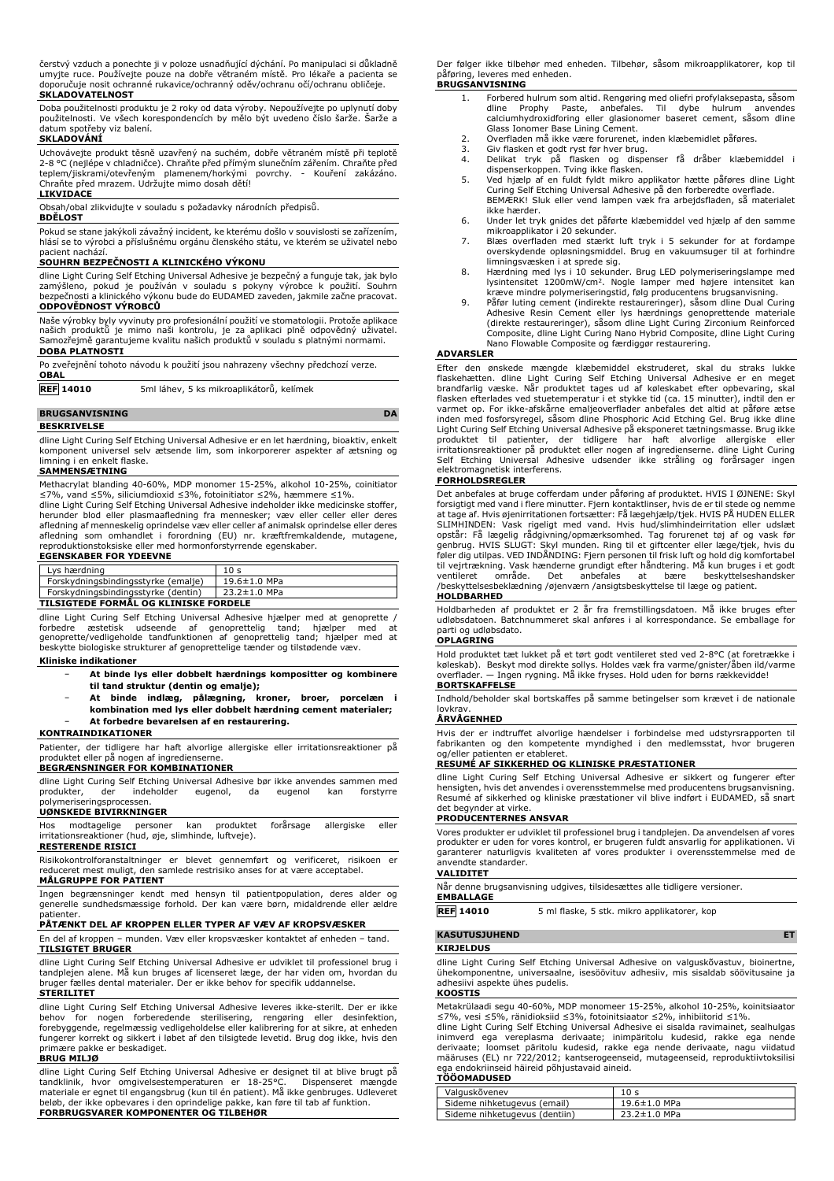čerstvý vzduch a ponechte ji v poloze usnadňující dýchání. Po manipulaci si důkladně umyjte ruce. Používejte pouze na dobře větraném místě. Pro lékaře a pacienta se doporučuje nosit ochranné rukavice/ochranný oděv/ochranu očí/ochranu obličeje.

**SKLADOVATELNOST**

Doba použitelnosti produktu je 2 roky od data výroby. Nepoužívejte po uplynutí doby použitelnosti. Ve všech korespondencích by mělo být uvedeno číslo šarže. Šarže a datum spotřeby viz balení.

**SKLADOVÁNÍ**

Uchovávejte produkt těsně uzavřený na suchém, dobře větraném místě při teplotě 2-8 °C (nejlépe v chladničce). Chraňte před přímým slunečním zářením. Chraňte před teplem/jiskrami/otevřeným plamenem/horkými povrchy. - Kouření zakázáno. Chraňte před mrazem. Udržujte mimo dosah dětí!

**LIKVIDACE**

Obsah/obal zlikvidujte v souladu s požadavky národních předpisů.

**BDĚLOST**

Pokud se stane jakýkoli závažný incident, ke kterému došlo v souvislosti se zařízením, hlásí se to výrobci a příslušnému orgánu členského státu, ve kterém se uživatel nebo pacient nachází.

**SOUHRN BEZPEČNOSTI A KLINICKÉHO VÝKONU**

dline Light Curing Self Etching Universal Adhesive je bezpečný a funguje tak, jak bylo zamýšleno, pokud je používán v souladu s pokyny výrobce k použití. Souhrn bezpečnosti a klinického výkonu bude do EUDAMED zaveden, jakmile začne pracovat.

**ODPOVĚDNOST VÝROBCŮ**

Naše výrobky byly vyvinuty pro profesionální použití ve stomatologii. Protože aplikace našich produktů je mimo naši kontrolu, je za aplikaci plně odpovědný uživatel. Samozřejmě garantujeme kvalitu našich produktů v souladu s platnými normami.

**DOBA PLATNOSTI**

Po zveřejnění tohoto návodu k použití jsou nahrazeny všechny předchozí verze.

**OBAL**

**REF 14010** 5ml láhev, 5 ks mikroaplikátorů, kelímek

## BRUGSANVISNING DA

**BESKRIVELSE**

dline Light Curing Self Etching Universal Adhesive er en let hærdning, bioaktiv, enkelt komponent universel selv ætsende lim, som inkorporerer aspekter af ætsning og limning i en enkelt flaske.

**SAMMENSÆTNING**

Methacrylat blanding 40-60%, MDP monomer 15-25%, alkohol 10-25%, coinitiator ≤7%, vand ≤5%, siliciumdioxid ≤3%, fotoinitiator ≤2%, hæmmere ≤1%.

dline Light Curing Self Etching Universal Adhesive indeholder ikke medicinske stoffer, herunder blod eller plasmaafledning fra mennesker; væv eller celler eller deres afledning af menneskelig oprindelse væv eller celler af animalsk oprindelse eller deres afledning som omhandlet i forordning (EU) nr. kræftfremkaldende, mutagene, reproduktionstoksiske eller med hormonforstyrrende egenskaber.

**EGENSKABER FOR YDEEVNE**

| Lys hærdning | 10 s |
|---|---|
| Forskydningsbindingsstyrke (emalje) | 19.6±1.0 MPa |
| Forskydningsbindingsstyrke (dentin) | 23.2±1.0 MPa |

**TILSIGTEDE FORMÅL OG KLINISKE FORDELE**

dline Light Curing Self Etching Universal Adhesive hjælper med at genoprette / forbedre æstetisk udseende af genoprettelig tand; hjælper med at genoprette/vedligeholde tandfunktionen af genoprettelig tand; hjælper med at beskytte biologiske strukturer af genoprettelige tænder og tilstødende væv.

**Kliniske indikationer**

- **At binde lys eller dobbelt hærdnings kompositter og kombinere til tand struktur (dentin og emalje);**
- **At binde indlæg, pålægning, kroner, broer, porcelæn i kombination med lys eller dobbelt hærdning cement materialer;**
- **At forbedre bevarelsen af en restaurering.**

**KONTRAINDIKATIONER**

Patienter, der tidligere har haft alvorlige allergiske eller irritationsreaktioner på produktet eller på nogen af ingredienserne.

**BEGRÆNSNINGER FOR KOMBINATIONER**

dline Light Curing Self Etching Universal Adhesive bør ikke anvendes sammen med produkter, der indeholder eugenol, da eugenol kan forstyrre polymeriseringsprocessen.

**UØNSKEDE BIVIRKNINGER**

Hos modtagelige personer kan produktet forårsage allergiske eller irritationsreaktioner (hud, øje, slimhinde, luftveje).

**RESTERENDE RISICI**

Risikokontrolforanstaltninger er blevet gennemført og verificeret, risikoen er reduceret mest muligt, den samlede restrisiko anses for at være acceptabel.

**MÅLGRUPPE FOR PATIENT**

Ingen begrænsninger kendt med hensyn til patientpopulation, deres alder og generelle sundhedsmæssige forhold. Der kan være børn, midaldrende eller ældre patienter.

**PÅTÆNKT DEL AF KROPPEN ELLER TYPER AF VÆV AF KROPSVÆSKER**

En del af kroppen – munden. Væv eller kropsvæsker kontaktet af enheden – tand.

**TILSIGTET BRUGER**

dline Light Curing Self Etching Universal Adhesive er udviklet til professionel brug i tandplejen alene. Må kun bruges af licenseret læge, der har viden om, hvordan du bruger fælles dental materialer. Der er ikke behov for specifik uddannelse.

**STERILITET**

dline Light Curing Self Etching Universal Adhesive leveres ikke-sterilt. Der er ikke behov for nogen forberedende sterilisering, rengøring eller desinfektion, forebyggende, regelmæssig vedligeholdelse eller kalibrering for at sikre, at enheden fungerer korrekt og sikkert i løbet af den tilsigtede levetid. Brug dog ikke, hvis den primære pakke er beskadiget.

**BRUG MILJØ**

dline Light Curing Self Etching Universal Adhesive er designet til at blive brugt på tandklinik, hvor omgivelsestemperaturen er 18-25°C. Dispenseret mængde materiale er genstand til engangsbrug (kun til én patient). Må ikke genbruges. Udleveret beløb, der ikke opbevares i den oprindelige pakke, kan føre til tab af funktion.

**FORBRUGSVARER KOMPONENTER OG TILBEHØR**

Der følger ikke tilbehør med enheden. Tilbehør, såsom mikroapplikatorer, kop til påføring, leveres med enheden.

**BRUGSANVISNING**

1. Forbered hulrum som altid. Rengøring med oliefri profylaksepasta, såsom dline Prophy Paste, anbefales. Til dybe hulrum anvendes calciumhydroxidforing eller glasionomer baseret cement, såsom dline Glass Ionomer Base Lining Cement.
2. Overfladen må ikke være forurenet, inden klæbemidlet påføres.
3. Giv flasken et godt ryst før hver brug.
4. Delikat tryk på flasken og dispenser få dråber klæbemiddel i dispenserkoppen. Tving ikke flasken.
5. Ved hjælp af en fuldt fyldt mikro applikator hætte påføres dline Light Curing Self Etching Universal Adhesive på den forberedte overflade. BEMÆRK! Sluk eller vend lampen væk fra arbejdsfladen, så materialet ikke hærder.
6. Under let tryk gnides det påførte klæbemiddel ved hjælp af den samme mikroapplikator i 20 sekunder.
7. Blæs overfladen med stærkt luft tryk i 5 sekunder for at fordampe overskydende opløsningsmiddel. Brug en vakuumsuger til at forhindre limningsvæsken i at sprede sig.
8. Hærdning med lys i 10 sekunder. Brug LED polymeriseringslampe med lysintensitet 1200mW/cm². Nogle lamper med højere intensitet kan kræve mindre polymeriseringstid, følg producentens brugsanvisning.
9. Påfør luting cement (indirekte restaureringer), såsom dline Dual Curing Adhesive Resin Cement eller lys hærdnings genoprettende materiale (direkte restaureringer), såsom dline Light Curing Zirconium Reinforced Composite, dline Light Curing Nano Hybrid Composite, dline Light Curing Nano Flowable Composite og færdiggør restaurering.

**ADVARSLER**

Efter den ønskede mængde klæbemiddel ekstruderet, skal du straks lukke flaskehætten. dline Light Curing Self Etching Universal Adhesive er en meget brandfarlig væske. Når produktet tages ud af køleskabet efter opbevaring, skal flasken efterlades ved stuetemperatur i et stykke tid (ca. 15 minutter), indtil den er varmet op. For ikke-afskårne emaljeoverflader anbefales det altid at påføre ætse inden med fosforsyregel, såsom dline Phosphoric Acid Etching Gel. Brug ikke dline Light Curing Self Etching Universal Adhesive på eksponeret tætningsmasse. Brug ikke produktet til patienter, der tidligere har haft alvorlige allergiske eller irritationsreaktioner på produktet eller nogen af ingredienserne. dline Light Curing Self Etching Universal Adhesive udsender ikke stråling og forårsager ingen elektromagnetisk interferens.

**FORHOLDSREGLER**

Det anbefales at bruge cofferdam under påføring af produktet. HVIS I ØJNENE: Skyl forsigtigt med vand i flere minutter. Fjern kontaktlinser, hvis de er til stede og nemme at tage af. Hvis øjenirritationen fortsætter: Få lægehjælp/tjek. HVIS PÅ HUDEN ELLER SLIMHINDEN: Vask rigeligt med vand. Hvis hud/slimhindeirritation eller udslæt opstår: Få lægelig rådgivning/opmærksomhed. Tag forurenet tøj af og vask før genbrug. HVIS SLUGT: Skyl munden. Ring til et giftcenter eller læge/tjek, hvis du føler dig utilpas. VED INDÅNDING: Fjern personen til frisk luft og hold dig komfortabel til vejrtrækning. Vask hænderne grundigt efter håndtering. Må kun bruges i et godt ventileret område. Det anbefales at bære beskyttelseshandsker /beskyttelsesbeklædning /øjenværn /ansigtsbeskyttelse til læge og patient.

**HOLDBARHED**

Holdbarheden af produktet er 2 år fra fremstillingsdatoen. Må ikke bruges efter udløbsdatoen. Batchnummeret skal anføres i al korrespondance. Se emballage for parti og udløbsdato.

**OPLAGRING**

Hold produktet tæt lukket på et tørt godt ventileret sted ved 2-8°C (at foretrække i køleskab). Beskyt mod direkte sollys. Holdes væk fra varme/gnister/åben ild/varme overflader. — Ingen rygning. Må ikke fryses. Hold uden for børns rækkevidde!

**BORTSKAFFELSE**

Indhold/beholder skal bortskaffes på samme betingelser som krævet i de nationale lovkrav.

**ÅRVÅGENHED**

Hvis der er indtruffet alvorlige hændelser i forbindelse med udstyrsrapporten til fabrikanten og den kompetente myndighed i den medlemsstat, hvor brugeren og/eller patienten er etableret.

**RESUMÉ AF SIKKERHED OG KLINISKE PRÆSTATIONER**

dline Light Curing Self Etching Universal Adhesive er sikkert og fungerer efter hensigten, hvis det anvendes i overensstemmelse med producentens brugsanvisning. Resumé af sikkerhed og kliniske præstationer vil blive indført i EUDAMED, så snart det begynder at virke.

**PRODUCENTERNES ANSVAR**

Vores produkter er udviklet til professionel brug i tandplejen. Da anvendelsen af vores produkter er uden for vores kontrol, er brugeren fuldt ansvarlig for applikationen. Vi garanterer naturligvis kvaliteten af vores produkter i overensstemmelse med de anvendte standarder.

**VALIDITET**

Når denne brugsanvisning udgives, tilsidesættes alle tidligere versioner.

**EMBALLAGE**

**REF 14010** 5 ml flaske, 5 stk. mikro applikatorer, kop

## KASUTUSJUHEND ET

**KIRJELDUS**

dline Light Curing Self Etching Universal Adhesive on valguskõvastuv, bioinertne, ühekomponentne, universaalne, isesööbivuv adhesiiv, mis sisaldab söövitusaine ja adhesiivi aspekte ühes pudelis.

**KOOSTIS**

Metakrülaadi segu 40-60%, MDP monomeer 15-25%, alkohol 10-25%, koinitsiaator ≤7%, vesi ≤5%, ränidioksiid ≤3%, fotoinitsiaator ≤2%, inhibiitorid ≤1%.

dline Light Curing Self Etching Universal Adhesive ei sisalda ravimainet, sealhulgas inimverd ega vereplasma derivaate; inimpäritolu kudesid, rakke ega nende derivaate; loomset päritolu kudesid, rakke ega nende derivaate, nagu viidatud määruses (EL) nr 722/2012; kantserogeenseid, mutageenseid, reproduktiivtoksilisi ega endokriinseid häireid põhjustavaid aineid.

**TÖÖOMADUSED**

| Valguskõvenev | 10 s |
|---|---|
| Sideme nihketugevus (email) | 19.6±1.0 MPa |
| Sideme nihketugevus (dentiin) | 23.2±1.0 MPa |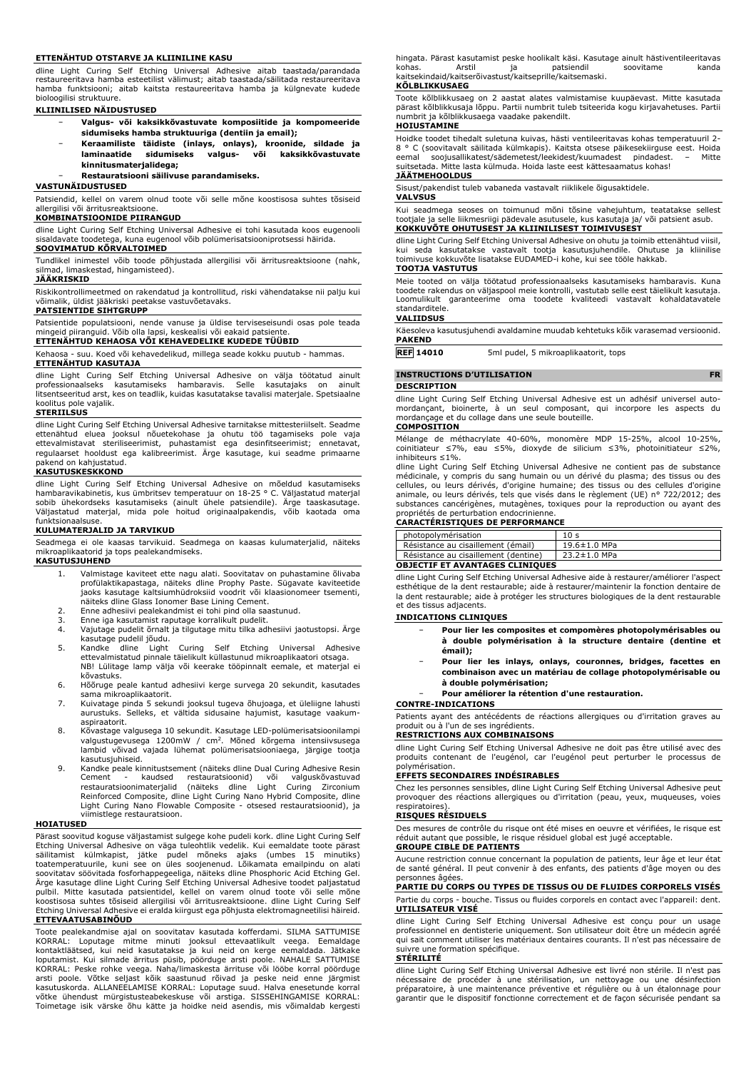**ETTENÄHTUD OTSTARVE JA KLIINILINE KASU**

dline Light Curing Self Etching Universal Adhesive aitab taastada/parandada restaureeritava hamba esteetilist välimust; aitab taastada/säilitada restaureeritava hamba funktsiooni; aitab kaitsta restaureeritava hamba ja külgnevate kudede bioloogilist struktuure.

**KLIINILISED NÄIDUSTUSED**

- **Valgus- või kaksikkõvastuvate komposiitide ja kompomeeride sidumiseks hamba struktuuriga (dentiin ja email);**
- **Keraamiliste täidiste (inlays, onlays), kroonide, sildade ja laminaatide sidumiseks valgus- või kaksikkõvastuvate kinnitusmaterjalidega;**
- **Restauratsiooni säilivuse parandamiseks.**

**VASTUNÄIDUSTUSED**

Patsiendid, kellel on varem olnud toote või selle mõne koostisosa suhtes tõsiseid allergilisi või ärritusreaktsioone.

**KOMBINATSIOONIDE PIIRANGUD**

dline Light Curing Self Etching Universal Adhesive ei tohi kasutada koos eugenooli sisaldavate toodetega, kuna eugenool võib polümerisatsiooniprotsessi häirida.

**SOOVIMATUD KÕRVALTOIMED**

Tundlikel inimestel võib toode põhjustada allergilisi või ärritusreaktsioone (nahk, silmad, limaskestad, hingamisteed).

**JÄÄKRISKID**

Riskikontrollimeetmed on rakendatud ja kontrollitud, riski vähendatakse nii palju kui võimalik, üldist jääkriski peetakse vastuvõetavaks.

**PATSIENTIDE SIHTGRUPP**

Patsientide populatsiooni, nende vanuse ja üldise terviseseisundi osas pole teada mingeid piiranguid. Võib olla lapsi, keskealisi või eakaid patsiente.

**ETTENÄHTUD KEHAOSA VÕI KEHAVEDELIKE KUDEDE TÜÜBID**

Kehaosa - suu. Koed või kehavedelikud, millega seade kokku puutub - hammas.

**ETTENÄHTUD KASUTAJA**

dline Light Curing Self Etching Universal Adhesive on välja töötatud ainult professionaalseks kasutamiseks hambaravis. Selle kasutajaks on ainult litsentseeritud arst, kes on teadlik, kuidas kasutatakse tavalisi materjale. Spetsiaalne koolitus pole vajalik.

**STERIILSUS**

dline Light Curing Self Etching Universal Adhesive tarnitakse mittesteriilselt. Seadme ettenähtud eluea jooksul nõuetekohase ja ohutu töö tagamiseks pole vaja ettevalmistavat steriliseerimist, puhastamist ega desinfitseerimist; ennetavat, regulaarset hooldust ega kalibreerimist. Ärge kasutage, kui seadme primaarne pakend on kahjustatud.

**KASUTUSKESKKOND**

dline Light Curing Self Etching Universal Adhesive on mõeldud kasutamiseks hambaravikabinetis, kus ümbritsev temperatuur on 18-25 ° C. Väljastatud materjal sobib ühekordseks kasutamiseks (ainult ühele patsiendile). Ärge taaskasutage. Väljastatud materjal, mida pole hoitud originaalpakendis, võib kaotada oma funktsionaalsuse.

**KULUMATERJALID JA TARVIKUD**

Seadmega ei ole kaasas tarvikuid. Seadmega on kaasas kulumaterjalid, näiteks mikroaplikaatorid ja tops pealekandmiseks.

**KASUTUSJUHEND**

1. Valmistage kaviteet ette nagu alati. Soovitatav on puhastamine õlivaba profülaktikapastaga, näiteks dline Prophy Paste. Sügavate kaviteetide jaoks kasutage kaltsiumhüdroksiid voodrit või klaasionomeer tsementi, näiteks dline Glass Ionomer Base Lining Cement.
2. Enne adhesiivi pealekandmist ei tohi pind olla saastunud.
3. Enne iga kasutamist raputage pudelit korralikult.
4. Vajutage pudelit õrnalt ja tilgutage mitu tilka adhesiivi jaotustopsi. Ärge kasutage pudelil jõudu.
5. Kandke dline Light Curing Self Etching Universal Adhesive ettevalmistatud pinnale täielikult küllastunud mikroaplikaatori otsaga. NB! Lülitage lamp välja või keerake tööpinnalt eemale, et materjal ei kõvastuks.
6. Hõõruge peale kantud adhesiivi kerge survega 20 sekundit, kasutades sama mikroaplikaatorit.
7. Kuivatage pinda 5 sekundi jooksul tugeva õhujoaga, et üleliigne lahusti aurustuks. Selleks, et vältida sidusaine hajumist, kasutage vaakum-aspiraatorit.
8. Kõvastage valgusega 10 sekundit. Kasutage LED-polümerisatsioonilampi valgustugevusega 1200mW / cm². Mõned kõrgema intensiivsusega lambid võivad vajada lühemat polümerisatsiooniaega, järgige tootja kasutusjuhiseid.
9. Kandke peale kinnitustsement (näiteks dline Dual Curing Adhesive Resin Cement - kaudsed restauratsioonid) või valguskõvastuvad restauratsioonimaterjalid (näiteks dline Light Curing Zirconium Reinforced Composite, dline Light Curing Nano Hybrid Composite, dline Light Curing Nano Flowable Composite - otsesed restauratsioonid), ja viimistlege restauratsioon.

**HOIATUSED**

Pärast soovitud koguse väljastamist sulgege kohe pudeli kork. dline Light Curing Self Etching Universal Adhesive on väga tuleohtlik vedelik. Kui eemaldate toote pärast säilitamist külmkapist, jätke pudel mõneks ajaks (umbes 15 minutiks) toatemperatuurile, kuni see on üles soojenenud. Lõikamata emailpindu on alati soovitatav söövitada fosforhappegeeliga, näiteks dline Phosphoric Acid Etching Gel. Ärge kasutage dline Light Curing Self Etching Universal Adhesive toodet paljastatud pulbil. Mitte kasutada patsientidel, kellel on varem olnud toote või selle mõne koostisosa suhtes tõsiseid allergilisi või ärritusreaktsioone. dline Light Curing Self Etching Universal Adhesive ei eralda kiirgust ega põhjusta elektromagneetilisi häireid.

**ETTEVAATUSABINÕUD**

Toote pealekandmise ajal on soovitatav kasutada kofferdami. SILMA SATTUMISE KORRAL: Loputage mitme minuti jooksul ettevaatlikult veega. Eemaldage kontaktläätsed, kui neid kasutatakse ja kui neid on kerge eemaldada. Jätkake loputamist. Kui silmade ärritus püsib, pöörduge arsti poole. NAHALE SATTUMISE KORRAL: Peske rohke veega. Naha/limaskesta ärrituse või lööbe korral pöörduge arsti poole. Võtke seljast kõik saastunud rõivad ja peske neid enne järgmist kasutuskorda. ALLANEELAMISE KORRAL: Loputage suud. Halva enesetunde korral võtke ühendust mürgistusteabekeskuse või arstiga. SISSEHINGAMISE KORRAL: Toimetage isik värske õhu kätte ja hoidke neid asendis, mis võimaldab kergesti hingata. Pärast kasutamist peske hoolikalt käsi. Kasutage ainult hästiventileeritavas kohas. Arstil ja patsiendil soovitame kanda kaitsekindaid/kaitserõivastust/kaitseprille/kaitsemaski.

**KÕLBLIKKUSAEG**

Toote kõlblikkusaeg on 2 aastat alates valmistamise kuupäevast. Mitte kasutada pärast kõlblikkusaja lõppu. Partii numbrit tuleb tsiteerida kogu kirjavahetuses. Partii numbrit ja kõlblikkusaega vaadake pakendilt.

**HOIUSTAMINE**

Hoidke toodet tihedalt suletuna kuivas, hästi ventileeritavas kohas temperatuuril 2-8 ° C (soovitavalt säilitada külmkapis). Kaitsta otsese päikesekiirguse eest. Hoida eemal soojusallikatest/sädemetest/leekidest/kuumadest pindadest. – Mitte suitsetada. Mitte lasta külmuda. Hoida laste eest kättesaamatus kohas!

**JÄÄTMEHOOLDUS**

Sisust/pakendist tuleb vabaneda vastavalt riiklikele õigusaktidele.

**VALVSUS**

Kui seadmega seoses on toimunud mõni tõsine vahejuhtum, teatatakse sellest tootjale ja selle liikmesriigi pädevale asutusele, kus kasutaja ja/ või patsient asub.

**KOKKUVÕTE OHUTUSEST JA KLIINILISEST TOIMIVUSEST**

dline Light Curing Self Etching Universal Adhesive on ohutu ja toimib ettenähtud viisil, kui seda kasutatakse vastavalt tootja kasutusjuhendile. Ohutuse ja kliinilise toimivuse kokkuvõte lisatakse EUDAMED-i kohe, kui see tööle hakkab.

**TOOTJA VASTUTUS**

Meie tooted on välja töötatud professionaalseks kasutamiseks hambaravis. Kuna toodete rakendus on väljaspool meie kontrolli, vastutab selle eest täielikult kasutaja. Loomulikult garanteerime oma toodete kvaliteedi vastavalt kohaldatavatele standarditele.

**VALIIDSUS**

Käesoleva kasutusjuhendi avaldamine muudab kehtetuks kõik varasemad versioonid.

**PAKEND**

**REF 14010** 5ml pudel, 5 mikroaplikaatorit, tops

## INSTRUCTIONS D'UTILISATION — FR

**DESCRIPTION**

dline Light Curing Self Etching Universal Adhesive est un adhésif universel auto-mordançant, bioinerte, à un seul composant, qui incorpore les aspects du mordançage et du collage dans une seule bouteille.

**COMPOSITION**

Mélange de méthacrylate 40-60%, monomère MDP 15-25%, alcool 10-25%, coinitiateur ≤7%, eau ≤5%, dioxyde de silicium ≤3%, photoinitiateur ≤2%, inhibiteurs ≤1%.

dline Light Curing Self Etching Universal Adhesive ne contient pas de substance médicinale, y compris du sang humain ou un dérivé du plasma; des tissus ou des cellules, ou leurs dérivés, d'origine humaine; des tissus ou des cellules d'origine animale, ou leurs dérivés, tels que visés dans le règlement (UE) n° 722/2012; des substances cancérigènes, mutagènes, toxiques pour la reproduction ou ayant des propriétés de perturbation endocrinienne.

**CARACTÉRISTIQUES DE PERFORMANCE**

| | |
|---|---|
| photopolymérisation | 10 s |
| Résistance au cisaillement (émail) | 19.6±1.0 MPa |
| Résistance au cisaillement (dentine) | 23.2±1.0 MPa |

**OBJECTIF ET AVANTAGES CLINIQUES**

dline Light Curing Self Etching Universal Adhesive aide à restaurer/améliorer l'aspect esthétique de la dent restaurable; aide à restaurer/maintenir la fonction dentaire de la dent restaurable; aide à protéger les structures biologiques de la dent restaurable et des tissus adjacents.

**INDICATIONS CLINIQUES**

- **Pour lier les composites et compomères photopolymérisables ou à double polymérisation à la structure dentaire (dentine et émail);**
- **Pour lier les inlays, onlays, couronnes, bridges, facettes en combinaison avec un matériau de collage photopolymérisable ou à double polymérisation;**
- **Pour améliorer la rétention d'une restauration.**

**CONTRE-INDICATIONS**

Patients ayant des antécédents de réactions allergiques ou d'irritation graves au produit ou à l'un de ses ingrédients.

**RESTRICTIONS AUX COMBINAISONS**

dline Light Curing Self Etching Universal Adhesive ne doit pas être utilisé avec des produits contenant de l'eugénol, car l'eugénol peut perturber le processus de polymérisation.

**EFFETS SECONDAIRES INDÉSIRABLES**

Chez les personnes sensibles, dline Light Curing Self Etching Universal Adhesive peut provoquer des réactions allergiques ou d'irritation (peau, yeux, muqueuses, voies respiratoires).

**RISQUES RÉSIDUELS**

Des mesures de contrôle du risque ont été mises en oeuvre et vérifiées, le risque est réduit autant que possible, le risque résiduel global est jugé acceptable.

**GROUPE CIBLE DE PATIENTS**

Aucune restriction connue concernant la population de patients, leur âge et leur état de santé général. Il peut convenir à des enfants, des patients d'âge moyen ou des personnes âgées.

**PARTIE DU CORPS OU TYPES DE TISSUS OU DE FLUIDES CORPORELS VISÉS**

Partie du corps - bouche. Tissus ou fluides corporels en contact avec l'appareil: dent.

**UTILISATEUR VISÉ**

dline Light Curing Self Etching Universal Adhesive est conçu pour un usage professionnel en dentisterie uniquement. Son utilisateur doit être un médecin agréé qui sait comment utiliser les matériaux dentaires courants. Il n'est pas nécessaire de suivre une formation spécifique.

**STÉRILITÉ**

dline Light Curing Self Etching Universal Adhesive est livré non stérile. Il n'est pas nécessaire de procéder à une stérilisation, un nettoyage ou une désinfection préparatoire, à une maintenance préventive et régulière ou à un étalonnage pour garantir que le dispositif fonctionne correctement et de façon sécurisée pendant sa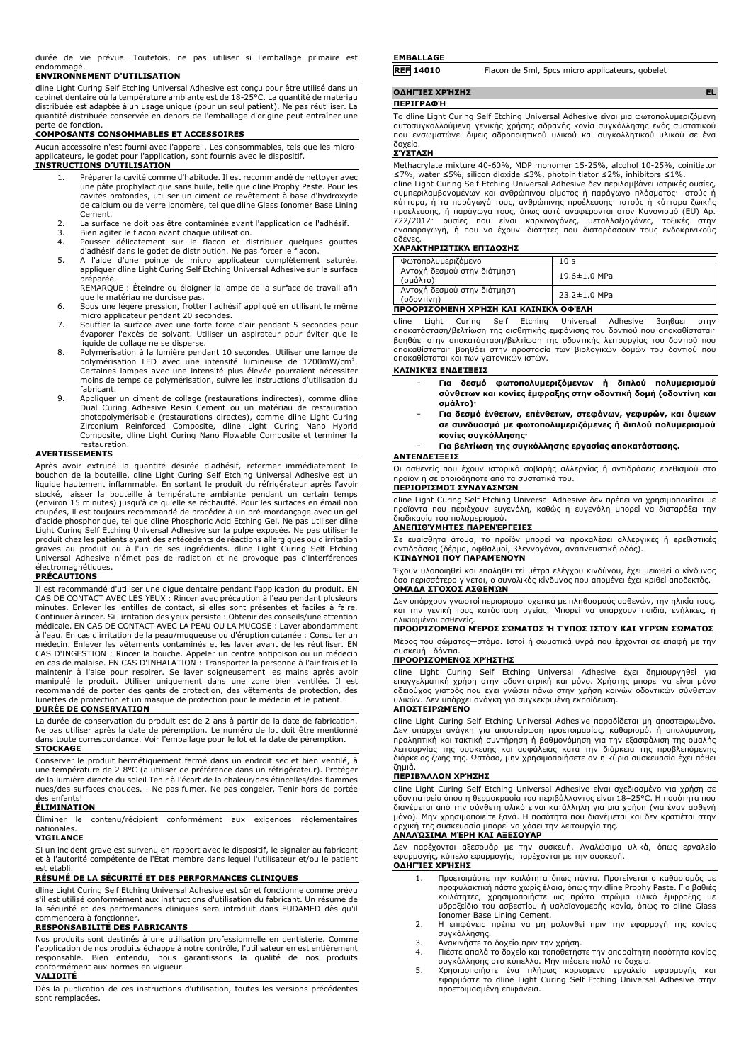durée de vie prévue. Toutefois, ne pas utiliser si l'emballage primaire est endommagé.

### ENVIRONNEMENT D'UTILISATION

dline Light Curing Self Etching Universal Adhesive est conçu pour être utilisé dans un cabinet dentaire où la température ambiante est de 18-25°C. La quantité de matériau distribuée est adaptée à un usage unique (pour un seul patient). Ne pas réutiliser. La quantité distribuée conservée en dehors de l'emballage d'origine peut entraîner une perte de fonction.

### COMPOSANTS CONSOMMABLES ET ACCESSOIRES

Aucun accessoire n'est fourni avec l'appareil. Les consommables, tels que les micro-applicateurs, le godet pour l'application, sont fournis avec le dispositif.

### INSTRUCTIONS D'UTILISATION

1. Préparer la cavité comme d'habitude. Il est recommandé de nettoyer avec une pâte prophylactique sans huile, telle que dline Prophy Paste. Pour les cavités profondes, utiliser un ciment de revêtement à base d'hydroxyde de calcium ou de verre ionomère, tel que dline Glass Ionomer Base Lining Cement.
2. La surface ne doit pas être contaminée avant l'application de l'adhésif.
3. Bien agiter le flacon avant chaque utilisation.
4. Pousser délicatement sur le flacon et distribuer quelques gouttes d'adhésif dans le godet de distribution. Ne pas forcer le flacon.
5. A l'aide d'une pointe de micro applicateur complètement saturée, appliquer dline Light Curing Self Etching Universal Adhesive sur la surface préparée.
   REMARQUE : Éteindre ou éloigner la lampe de la surface de travail afin que le matériau ne durcisse pas.
6. Sous une légère pression, frotter l'adhésif appliqué en utilisant le même micro applicateur pendant 20 secondes.
7. Souffler la surface avec une forte force d'air pendant 5 secondes pour évaporer l'excès de solvant. Utiliser un aspirateur pour éviter que le liquide de collage ne se disperse.
8. Polymérisation à la lumière pendant 10 secondes. Utiliser une lampe de polymérisation LED avec une intensité lumineuse de 1200mW/cm². Certaines lampes avec une intensité plus élevée pourraient nécessiter moins de temps de polymérisation, suivre les instructions d'utilisation du fabricant.
9. Appliquer un ciment de collage (restaurations indirectes), comme dline Dual Curing Adhesive Resin Cement ou un matériau de restauration photopolymérisable (restaurations directes), comme dline Light Curing Zirconium Reinforced Composite, dline Light Curing Nano Hybrid Composite, dline Light Curing Nano Flowable Composite et terminer la restauration.

### AVERTISSEMENTS

Après avoir extrudé la quantité désirée d'adhésif, refermer immédiatement le bouchon de la bouteille. dline Light Curing Self Etching Universal Adhesive est un liquide hautement inflammable. En sortant le produit du réfrigérateur après l'avoir stocké, laisser la bouteille à température ambiante pendant un certain temps (environ 15 minutes) jusqu'à ce qu'elle se réchauffé. Pour les surfaces en émail non coupées, il est toujours recommandé de procéder à un pré-mordançage avec un gel d'acide phosphorique, tel que dline Phosphoric Acid Etching Gel. Ne pas utiliser dline Light Curing Self Etching Universal Adhesive sur la pulpe exposée. Ne pas utiliser le produit chez les patients ayant des antécédents de réactions allergiques ou d'irritation graves au produit ou à l'un de ses ingrédients. dline Light Curing Self Etching Universal Adhesive n'émet pas de radiation et ne provoque pas d'interférences électromagnétiques.

### PRÉCAUTIONS

Il est recommandé d'utiliser une digue dentaire pendant l'application du produit. EN CAS DE CONTACT AVEC LES YEUX : Rincer avec précaution à l'eau pendant plusieurs minutes. Enlever les lentilles de contact, si elles sont présentes et faciles à faire. Continuer à rincer. Si l'irritation des yeux persiste : Obtenir des conseils/une attention médicale. EN CAS DE CONTACT AVEC LA PEAU OU LA MUCOSE : Laver abondamment à l'eau. En cas d'irritation de la peau/muqueuse ou d'éruption cutanée : Consulter un médecin. Enlever les vêtements contaminés et les laver avant de les réutiliser. EN CAS D'INGESTION : Rincer la bouche. Appeler un centre antipoison ou un médecin en cas de malaise. EN CAS D'INHALATION : Transporter la personne à l'air frais et la maintenir à l'aise pour respirer. Se laver soigneusement les mains après avoir manipulé le produit. Utiliser uniquement dans une zone bien ventilée. Il est recommandé de porter des gants de protection, des vêtements de protection, des lunettes de protection et un masque de protection pour le médecin et le patient.

### DURÉE DE CONSERVATION

La durée de conservation du produit est de 2 ans à partir de la date de fabrication. Ne pas utiliser après la date de péremption. Le numéro de lot doit être mentionné dans toute correspondance. Voir l'emballage pour le lot et la date de péremption.

### STOCKAGE

Conserver le produit hermétiquement fermé dans un endroit sec et bien ventilé, à une température de 2-8°C (à utiliser de préférence dans un réfrigérateur). Protéger de la lumière directe du soleil Tenir à l'écart de la chaleur/des étincelles/des flammes nues/des surfaces chaudes. - Ne pas fumer. Ne pas congeler. Tenir hors de portée des enfants!

### ÉLIMINATION

Éliminer le contenu/récipient conformément aux exigences réglementaires nationales.

### VIGILANCE

Si un incident grave est survenu en rapport avec le dispositif, le signaler au fabricant et à l'autorité compétente de l'État membre dans lequel l'utilisateur et/ou le patient est établi.

### RÉSUMÉ DE LA SÉCURITÉ ET DES PERFORMANCES CLINIQUES

dline Light Curing Self Etching Universal Adhesive est sûr et fonctionne comme prévu s'il est utilisé conformément aux instructions d'utilisation du fabricant. Un résumé de la sécurité et des performances cliniques sera introduit dans EUDAMED dès qu'il commencera à fonctionner.

### RESPONSABILITÉ DES FABRICANTS

Nos produits sont destinés à une utilisation professionnelle en dentisterie. Comme l'application de nos produits échappe à notre contrôle, l'utilisateur en est entièrement responsable. Bien entendu, nous garantissons la qualité de nos produits conformément aux normes en vigueur.

### VALIDITÉ

Dès la publication de ces instructions d'utilisation, toutes les versions précédentes sont remplacées.

### EMBALLAGE

**REF 14010** Flacon de 5ml, 5pcs micro applicateurs, gobelet

## ΟΔΗΓΊΕΣ ΧΡΉΣΗΣ — EL

### ΠΕΡΙΓΡΑΦΉ

Το dline Light Curing Self Etching Universal Adhesive είναι μια φωτοπολυμεριζόμενη αυτοαδροποιούμενη γενικής χρήσης αδρανής κονία συγκόλλησης ενός συστατικού που ενσωματώνει όψεις αδροποιητικού υλικού και συγκολλητικού υλικού σε ένα δοχείο.

### ΣΎΣΤΑΣΗ

Methacrylate mixture 40-60%, MDP monomer 15-25%, alcohol 10-25%, coinitiator ≤7%, water ≤5%, silicon dioxide ≤3%, photoinitiator ≤2%, inhibitors ≤1%.
dline Light Curing Self Etching Universal Adhesive δεν περιλαμβάνει ιατρικές ουσίες, συμπεριλαμβανομένων και ανθρώπινου αίματος ή παράγωγο πλάσματος· ιστούς ή κύτταρα, ή τα παράγωγά τους, ανθρώπινης προέλευσης· ιστούς ή κύτταρα ζωικής προέλευσης, ή τα παράγωγά τους, όπως αυτά αναφέρονται στον Κανονισμό (EU) Αρ. 722/2012· ουσίες που είναι καρκινογόνες, μεταλλαξιογόνες, τοξικές στην αναπαραγωγή, ή που να έχουν ιδιότητες που διαταράσσουν τους ενδοκρινικούς αδένες.

### ΧΑΡΑΚΤΗΡΙΣΤΙΚΆ ΕΠΊΔΟΣΗΣ

| Φωτοπολυμεριζόμενο | 10 s |
|---|---|
| Αντοχή δεσμού στην διάτμηση (σμάλτο) | 19.6±1.0 MPa |
| Αντοχή δεσμού στην διάτμηση (οδοντίνη) | 23.2±1.0 MPa |

### ΠΡΟΟΡΙΖΌΜΕΝΗ ΧΡΉΣΗ ΚΑΙ ΚΛΙΝΙΚΆ ΟΦΈΛΗ

dline Light Curing Self Etching Universal Adhesive βοηθάει στην αποκατάσταση/βελτίωση της αισθητικής εμφάνισης του δοντιού που αποκαθίσταται· βοηθάει στην αποκατάσταση/βελτίωση της οδοντικής λειτουργίας του δοντιού που αποκαθίσταται· βοηθάει στην προστασία των βιολογικών δομών του δοντιού που αποκαθίσταται και των γειτονικών ιστών.

### ΚΛΙΝΙΚΈΣ ΕΝΔΕΊΞΕΙΣ

- **Για δεσμό φωτοπολυμεριζόμενων ή διπλού πολυμερισμού σύνθετων και κονίες έμφραξης στην οδοντική δομή (οδοντίνη και σμάλτο)·**
- **Για δεσμό ένθετων, επένθετων, στεφάνων, γεφυρών, και όψεων σε συνδυασμό με φωτοπολυμεριζόμενες ή διπλού πολυμερισμού κονίες συγκόλλησης·**
- **Για βελτίωση της συγκόλλησης εργασίας αποκατάστασης.**

### ΑΝΤΕΝΔΕΊΞΕΙΣ

Οι ασθενείς που έχουν ιστορικό σοβαρής αλλεργίας ή αντιδράσεις ερεθισμού στο προϊόν ή σε οποιοδήποτε από τα συστατικά του.

### ΠΕΡΙΟΡΙΣΜΟΊ ΣΥΝΔΥΑΣΜΏΝ

dline Light Curing Self Etching Universal Adhesive δεν πρέπει να χρησιμοποιείται με προϊόντα που περιέχουν ευγενόλη, καθώς η ευγενόλη μπορεί να διαταράξει την διαδικασία του πολυμερισμού.

### ΑΝΕΠΙΘΎΜΗΤΕΣ ΠΑΡΕΝΈΡΓΕΙΕΣ

Σε ευαίσθητα άτομα, το προϊόν μπορεί να προκαλέσει αλλεργικές ή ερεθιστικές αντιδράσεις (δέρμα, οφθαλμοί, βλεννογόνοι, αναπνευστική οδός).

### ΚΊΝΔΥΝΟΙ ΠΟΥ ΠΑΡΑΜΈΝΟΥΝ

Έχουν υλοποιηθεί και επαληθευτεί μέτρα ελέγχου κινδύνου, έχει μειωθεί ο κίνδυνος όσο περισσότερο γίνεται, ο συνολικός κίνδυνος που απομένει έχει κριθεί αποδεκτός.

### ΟΜΆΔΑ ΣΤΌΧΟΣ ΑΣΘΕΝΏΝ

Δεν υπάρχουν γνωστοί περιορισμοί σχετικά με πληθυσμούς ασθενών, την ηλικία τους, και την γενική τους κατάσταση υγείας. Μπορεί να υπάρχουν παιδιά, ενήλικες, ή ηλικιωμένοι ασθενείς.

### ΠΡΟΟΡΙΖΌΜΕΝΟ ΜΈΡΟΣ ΣΏΜΑΤΟΣ Ή ΤΎΠΟΣ ΙΣΤΟΎ ΚΑΙ ΥΓΡΏΝ ΣΏΜΑΤΟΣ

Μέρος του σώματος—στόμα. Ιστοί ή σωματικά υγρά που έρχονται σε επαφή με την συσκευή—δόντια.

### ΠΡΟΟΡΙΖΌΜΕΝΟΣ ΧΡΉΣΤΗΣ

dline Light Curing Self Etching Universal Adhesive έχει δημιουργηθεί για επαγγελματική χρήση στην οδοντιατρική και μόνο. Χρήστης μπορεί να είναι μόνο αδειούχος γιατρός που έχει γνώσει πάνω στην χρήση κοινών οδοντικών σύνθετων υλικών. Δεν υπάρχει ανάγκη για συγκεκριμένη εκπαίδευση.

### ΑΠΟΣΤΕΙΡΩΜΈΝΟ

dline Light Curing Self Etching Universal Adhesive παραδίδεται μη αποστειρωμένο. Δεν υπάρχει ανάγκη για αποστείρωση προετοιμασίας, καθαρισμό, ή απολύμανση, προληπτική και τακτική συντήρηση ή βαθμονόμηση για την εξασφάλιση της ομαλής λειτουργίας της συσκευής και ασφάλειας κατά την διάρκεια της προβλεπόμενης διάρκειας ζωής της. Ωστόσο, μην χρησιμοποιήσετε αν η κύρια συσκευασία έχει πάθει ζημιά.

### ΠΕΡΙΒΆΛΛΟΝ ΧΡΉΣΗΣ

dline Light Curing Self Etching Universal Adhesive είναι σχεδιασμένο για χρήση σε οδοντιατρείο όπου η θερμοκρασία του περιβάλλοντος είναι 18–25°C. Η ποσότητα που διανέμεται από την σύνθετη υλικό είναι κατάλληλη για μια χρήση (για έναν ασθενή μόνο). Μην χρησιμοποιείτε ξανά. Η ποσότητα που διανέμεται και δεν κρατιέται στην αρχική της συσκευασία μπορεί να χάσει την λειτουργία της.

### ΑΝΑΛΏΣΙΜΑ ΜΈΡΗ ΚΑΙ ΑΞΕΣΟΥΆΡ

Δεν παρέχονται αξεσουάρ με την συσκευή. Αναλώσιμα υλικά, όπως εργαλείο εφαρμογής, κύπελο εφαρμογής, παρέχονται με την συσκευή.

### ΟΔΗΓΊΕΣ ΧΡΉΣΗΣ

1. Προετοιμάστε την κοιλότητα όπως πάντα. Προτείνεται ο καθαρισμός με προφυλακτική πάστα χωρίς έλαια, όπως την dline Prophy Paste. Για βαθιές κοιλότητες, χρησιμοποιήστε ως πρώτο στρώμα υλικό έμφραξης με υδροξείδιο του ασβεστίου ή υαλοϊονομερής κονία, όπως το dline Glass Ionomer Base Lining Cement.
2. Η επιφάνεια πρέπει να μη μολυνθεί πριν την εφαρμογή της κονίας συγκόλλησης.
3. Ανακινήστε το δοχείο πριν την χρήση.
4. Πιέστε απαλά το δοχείο και τοποθετήστε την απαραίτητη ποσότητα κονίας συγκόλλησης στο κύπελλο. Μην πιέσετε πολύ το δοχείο.
5. Χρησιμοποιήστε ένα πλήρως κορεσμένο εργαλείο εφαρμογής και εφαρμόστε το dline Light Curing Self Etching Universal Adhesive στην προετοιμασμένη επιφάνεια.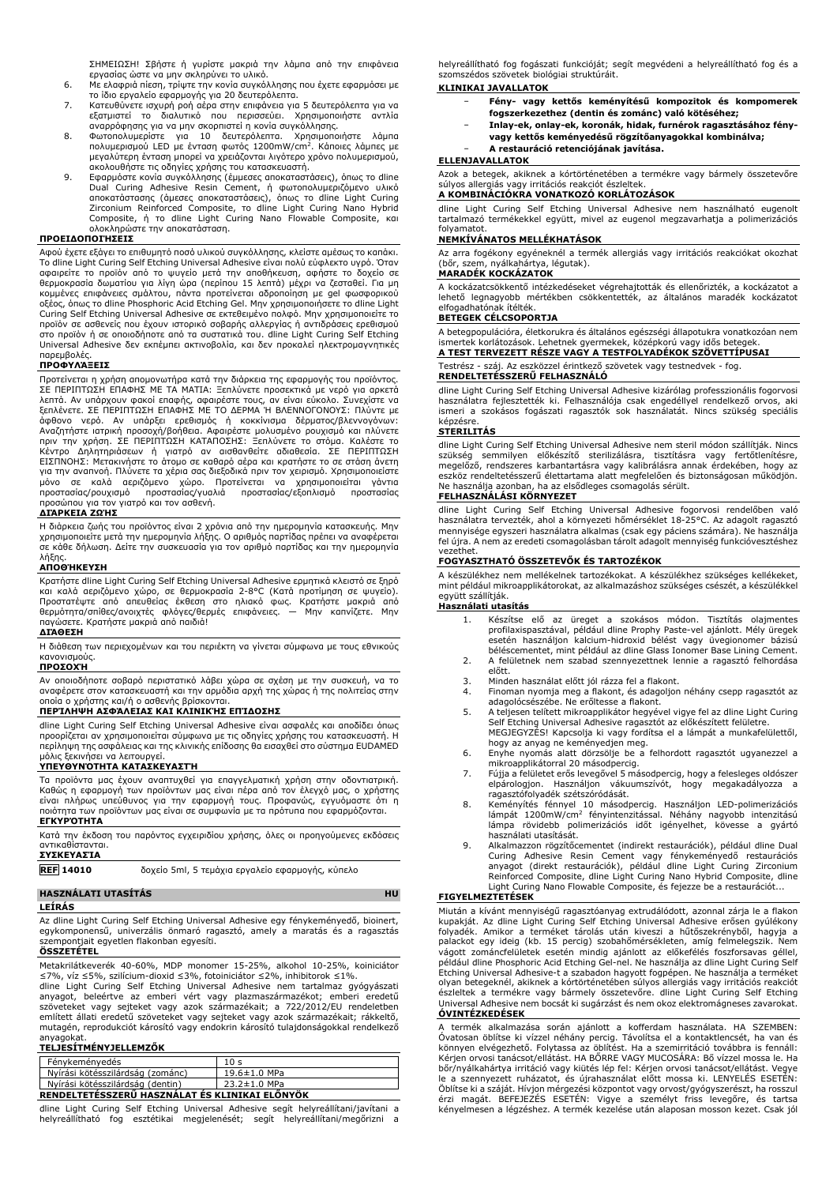ΣΗΜΕΙΩΣΗ! Σβήστε ή γυρίστε μακριά την λάμπα από την επιφάνεια εργασίας ώστε να μην σκληρύνει το υλικό.

6. Με ελαφριά πίεση, τρίψτε την κονία συγκόλλησης που έχετε εφαρμόσει με το ίδιο εργαλείο εφαρμογής για 20 δευτερόλεπτα.
7. Κατευθύνετε ισχυρή ροή αέρα στην επιφάνεια για 5 δευτερόλεπτα για να εξατμιστεί το διαλυτικό που περισσεύει. Χρησιμοποιήστε αντλία αναρρόφησης για να μην σκορπιστεί η κονία συγκόλλησης.
8. Φωτοπολυμερίστε για 10 δευτερόλεπτα. Χρησιμοποιήστε λάμπα πολυμερισμού LED με ένταση φωτός 1200mW/cm$^2$. Κάποιες λάμπες με μεγαλύτερη ένταση μπορεί να χρειάζονται λιγότερο χρόνο πολυμερισμού, ακολουθήστε τις οδηγίες χρήσης του κατασκευαστή.
9. Εφαρμόστε κονία συγκόλλησης (έμμεσες αποκαταστάσεις), όπως το dline Dual Curing Adhesive Resin Cement, ή φωτοπολυμεριζόμενο υλικό αποκατάστασης (άμεσες αποκαταστάσεις), όπως το dline Light Curing Zirconium Reinforced Composite, το dline Light Curing Nano Hybrid Composite, ή το dline Light Curing Nano Flowable Composite, και ολοκληρώστε την αποκατάσταση.

**ΠΡΟΕΙΔΟΠΟΙΗΣΕΙΣ**

Αφού έχετε εξάγει το επιθυμητό ποσό υλικού συγκόλλησης, κλείστε αμέσως το καπάκι. Το dline Light Curing Self Etching Universal Adhesive είναι πολύ εύφλεκτο υγρό. Όταν αφαιρείτε το προϊόν από το ψυγείο μετά την αποθήκευση, αφήστε το δοχείο σε θερμοκρασία δωματίου για λίγη ώρα (περίπου 15 λεπτά) μέχρι να ζεσταθεί. Για μη κομμένες επιφάνειες σμάλτου, πάντα προτείνεται αδροποίηση με gel φωσφορικού οξέος, όπως το dline Phosphoric Acid Etching Gel. Μην χρησιμοποιήσετε το dline Light Curing Self Etching Universal Adhesive σε εκτεθειμένο πολφό. Μην χρησιμοποιείτε το προϊόν σε ασθενείς που έχουν ιστορικό σοβαρής αλλεργίας ή αντιδράσεις ερεθισμού στο προϊόν ή σε οποιοδήποτε από τα συστατικά του. dline Light Curing Self Etching Universal Adhesive δεν εκπέμπει ακτινοβολία, και δεν προκαλεί ηλεκτρομαγνητικές παρεμβολές.

**ΠΡΟΦΥΛΑΞΕΙΣ**

Προτείνεται η χρήση απομονωτήρα κατά την διάρκεια της εφαρμογής του προϊόντος. ΣΕ ΠΕΡΙΠΤΩΣΗ ΕΠΑΦΗΣ ΜΕ ΤΑ ΜΑΤΙΑ: Ξεπλύνετε προσεκτικά με νερό για αρκετά λεπτά. Αν υπάρχουν φακοί επαφής, αφαιρέστε τους, αν είναι εύκολο. Συνεχίστε να ξεπλένετε. ΣΕ ΠΕΡΙΠΤΩΣΗ ΕΠΑΦΗΣ ΜΕ ΤΟ ΔΕΡΜΑ Ή ΒΛΕΝΝΟΓΟΝΟΥΣ: Πλύντε με άφθονο νερό. Αν υπάρξει ερεθισμός ή κοκκίνισμα δέρματος/βλεννογόνων: Αναζητήστε ιατρική προσοχή/βοήθεια. Αφαιρέστε μολυσμένο ρουχισμό και πλύνετε πριν την χρήση. ΣΕ ΠΕΡΙΠΤΩΣΗ ΚΑΤΑΠΟΣΗΣ: Ξεπλύνετε το στόμα. Καλέστε το Κέντρο Δηλητηριάσεων ή γιατρό αν αισθανθείτε αδιαθεσία. ΣΕ ΠΕΡΙΠΤΩΣΗ ΕΙΣΠΝΟΗΣ: Μετακινήστε το άτομο σε καθαρό αέρα και κρατήστε το σε στάση άνετη για την αναπνοή. Πλύνετε τα χέρια σας διεξοδικά πριν τον χειρισμό. Χρησιμοποιείστε μόνο σε καλά αεριζόμενο χώρο. Προτείνεται να χρησιμοποιείται γάντια προστασίας/ρουχισμό προστασίας/γυαλιά προστασίας/εξοπλισμό προστασίας προσώπου για τον γιατρό και τον ασθενή.

**ΔΙΑΡΚΕΙΑ ΖΩΗΣ**

Η διάρκεια ζωής του προϊόντος είναι 2 χρόνια από την ημερομηνία κατασκευής. Μην χρησιμοποιείτε μετά την ημερομηνία λήξης. Ο αριθμός παρτίδας πρέπει να αναφέρεται σε κάθε δήλωση. Δείτε την συσκευασία για τον αριθμό παρτίδας και την ημερομηνία λήξης.

**ΑΠΟΘΗΚΕΥΣΗ**

Κρατήστε dline Light Curing Self Etching Universal Adhesive ερμητικά κλειστό σε ξηρό και καλά αεριζόμενο χώρο, σε θερμοκρασία 2-8°C (Κατά προτίμηση σε ψυγείο). Προστατέψτε από απευθείας έκθεση στο ηλιακό φως. Κρατήστε μακριά από θερμότητα/σπίθες/ανοιχτές φλόγες/θερμές επιφάνειες. — Μην καπνίζετε. Μην παγώσετε. Κρατήστε μακριά από παιδιά!

**ΔΙΑΘΕΣΗ**

Η διάθεση των περιεχομένων και του περιέκτη να γίνεται σύμφωνα με τους εθνικούς κανονισμούς.

**ΠΡΟΣΟΧΗ**

Αν οποιοδήποτε σοβαρό περιστατικό λάβει χώρα σε σχέση με την συσκευή, να το αναφέρετε στον κατασκευαστή και την αρμόδια αρχή της χώρας ή της πολιτείας στην οποία ο χρήστης και/ή ο ασθενής βρίσκονται.

**ΠΕΡΙΛΗΨΗ ΑΣΦΑΛΕΙΑΣ ΚΑΙ ΚΛΙΝΙΚΗΣ ΕΠΙΔΟΣΗΣ**

dline Light Curing Self Etching Universal Adhesive είναι ασφαλές και αποδίδει όπως προορίζεται αν χρησιμοποιείται σύμφωνα με τις οδηγίες χρήσης του κατασκευαστή. Η περίληψη της ασφάλειας και της κλινικής επίδοσης θα εισαχθεί στο σύστημα EUDAMED μόλις ξεκινήσει να λειτουργεί.

**ΥΠΕΥΘΥΝΟΤΗΤΑ ΚΑΤΑΣΚΕΥΑΣΤΗ**

Τα προϊόντα μας έχουν αναπτυχθεί για επαγγελματική χρήση στην οδοντιατρική. Καθώς η εφαρμογή των προϊόντων μας είναι πέρα από τον έλεγχό μας, ο χρήστης είναι πλήρως υπεύθυνος για την εφαρμογή τους. Προφανώς, εγγυόμαστε ότι η ποιότητα των προϊόντων μας είναι σε συμφωνία με τα πρότυπα που εφαρμόζονται.

**ΕΓΚΥΡΟΤΗΤΑ**

Κατά την έκδοση του παρόντος εγχειριδίου χρήσης, όλες οι προηγούμενες εκδόσεις αντικαθίστανται.

**ΣΥΣΚΕΥΑΣΙΑ**

| REF 14010 | δοχείο 5ml, 5 τεμάχια εργαλείο εφαρμογής, κύπελο |
|---|---|

## HASZNÁLATI UTASÍTÁS — HU

**LEÍRÁS**

Az dline Light Curing Self Etching Universal Adhesive egy fénykeményedő, bioinert, egykomponensű, univerzális önmaró ragasztó, amely a maratás és a ragasztás szempontjait egyetlen flakonban egyesíti.

**ÖSSZETÉTEL**

Metakrilátkeverék 40-60%, MDP monomer 15-25%, alkohol 10-25%, koiniciátor ≤7%, víz ≤5%, szilícium-dioxid ≤3%, fotoiniciátor ≤2%, inhibitorok ≤1%.

dline Light Curing Self Etching Universal Adhesive nem tartalmaz gyógyászati anyagot, beleértve az emberi vért vagy plazmaszármazékot; emberi eredetű szöveteket vagy sejteket vagy azok származékait; a 722/2012/EU rendeletben említett állati eredetű szöveteket vagy sejteket vagy azok származékait; rákkeltő, mutagén, reprodukciót károsító vagy endokrin károsító tulajdonságokkal rendelkező anyagokat.

**TELJESÍTMÉNYJELLEMZŐK**

| Fénykeményedés | 10 s |
|---|---|
| Nyírási kötésszilárdság (zománc) | 19.6±1.0 MPa |
| Nyírási kötésszilárdság (dentin) | 23.2±1.0 MPa |

**RENDELTETÉSSZERŰ HASZNÁLAT ÉS KLINIKAI ELŐNYÖK**

dline Light Curing Self Etching Universal Adhesive segít helyreállítani/javítani a helyreállítható fog esztétikai megjelenését; segít helyreállítani/megőrizni a helyreállítható fog fogászati funkcióját; segít megvédeni a helyreállítható fog és a szomszédos szövetek biológiai struktúráit.

**KLINIKAI JAVALLATOK**

- **Fény- vagy kettős keményítésű kompozitok és kompomerek fogszerkezethez (dentin és zománc) való kötéséhez;**
- **Inlay-ek, onlay-ek, koronák, hidak, furnérok ragasztásához fény- vagy kettős keményedésű rögzítőanyagokkal kombinálva;**
- **A restauráció retenciójának javítása.**

**ELLENJAVALLATOK**

Azok a betegek, akiknek a kórtörténetében a termékre vagy bármely összetevőre súlyos allergiás vagy irritációs reakciót észleltek.

**A KOMBINÁCIÓKRA VONATKOZÓ KORLÁTOZÁSOK**

dline Light Curing Self Etching Universal Adhesive nem használható eugenolt tartalmazó termékekkel együtt, mivel az eugenol megzavarhatja a polimerizációs folyamatot.

**NEMKÍVÁNATOS MELLÉKHATÁSOK**

Az arra fogékony egyéneknél a termék allergiás vagy irritációs reakciókat okozhat (bőr, szem, nyálkahártya, légutak).

**MARADÉK KOCKÁZATOK**

A kockázatcsökkentő intézkedéseket végrehajtották és ellenőrizték, a kockázatot a lehető legnagyobb mértékben csökkentették, az általános maradék kockázatot elfogadhatónak ítélték.

**BETEGEK CÉLCSOPORTJA**

A betegpopulációra, életkorukra és általános egészségi állapotukra vonatkozóan nem ismertek korlátozások. Lehetnek gyermekek, középkorú vagy idős betegek.

**A TEST TERVEZETT RÉSZE VAGY A TESTFOLYADÉKOK SZÖVETTÍPUSAI**

Testrész - száj. Az eszközzel érintkező szövetek vagy testnedvek - fog.

**RENDELTETÉSSZERŰ FELHASZNÁLÓ**

dline Light Curing Self Etching Universal Adhesive kizárólag professzionális fogorvosi használatra fejlesztették ki. Felhasználója csak engedéllyel rendelkező orvos, aki ismeri a szokásos fogászati ragasztók sok használatát. Nincs szükség speciális képzésre.

**STERILITÁS**

dline Light Curing Self Etching Universal Adhesive nem steril módon szállítják. Nincs szükség semmilyen előkészítő sterilizálásra, tisztításra vagy fertőtlenítésre, megelőző, rendszeres karbantartásra vagy kalibrálásra annak érdekében, hogy az eszköz rendeltetésszerű élettartama alatt megfelelően és biztonságosan működjön. Ne használja azonban, ha az elsődleges csomagolás sérült.

**FELHASZNÁLÁSI KÖRNYEZET**

dline Light Curing Self Etching Universal Adhesive fogorvosi rendelőben való használatra tervezték, ahol a környezeti hőmérséklet 18-25°C. Az adagolt ragasztó mennyisége egyszeri használatra alkalmas (csak egy páciens számára). Ne használja fel újra. A nem az eredeti csomagolásban tárolt adagolt mennyiség funkcióvesztéshez vezethet.

**FOGYASZTHATÓ ÖSSZETEVŐK ÉS TARTOZÉKOK**

A készülékhez nem mellékelnek tartozékokat. A készülékhez szükséges kellékeket, mint például mikroapplikátorokat, az alkalmazáshoz szükséges csészét, a készülékkel együtt szállítják.

**Használati utasítás**

1. Készítse elő az üreget a szokásos módon. Tisztítás olajmentes profilaxispasztával, például dline Prophy Paste-vel ajánlott. Mély üregek esetén használjon kalcium-hidroxid bélést vagy üvegionomer bázisú béléscementet, mint például az dline Glass Ionomer Base Lining Cement.
2. A felületnek nem szabad szennyezettnek lennie a ragasztó felhordása előtt.
3. Minden használat előtt jól rázza fel a flakont.
4. Finoman nyomja meg a flakont, és adagoljon néhány csepp ragasztót az adagolócsészébe. Ne erőltesse a flakont.
5. A teljesen telített mikroapplikátor hegyével vigye fel az dline Light Curing Self Etching Universal Adhesive ragasztót az előkészített felületre. MEGJEGYZÉS! Kapcsolja ki vagy fordítsa el a lámpát a munkafelülettől, hogy az anyag ne keményedjen meg.
6. Enyhe nyomás alatt dörzsölje be a felhordott ragasztót ugyanezzel a mikroapplikátorral 20 másodpercig.
7. Fújja a felületet erős levegővel 5 másodpercig, hogy a felesleges oldószer elpárologjon. Használjon vákuumszívót, hogy megakadályozza a ragasztófolyadék szétszóródását.
8. Keményítés fénnyel 10 másodpercig. Használjon LED-polimerizációs lámpát 1200mW/cm$^2$ fényintenzitással. Néhány nagyobb intenzitású lámpa rövidebb polimerizációs időt igényelhet, kövesse a gyártó használati utasítását.
9. Alkalmazzon rögzítőcementet (indirekt restaurációk), például az dline Dual Curing Adhesive Resin Cement vagy fénykeményedő restaurációs anyagot (direkt restaurációk), például dline Light Curing Zirconium Reinforced Composite, dline Light Curing Nano Hybrid Composite, dline Light Curing Nano Flowable Composite, és fejezze be a restaurációt...

**FIGYELMEZTETÉSEK**

Miután a kívánt mennyiségű ragasztóanyag extrudálódott, azonnal zárja le a flakon kupakját. Az dline Light Curing Self Etching Universal Adhesive erősen gyúlékony folyadék. Amikor a terméket tárolás után kiveszi a hűtőszekrényből, hagyja a palackot egy ideig (kb. 15 percig) szobahőmérsékleten, amíg felmelegszik. Nem vágott zománcfelületek esetén mindig ajánlott az előkezelés foszforsavas géllel, például dline Phosphoric Acid Etching Gel-nel. Ne használja az dline Light Curing Self Etching Universal Adhesive-t a szabadon hagyott fogpépen. Ne használja a terméket olyan betegeknél, akiknek a kórtörténetében súlyos allergiás vagy irritációs reakciót észleltek a termékre vagy bármely összetevőre. dline Light Curing Self Etching Universal Adhesive nem bocsát ki sugárzást és nem okoz elektromágneses zavarokat.

**ÓVINTÉZKEDÉSEK**

A termék alkalmazása során ajánlott a kofferdam használata. HA SZEMBEN: Óvatosan öblítse ki vízzel néhány percig. Távolítsa el a kontaktlencsét, ha van és könnyen elvégezhető. Folytassa az öblítést. Ha a szemirritáció továbbra is fennáll: Kérjen orvosi tanácsot/ellátást. HA BŐRRE VAGY MUCOSÁRA: Bő vízzel mossa le. Ha bőr/nyálkahártya irritáció vagy kiütés lép fel: Kérjen orvosi tanácsot/ellátást. Vegye le a szennyezett ruházatot, és újrahasználat előtt mossa ki. LENYELÉS ESETÉN: Öblítse ki a száját. Hívjon mérgezési központot vagy orvost/gyógyszerészt, ha rosszul érzi magát. BEFEJEZÉS ESETÉN: Vigye a személyt friss levegőre, és tartsa kényelmesen a légzéshez. A termék kezelése után alaposan mosson kezet. Csak jól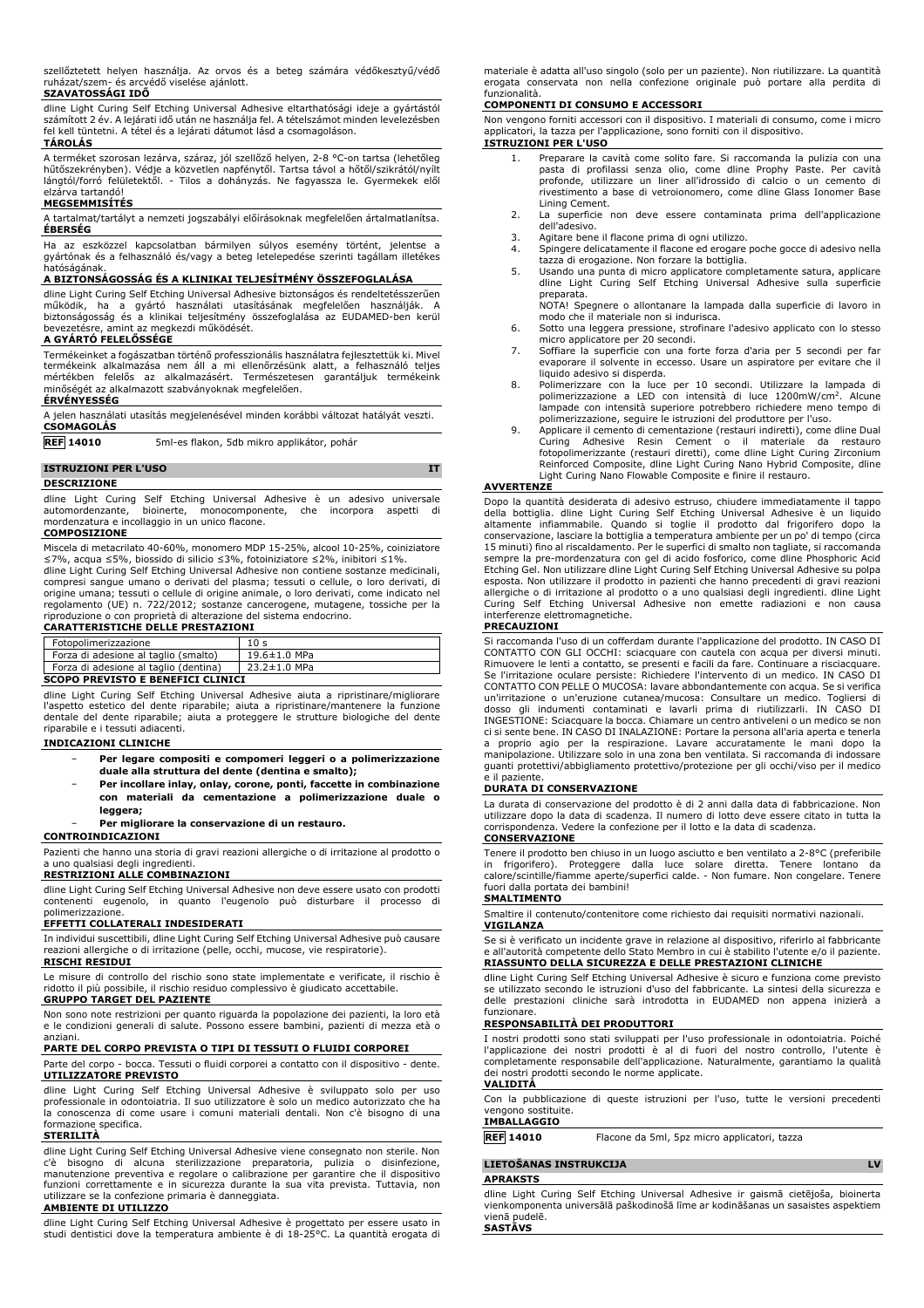szellőztetett helyen használja. Az orvos és a beteg számára védőkesztyű/védő ruházat/szem- és arcvédő viselése ajánlott.

**SZAVATOSSÁGI IDŐ**

dline Light Curing Self Etching Universal Adhesive eltarthatósági ideje a gyártástól számított 2 év. A lejárati idő után ne használja fel. A tételszámot minden levelezésben fel kell tüntetni. A tétel és a lejárati dátumot lásd a csomagoláson.

**TÁROLÁS**

A terméket szorosan lezárva, száraz, jól szellőző helyen, 2-8 °C-on tartsa (lehetőleg hűtőszekrényben). Védje a közvetlen napfénytől. Tartsa távol a hőtől/szikrától/nyílt lángtól/forró felületektől. - Tilos a dohányzás. Ne fagyassza le. Gyermekek elől elzárva tartandó!

**MEGSEMMISÍTÉS**

A tartalmat/tartályt a nemzeti jogszabályi előírásoknak megfelelően ártalmatlanítsa.

**ÉBERSÉG**

Ha az eszközzel kapcsolatban bármilyen súlyos esemény történt, jelentse a gyártónak és a felhasználó és/vagy a beteg letelepedése szerinti tagállam illetékes hatóságának.

**A BIZTONSÁGOSSÁG ÉS A KLINIKAI TELJESÍTMÉNY ÖSSZEFOGLALÁSA**

dline Light Curing Self Etching Universal Adhesive biztonságos és rendeltetésszerűen működik, ha a gyártó használati utasításának megfelelően használják. A biztonságosság és a klinikai teljesítmény összefoglalása az EUDAMED-ben kerül bevezetésre, amint az megkezdi működését.

**A GYÁRTÓ FELELŐSSÉGE**

Termékeinket a fogászatban történő professzionális használatra fejlesztettük ki. Mivel termékeink alkalmazása nem áll a mi ellenőrzésünk alatt, a felhasználó teljes mértékben felelős az alkalmazásért. Természetesen garantáljuk termékeink minőségét az alkalmazott szabványoknak megfelelően.

**ÉRVÉNYESSÉG**

A jelen használati utasítás megjelenésével minden korábbi változat hatályát veszti.

**CSOMAGOLÁS**

**REF 14010** 5ml-es flakon, 5db mikro applikátor, pohár

## ISTRUZIONI PER L'USO — IT

**DESCRIZIONE**

dline Light Curing Self Etching Universal Adhesive è un adesivo universale automordenzante, bioinerte, monocomponente, che incorpora aspetti di mordenzatura e incollaggio in un unico flacone.

**COMPOSIZIONE**

Miscela di metacrilato 40-60%, monomero MDP 15-25%, alcool 10-25%, coiniziatore ≤7%, acqua ≤5%, biossido di silicio ≤3%, fotoiniziatore ≤2%, inibitori ≤1%.
dline Light Curing Self Etching Universal Adhesive non contiene sostanze medicinali, compresi sangue umano o derivati del plasma; tessuti o cellule, o loro derivati, di origine umana; tessuti o cellule di origine animale, o loro derivati, come indicato nel regolamento (UE) n. 722/2012; sostanze cancerogene, mutagene, tossiche per la riproduzione o con proprietà di alterazione del sistema endocrino.

**CARATTERISTICHE DELLE PRESTAZIONI**

| Fotopolimerizzazione | 10 s |
|---|---|
| Forza di adesione al taglio (smalto) | 19.6±1.0 MPa |
| Forza di adesione al taglio (dentina) | 23.2±1.0 MPa |

**SCOPO PREVISTO E BENEFICI CLINICI**

dline Light Curing Self Etching Universal Adhesive aiuta a ripristinare/migliorare l'aspetto estetico del dente riparabile; aiuta a ripristinare/mantenere la funzione dentale del dente riparabile; aiuta a proteggere le strutture biologiche del dente riparabile e i tessuti adiacenti.

**INDICAZIONI CLINICHE**

- **Per legare compositi e compomeri leggeri o a polimerizzazione duale alla struttura del dente (dentina e smalto);**
- **Per incollare inlay, onlay, corone, ponti, faccette in combinazione con materiali da cementazione a polimerizzazione duale o leggera;**
- **Per migliorare la conservazione di un restauro.**

**CONTROINDICAZIONI**

Pazienti che hanno una storia di gravi reazioni allergiche o di irritazione al prodotto o a uno qualsiasi degli ingredienti.

**RESTRIZIONI ALLE COMBINAZIONI**

dline Light Curing Self Etching Universal Adhesive non deve essere usato con prodotti contenenti eugenolo, in quanto l'eugenolo può disturbare il processo di polimerizzazione.

**EFFETTI COLLATERALI INDESIDERATI**

In individui suscettibili, dline Light Curing Self Etching Universal Adhesive può causare reazioni allergiche o di irritazione (pelle, occhi, mucose, vie respiratorie).

**RISCHI RESIDUI**

Le misure di controllo del rischio sono state implementate e verificate, il rischio è ridotto il più possibile, il rischio residuo complessivo è giudicato accettabile.

**GRUPPO TARGET DEL PAZIENTE**

Non sono note restrizioni per quanto riguarda la popolazione dei pazienti, la loro età e le condizioni generali di salute. Possono essere bambini, pazienti di mezza età o anziani.

**PARTE DEL CORPO PREVISTA O TIPI DI TESSUTI O FLUIDI CORPOREI**

Parte del corpo - bocca. Tessuti o fluidi corporei a contatto con il dispositivo - dente.

**UTILIZZATORE PREVISTO**

dline Light Curing Self Etching Universal Adhesive è sviluppato solo per uso professionale in odontoiatria. Il suo utilizzatore è solo un medico autorizzato che ha la conoscenza di come usare i comuni materiali dentali. Non c'è bisogno di una formazione specifica.

**STERILITÀ**

dline Light Curing Self Etching Universal Adhesive viene consegnato non sterile. Non c'è bisogno di alcuna sterilizzazione preparatoria, pulizia o disinfezione, manutenzione preventiva e regolare o calibrazione per garantire che il dispositivo funzioni correttamente e in sicurezza durante la sua vita prevista. Tuttavia, non utilizzare se la confezione primaria è danneggiata.

**AMBIENTE DI UTILIZZO**

dline Light Curing Self Etching Universal Adhesive è progettato per essere usato in studi dentistici dove la temperatura ambiente è di 18-25°C. La quantità erogata di materiale è adatta all'uso singolo (solo per un paziente). Non riutilizzare. La quantità erogata conservata non nella confezione originale può portare alla perdita di funzionalità.

**COMPONENTI DI CONSUMO E ACCESSORI**

Non vengono forniti accessori con il dispositivo. I materiali di consumo, come i micro applicatori, la tazza per l'applicazione, sono forniti con il dispositivo.

**ISTRUZIONI PER L'USO**

1. Preparare la cavità come solito fare. Si raccomanda la pulizia con una pasta di profilassi senza olio, come dline Prophy Paste. Per cavità profonde, utilizzare un liner all'idrossido di calcio o un cemento di rivestimento a base di vetroionomero, come dline Glass Ionomer Base Lining Cement.
2. La superficie non deve essere contaminata prima dell'applicazione dell'adesivo.
3. Agitare bene il flacone prima di ogni utilizzo.
4. Spingere delicatamente il flacone ed erogare poche gocce di adesivo nella tazza di erogazione. Non forzare la bottiglia.
5. Usando una punta di micro applicatore completamente satura, applicare dline Light Curing Self Etching Universal Adhesive sulla superficie preparata.
   NOTA! Spegnere o allontanare la lampada dalla superficie di lavoro in modo che il materiale non si indurisca.
6. Sotto una leggera pressione, strofinare l'adesivo applicato con lo stesso micro applicatore per 20 secondi.
7. Soffiare la superficie con una forte forza d'aria per 5 secondi per far evaporare il solvente in eccesso. Usare un aspiratore per evitare che il liquido adesivo si disperda.
8. Polimerizzare con la luce per 10 secondi. Utilizzare la lampada di polimerizzazione a LED con intensità di luce 1200mW/cm$^2$. Alcune lampade con intensità superiore potrebbero richiedere meno tempo di polimerizzazione, seguire le istruzioni del produttore per l'uso.
9. Applicare il cemento di cementazione (restauri indiretti), come dline Dual Curing Adhesive Resin Cement o il materiale da restauro fotopolimerizzante (restauri diretti), come dline Light Curing Zirconium Reinforced Composite, dline Light Curing Nano Hybrid Composite, dline Light Curing Nano Flowable Composite e finire il restauro.

**AVVERTENZE**

Dopo la quantità desiderata di adesivo estruso, chiudere immediatamente il tappo della bottiglia. dline Light Curing Self Etching Universal Adhesive è un liquido altamente infiammabile. Quando si toglie il prodotto dal frigorifero dopo la conservazione, lasciare la bottiglia a temperatura ambiente per un po' di tempo (circa 15 minuti) fino al riscaldamento. Per le superfici di smalto non tagliate, si raccomanda sempre la pre-mordenzatura con gel di acido fosforico, come dline Phosphoric Acid Etching Gel. Non utilizzare dline Light Curing Self Etching Universal Adhesive su polpa esposta. Non utilizzare il prodotto in pazienti che hanno precedenti di gravi reazioni allergiche o di irritazione al prodotto o a uno qualsiasi degli ingredienti. dline Light Curing Self Etching Universal Adhesive non emette radiazioni e non causa interferenze elettromagnetiche.

**PRECAUZIONI**

Si raccomanda l'uso di un cofferdam durante l'applicazione del prodotto. IN CASO DI CONTATTO CON GLI OCCHI: sciacquare con cautela con acqua per diversi minuti. Rimuovere le lenti a contatto, se presenti e facili da fare. Continuare a risciacquare. Se l'irritazione oculare persiste: Richiedere l'intervento di un medico. IN CASO DI CONTATTO CON PELLE O MUCOSA: lavare abbondantemente con acqua. Se si verifica un'irritazione o un'eruzione cutanea/mucosa: Consultare un medico. Togliersi di dosso gli indumenti contaminati e lavarli prima di riutilizzarli. IN CASO DI INGESTIONE: Sciacquare la bocca. Chiamare un centro antiveleni o un medico se non ci si sente bene. IN CASO DI INALAZIONE: Portare la persona all'aria aperta e tenerla a proprio agio per la respirazione. Lavare accuratamente le mani dopo la manipolazione. Utilizzare solo in una zona ben ventilata. Si raccomanda di indossare guanti protettivi/abbigliamento protettivo/protezione per gli occhi/viso per il medico e il paziente.

**DURATA DI CONSERVAZIONE**

La durata di conservazione del prodotto è di 2 anni dalla data di fabbricazione. Non utilizzare dopo la data di scadenza. Il numero di lotto deve essere citato in tutta la corrispondenza. Vedere la confezione per il lotto e la data di scadenza.

**CONSERVAZIONE**

Tenere il prodotto ben chiuso in un luogo asciutto e ben ventilato a 2-8°C (preferibile in frigorifero). Proteggere dalla luce solare diretta. Tenere lontano da calore/scintille/fiamme aperte/superfici calde. - Non fumare. Non congelare. Tenere fuori dalla portata dei bambini!

**SMALTIMENTO**

Smaltire il contenuto/contenitore come richiesto dai requisiti normativi nazionali.

**VIGILANZA**

Se si è verificato un incidente grave in relazione al dispositivo, riferirlo al fabbricante e all'autorità competente dello Stato Membro in cui è stabilito l'utente e/o il paziente.

**RIASSUNTO DELLA SICUREZZA E DELLE PRESTAZIONI CLINICHE**

dline Light Curing Self Etching Universal Adhesive è sicuro e funziona come previsto se utilizzato secondo le istruzioni d'uso del fabbricante. La sintesi della sicurezza e delle prestazioni cliniche sarà introdotta in EUDAMED non appena inizierà a funzionare.

**RESPONSABILITÀ DEI PRODUTTORI**

I nostri prodotti sono stati sviluppati per l'uso professionale in odontoiatria. Poiché l'applicazione dei nostri prodotti è al di fuori del nostro controllo, l'utente è completamente responsabile dell'applicazione. Naturalmente, garantiamo la qualità dei nostri prodotti secondo le norme applicate.

**VALIDITÀ**

Con la pubblicazione di queste istruzioni per l'uso, tutte le versioni precedenti vengono sostituite.

**IMBALLAGGIO**

**REF 14010** Flacone da 5ml, 5pz micro applicatori, tazza

## LIETOŠANAS INSTRUKCIJA — LV

**APRAKSTS**

dline Light Curing Self Etching Universal Adhesive ir gaismā cietējoša, bioinerta vienkomponenta universālā paškodinošā līme ar kodināšanas un saistes aspektiem vienā pudelē.

**SASTĀVS**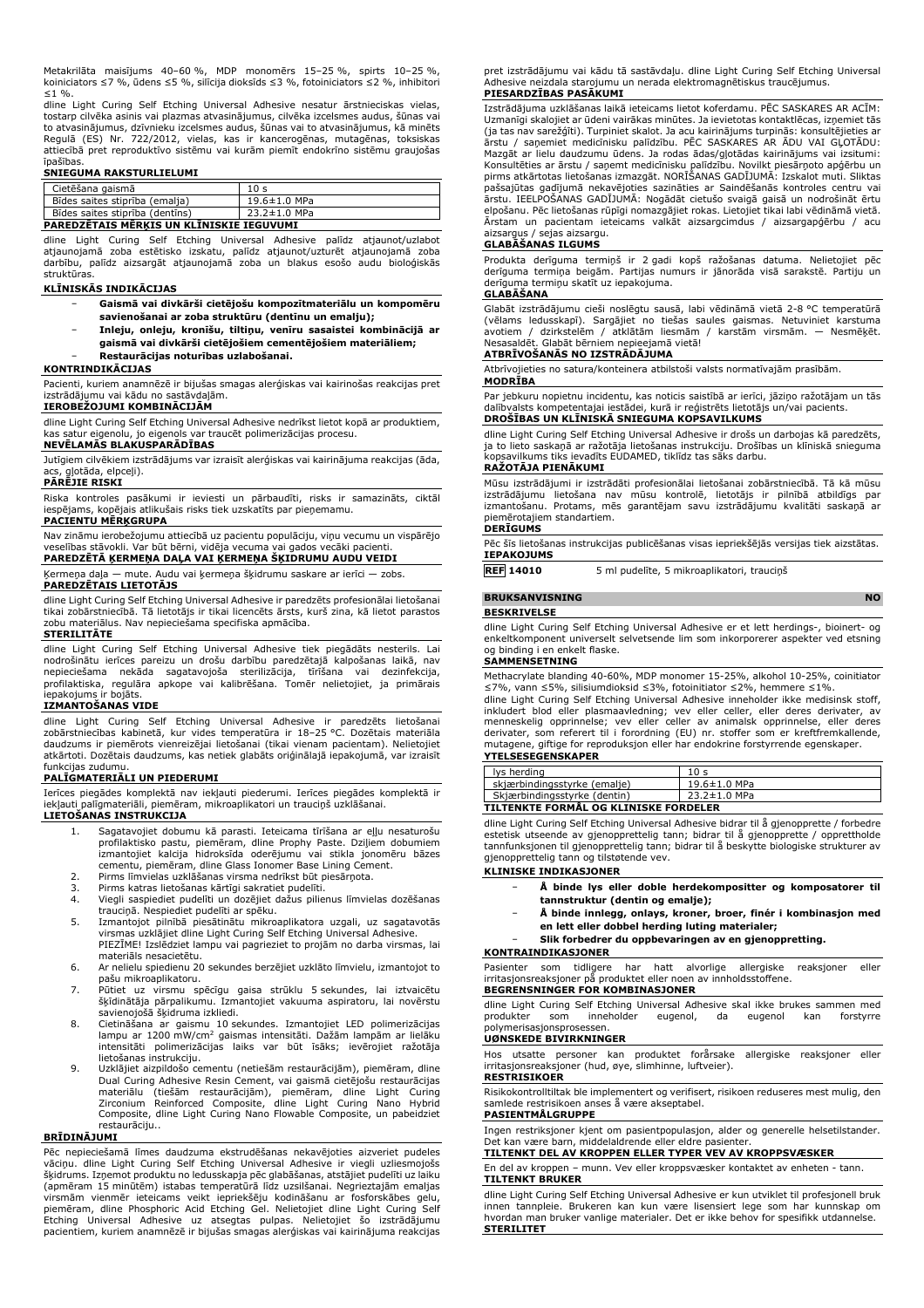Metakrilāta maisījums 40–60 %, MDP monomērs 15–25 %, spirts 10–25 %, koiniciators ≤7 %, ūdens ≤5 %, silīcija dioksīds ≤3 %, fotoiniciators ≤2 %, inhibitori ≤1 %.

dline Light Curing Self Etching Universal Adhesive nesatur ārstnieciskas vielas, tostarp cilvēka asinis vai plazmas atvasinājumus, cilvēka izcelsmes audus, šūnas vai to atvasinājumus, dzīvnieku izcelsmes audus, šūnas vai to atvasinājumus, kā minēts Regulā (ES) Nr. 722/2012, vielas, kas ir kancerogēnas, mutagēnas, toksiskas attiecībā pret reproduktīvo sistēmu vai kurām piemīt endokrīno sistēmu graujošas īpašības.

**SNIEGUMA RAKSTURLIELUMI**

| Cietēšana gaismā | 10 s |
|---|---|
| Bīdes saites stiprība (emalja) | 19.6±1.0 MPa |
| Bīdes saites stiprība (dentīns) | 23.2±1.0 MPa |

**PAREDZĒTAIS MĒRĶIS UN KLĪNISKIE IEGUVUMI**

dline Light Curing Self Etching Universal Adhesive palīdz atjaunot/uzlabot atjaunojamā zoba estētisko izskatu, palīdz atjaunot/uzturēt atjaunojamā zoba darbību, palīdz aizsargāt atjaunojamā zoba un blakus esošo audu bioloģiskās struktūras.

**KLĪNISKĀS INDIKĀCIJAS**

- **Gaismā vai divkārši cietējošu kompozītmateriālu un kompomēru savienošanai ar zoba struktūru (dentīnu un emalju);**
- **Inleju, onleju, kroņu, tiltiņu, venīru sasaistei kombinācijā ar gaismā vai divkārši cietējošiem cementējošiem materiāliem;**
- **Restaurācijas noturības uzlabošanai.**

**KONTRINDIKĀCIJAS**

Pacienti, kuriem anamnēzē ir bijušas smagas alerģiskas vai kairinošas reakcijas pret izstrādājumu vai kādu no sastāvdaļām.

**IEROBEŽOJUMI KOMBINĀCIJĀM**

dline Light Curing Self Etching Universal Adhesive nedrīkst lietot kopā ar produktiem, kas satur eigenolu, jo eigenols var traucēt polimerizācijas procesu.

**NEVĒLAMĀS BLAKUSPARĀDĪBAS**

Jutīgiem cilvēkiem izstrādājums var izraisīt alerģiskas vai kairinājuma reakcijas (āda, acs, gļotāda, elpceļi).

**PĀRĒJIE RISKI**

Riska kontroles pasākumi ir ieviesti un pārbaudīti, risks ir samazināts, ciktāl iespējams, kopējais atlikušais risks tiek uzskatīts par pieņemamu.

**PACIENTU MĒRĶGRUPA**

Nav zināmu ierobežojumu attiecībā uz pacientu populāciju, viņu vecumu un vispārējo veselības stāvokli. Var būt bērni, vidēja vecuma vai gados vecāki pacienti.

**PAREDZĒTĀ ĶERMEŅA DAĻA VAI ĶERMEŅA ŠĶIDRUMU AUDU VEIDI**

Ķermeņa daļa — mute. Audu vai ķermeņa šķidrumu saskare ar ierīci — zobs.

**PAREDZĒTAIS LIETOTĀJS**

dline Light Curing Self Etching Universal Adhesive ir paredzēts profesionālai lietošanai tikai zobārstniecībā. Tā lietotājs ir tikai licencēts ārsts, kurš zina, kā lietot parastos zobu materiālus. Nav nepieciešama specifiska apmācība.

**STERILITĀTE**

dline Light Curing Self Etching Universal Adhesive tiek piegādāts nesterils. Lai nodrošinātu ierīces pareizu un drošu darbību paredzētajā kalpošanas laikā, nav nepieciešama nekāda sagatavojoša sterilizācija, tīrīšana vai dezinfekcija, profilaktiska, regulāra apkope vai kalibrēšana. Tomēr nelietojiet, ja primārais iepakojums ir bojāts.

**IZMANTOŠANAS VIDE**

dline Light Curing Self Etching Universal Adhesive ir paredzēts lietošanai zobārstniecības kabinetā, kur vides temperatūra ir 18–25 °C. Dozētais materiāla daudzums ir piemērots vienreizējai lietošanai (tikai vienam pacientam). Nelietojiet atkārtoti. Dozētais daudzums, kas netiek glabāts oriģinālajā iepakojumā, var izraisīt funkcijas zudumu.

**PALĪGMATERIĀLI UN PIEDERUMI**

Ierīces piegādes komplektā nav iekļauti piederumi. Ierīces piegādes komplektā ir iekļauti palīgmateriāli, piemēram, mikroaplikatori un trauciņš uzklāšanai.

**LIETOŠANAS INSTRUKCIJA**

1. Sagatavojiet dobumu kā parasti. Ieteicama tīrīšana ar eļļu nesaturošu profilaktisko pastu, piemēram, dline Prophy Paste. Dziļiem dobumiem izmantojiet kalcija hidroksīda oderējumu vai stikla jonomēru bāzes cementu, piemēram, dline Glass Ionomer Base Lining Cement.
2. Pirms līmvielas uzklāšanas virsma nedrīkst būt piesārņota.
3. Pirms katras lietošanas kārtīgi sakratiet pudelīti.
4. Viegli saspiediet pudelīti un dozējiet dažus pilienus līmvielas dozēšanas trauciņā. Nespiediet pudelīti ar spēku.
5. Izmantojot pilnībā piesātinātu mikroaplikatora uzgali, uz sagatavotās virsmas uzklājiet dline Light Curing Self Etching Universal Adhesive. PIEZĪME! Izslēdziet lampu vai pagrieziet to projām no darba virsmas, lai materiāls nesacietētu.
6. Ar nelielu spiedienu 20 sekundes berzējiet uzklāto līmvielu, izmantojot to pašu mikroaplikatoru.
7. Pūtiet uz virsmu spēcīgu gaisa strūklu 5 sekundes, lai iztvaicētu šķīdinātāja pārpalikumu. Izmantojiet vakuuma aspiratoru, lai novērstu savienojošā šķidruma izkliedi.
8. Cietināšana ar gaismu 10 sekundes. Izmantojiet LED polimerizācijas lampu ar 1200 mW/cm² gaismas intensitāti. Dažām lampām ar lielāku intensitāti polimerizācijas laiks var būt īsāks; ievērojiet ražotāja lietošanas instrukciju.
9. Uzklājiet aizpildošo cementu (netiešām restaurācijām), piemēram, dline Dual Curing Adhesive Resin Cement, vai gaismā cietējošu restaurācijas materiālu (tiešām restaurācijām), piemēram, dline Light Curing Zirconium Reinforced Composite, dline Light Curing Nano Hybrid Composite, dline Light Curing Nano Flowable Composite, un pabeidziet restaurāciju..

**BRĪDINĀJUMI**

Pēc nepieciešamā līmes daudzuma ekstrudēšanas nekavējoties aizveriet pudeles vāciņu. dline Light Curing Self Etching Universal Adhesive ir viegli uzliesmojošs šķidrums. Izņemot produktu no ledusskapja pēc glabāšanas, atstājiet pudelīti uz laiku (apmēram 15 minūtēm) istabas temperatūrā līdz uzsilšanai. Negrieztajām emaljas virsmām vienmēr ieteicams veikt iepriekšēju kodināšanu ar fosforskābes gelu, piemēram, dline Phosphoric Acid Etching Gel. Nelietojiet dline Light Curing Self Etching Universal Adhesive uz atsegtas pulpas. Nelietojiet šo izstrādājumu pacientiem, kuriem anamnēzē ir bijušas smagas alerģiskas vai kairinājuma reakcijas pret izstrādājumu vai kādu tā sastāvdaļu. dline Light Curing Self Etching Universal Adhesive neizdala starojumu un nerada elektromagnētiskus traucējumus.

**PIESARDZĪBAS PASĀKUMI**

Izstrādājuma uzklāšanas laikā ieteicams lietot koferdamu. PĒC SASKARES AR ACĪM: Uzmanīgi skalojiet ar ūdeni vairākas minūtes. Ja ievietotas kontaktlēcas, izņemiet tās (ja tas nav sarežģīti). Turpiniet skalot. Ja acu kairinājums turpinās: konsultējieties ar ārstu / saņemiet medicīnisku palīdzību. PĒC SASKARES AR ĀDU VAI GĻOTĀDU: Mazgāt ar lielu daudzumu ūdens. Ja rodas ādas/gļotādas kairinājums vai izsitumi: Konsultēties ar ārstu / saņemt medicīnisku palīdzību. Novilkt piesārņoto apģērbu un pirms atkārtotas lietošanas izmazgāt. NORĪŠANAS GADĪJUMĀ: Izskalot muti. Sliktas pašsajūtas gadījumā nekavējoties sazināties ar Saindēšanās kontroles centru vai ārstu. IEELPOŠANAS GADĪJUMĀ: Nogādāt cietušo svaigā gaisā un nodrošināt ērtu elpošanu. Pēc lietošanas rūpīgi nomazgājiet rokas. Lietojiet tikai labi vēdināmā vietā. Ārstam un pacientam ieteicams valkāt aizsargcimdus / aizsargapģērbu / acu aizsargus / sejas aizsargu.

**GLABĀŠANAS ILGUMS**

Produkta derīguma termiņš ir 2 gadi kopš ražošanas datuma. Nelietojiet pēc derīguma termiņa beigām. Partijas numurs ir jānorāda visā sarakstē. Partiju un derīguma termiņu skatīt uz iepakojuma.

**GLABĀŠANA**

Glabāt izstrādājumu cieši noslēgtu sausā, labi vēdināmā vietā 2-8 °C temperatūrā (vēlams ledusskapī). Sargājiet no tiešas saules gaismas. Netuviniet karstuma avotiem / dzirkstelēm / atklātām liesmām / karstām virsmām. — Nesmēķēt. Nesasaldēt. Glabāt bērniem nepieejamā vietā!

**ATBRĪVOŠANĀS NO IZSTRĀDĀJUMA**

Atbrīvojieties no satura/konteinera atbilstoši valsts normatīvajām prasībām.

**MODRĪBA**

Par jebkuru nopietnu incidentu, kas noticis saistībā ar ierīci, jāziņo ražotājam un tās dalībvalsts kompetentajai iestādei, kurā ir reģistrēts lietotājs un/vai pacients.

**DROŠĪBAS UN KLĪNISKĀ SNIEGUMA KOPSAVILKUMS**

dline Light Curing Self Etching Universal Adhesive ir drošs un darbojas kā paredzēts, ja to lieto saskaņā ar ražotāja lietošanas instrukciju. Drošības un klīniskā snieguma kopsavilkums tiks ievadīts EUDAMED, tiklīdz tas sāks darbu.

**RAŽOTĀJA PIENĀKUMI**

Mūsu izstrādājumi ir izstrādāti profesionālai lietošanai zobārstniecībā. Tā kā mūsu izstrādājumu lietošana nav mūsu kontrolē, lietotājs ir pilnībā atbildīgs par izmantošanu. Protams, mēs garantējam savu izstrādājumu kvalitāti saskaņā ar piemērotajiem standartiem.

**DERĪGUMS**

Pēc šīs lietošanas instrukcijas publicēšanas visas iepriekšējās versijas tiek aizstātas.

**IEPAKOJUMS**

**REF 14010** 5 ml pudelīte, 5 mikroaplikatori, trauciņš

## BRUKSANVISNING NO

**BESKRIVELSE**

dline Light Curing Self Etching Universal Adhesive er et lett herdings-, bioinert- og enkeltkomponent universelt selvetsende lim som inkorporerer aspekter ved etsning og binding i en enkelt flaske.

**SAMMENSETNING**

Methacrylate blanding 40-60%, MDP monomer 15-25%, alkohol 10-25%, coinitiator ≤7%, vann ≤5%, silisiumdioksid ≤3%, fotoinitiator ≤2%, hemmere ≤1%.

dline Light Curing Self Etching Universal Adhesive inneholder ikke medisinsk stoff, inkludert blod eller plasmaavledning; vev eller celler, eller deres derivater, av menneskelig opprinnelse; vev eller celler av animalsk opprinnelse, eller deres derivater, som referert til i forordning (EU) nr. stoffer som er kreftfremkallende, mutagene, giftige for reproduksjon eller har endokrine forstyrrende egenskaper.

**YTELSESEGENSKAPER**

| lys herding | 10 s |
|---|---|
| skjærbindingsstyrke (emalje) | 19.6±1.0 MPa |
| Skjærbindingsstyrke (dentin) | 23.2±1.0 MPa |

**TILTENKTE FORMÅL OG KLINISKE FORDELER**

dline Light Curing Self Etching Universal Adhesive bidrar til å gjenopprette / forbedre estetisk utseende av gjenopprettelig tann; bidrar til å gjenopprette / opprettholde tannfunksjonen til gjenopprettelig tann; bidrar til å beskytte biologiske strukturer av gjenopprettelig tann og tilstøtende vev.

**KLINISKE INDIKASJONER**

- **Å binde lys eller doble herdekompositter og komposatorer til tannstruktur (dentin og emalje);**
- **Å binde innlegg, onlays, kroner, broer, finér i kombinasjon med en lett eller dobbel herding luting materialer;**
- **Slik forbedrer du oppbevaringen av en gjenoppretting.**

**KONTRAINDIKASJONER**

Pasienter som tidligere har hatt alvorlige allergiske reaksjoner eller irritasjonsreaksjoner på produktet eller noen av innholdsstoffene.

**BEGRENSNINGER FOR KOMBINASJONER**

dline Light Curing Self Etching Universal Adhesive skal ikke brukes sammen med produkter som inneholder eugenol, da eugenol kan forstyrre polymerisasjonsprosessen.

**UØNSKEDE BIVIRKNINGER**

Hos utsatte personer kan produktet forårsake allergiske reaksjoner eller irritasjonsreaksjoner (hud, øye, slimhinne, luftveier).

**RESTRISIKOER**

Risikokontrolltiltak ble implementert og verifisert, risikoen reduseres mest mulig, den samlede restrisikoen anses å være akseptabel.

**PASIENTMÅLGRUPPE**

Ingen restriksjoner kjent om pasientpopulasjon, alder og generelle helsetilstander. Det kan være barn, middelaldrende eller eldre pasienter.

**TILTENKT DEL AV KROPPEN ELLER TYPER VEV AV KROPPSVÆSKER**

En del av kroppen – munn. Vev eller kroppsvæsker kontaktet av enheten - tann.

**TILTENKT BRUKER**

dline Light Curing Self Etching Universal Adhesive er kun utviklet til profesjonell bruk innen tannpleie. Brukeren kan kun være lisensiert lege som har kunnskap om hvordan man bruker vanlige materialer. Det er ikke behov for spesifikk utdannelse.

**STERILITET**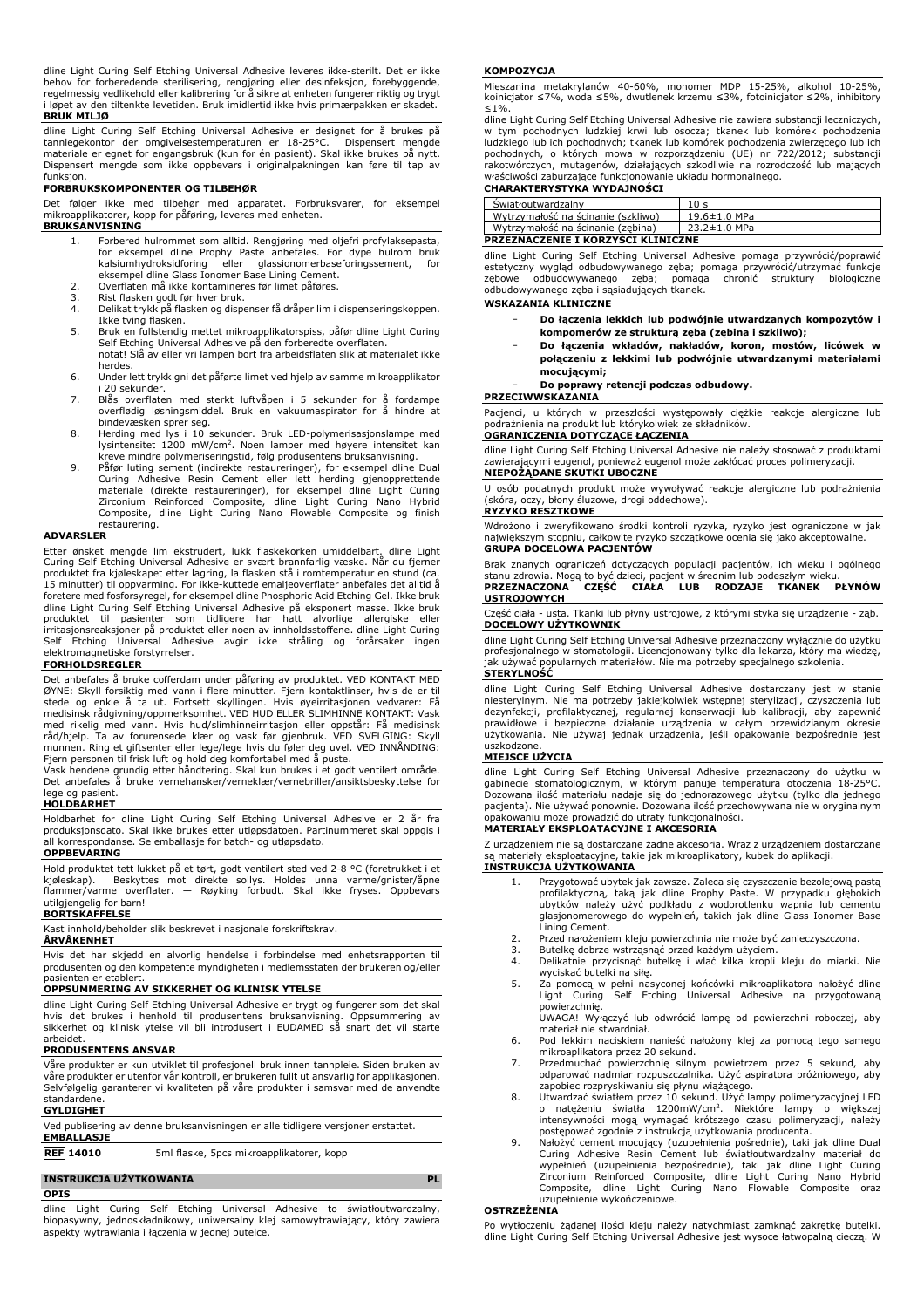dline Light Curing Self Etching Universal Adhesive leveres ikke-sterilt. Det er ikke behov for forberedende sterilisering, rengjøring eller desinfeksjon, forebyggende, regelmessig vedlikehold eller kalibrering for å sikre at enheten fungerer riktig og trygt i løpet av den tiltenkte levetiden. Bruk imidlertid ikke hvis primærpakken er skadet.

**BRUK MILJØ**

dline Light Curing Self Etching Universal Adhesive er designet for å brukes på tannlegekontor der omgivelsestemperaturen er 18-25°C. Dispensert mengde materiale er egnet for engangsbruk (kun for én pasient). Skal ikke brukes på nytt. Dispensert mengde som ikke oppbevars i originalpakningen kan føre til tap av funksjon.

**FORBRUKSKOMPONENTER OG TILBEHØR**

Det følger ikke med tilbehør med apparatet. Forbruksvarer, for eksempel mikroapplikatorer, kopp for påføring, leveres med enheten.

**BRUKSANVISNING**

1. Forbered hulrommet som alltid. Rengjøring med oljefri profylaksepasta, for eksempel dline Prophy Paste anbefales. For dype hulrom bruk kalsiumhydroksidforing eller glassionomerbaseforingssement, for eksempel dline Glass Ionomer Base Lining Cement.
2. Overflaten må ikke kontamineres før limet påføres.
3. Rist flasken godt før hver bruk.
4. Delikat trykk på flasken og dispenser få dråper lim i dispenseringskoppen. Ikke tving flasken.
5. Bruk en fullstendig mettet mikroapplikatorspiss, påfør dline Light Curing Self Etching Universal Adhesive på den forberedte overflaten. notat! Slå av eller vri lampen bort fra arbeidsflaten slik at materialet ikke herdes.
6. Under lett trykk gni det påførte limet ved hjelp av samme mikroapplikator i 20 sekunder.
7. Blås overflaten med sterkt luftvåpen i 5 sekunder for å fordampe overflødig løsningsmiddel. Bruk en vakuumaspirator for å hindre at bindevæsken sprer seg.
8. Herding med lys i 10 sekunder. Bruk LED-polymerisasjonslampe med lysintensitet 1200 mW/cm². Noen lamper med høyere intensitet kan kreve mindre polymeriseringstid, følg produsentens bruksanvisning.
9. Påfør luting sement (indirekte restaureringer), for eksempel dline Dual Curing Adhesive Resin Cement eller lett herding gjenopprettende materiale (direkte restaureringer), for eksempel dline Light Curing Zirconium Reinforced Composite, dline Light Curing Nano Hybrid Composite, dline Light Curing Nano Flowable Composite og finish restaurering.

**ADVARSLER**

Etter ønsket mengde lim ekstrudert, lukk flaskekorken umiddelbart. dline Light Curing Self Etching Universal Adhesive er svært brannfarlig væske. Når du fjerner produktet fra kjøleskapet etter lagring, la flasken stå i romtemperatur en stund (ca. 15 minutter) til oppvarming. For ikke-kuttede emaljeoverflater anbefales det alltid å foretere med fosforsyregel, for eksempel dline Phosphoric Acid Etching Gel. Ikke bruk dline Light Curing Self Etching Universal Adhesive på eksponert masse. Ikke bruk produktet til pasienter som tidligere har hatt alvorlige allergiske eller irritasjonsreaksjoner på produktet eller noen av innholdsstoffene. dline Light Curing Self Etching Universal Adhesive avgir ikke stråling og forårsaker ingen elektromagnetiske forstyrrelser.

**FORHOLDSREGLER**

Det anbefales å bruke cofferdam under påføring av produktet. VED KONTAKT MED ØYNE: Skyll forsiktig med vann i flere minutter. Fjern kontaktlinser, hvis de er til stede og enkle å ta ut. Fortsett skyllingen. Hvis øyeirritasjonen vedvarer: Få medisinsk rådgivning/oppmerksomhet. VED HUD ELLER SLIMHINNE KONTAKT: Vask med rikelig med vann. Hvis hud/slimhinneirritasjon eller utslett oppstår: Få medisinsk råd/hjelp. Ta av forurensede klær og vask før gjenbruk. VED SVELGING: Skyll munnen. Ring et giftsenter eller lege/lege hvis du føler deg uvel. VED INNÅNDING: Fjern personen til frisk luft og hold deg komfortabel med å puste.
Vask hendene grundig etter håndtering. Skal kun brukes i et godt ventilert område. Det anbefales å bruke vernehansker/verneklær/vernebriller/ansiktsbeskyttelse for lege og pasient.

**HOLDBARHET**

Holdbarhet for dline Light Curing Self Etching Universal Adhesive er 2 år fra produksjonsdato. Skal ikke brukes etter utløpsdatoen. Partinummeret skal oppgis i all korrespondanse. Se emballasje for batch- og utløpsdato.

**OPPBEVARING**

Hold produktet tett lukket på et tørt, godt ventilert sted ved 2-8 °C (foretrukket i et kjøleskap). Beskyttes mot direkte sollys. Holdes unna varme/gnister/åpne flammer/varme overflater. — Røyking forbudt. Skal ikke fryses. Oppbevars utilgjengelig for barn!

**BORTSKAFFELSE**

Kast innhold/beholder slik beskrevet i nasjonale forskriftskrav.

**ÅRVÅKENHET**

Hvis det har skjedd en alvorlig hendelse i forbindelse med enhetsrapporten til produsenten og den kompetente myndigheten i medlemsstaten der brukeren og/eller pasienten er etablert.

**OPPSUMMERING AV SIKKERHET OG KLINISK YTELSE**

dline Light Curing Self Etching Universal Adhesive er trygt og fungerer som det skal hvis det brukes i henhold til produsentens bruksanvisning. Oppsummering av sikkerhet og klinisk ytelse vil bli introdusert i EUDAMED så snart det vil starte arbeidet.

**PRODUSENTENS ANSVAR**

Våre produkter er kun utviklet til profesjonell bruk innen tannpleie. Siden bruken av våre produkter er utenfor vår kontroll, er brukeren fullt ut ansvarlig for applikasjonen. Selvfølgelig garanterer vi kvaliteten på våre produkter i samsvar med de anvendte standardene.

**GYLDIGHET**

Ved publisering av denne bruksanvisningen er alle tidligere versjoner erstattet.

**EMBALLASJE**

| REF 14010 | 5ml flaske, 5pcs mikroapplikatorer, kopp |
|---|---|

## INSTRUKCJA UŻYTKOWANIA — PL

**OPIS**

dline Light Curing Self Etching Universal Adhesive to światłoutwardzalny, biopasywny, jednoskładnikowy, uniwersalny klej samowytrawiający, który zawiera aspekty wytrawiania i łączenia w jednej butelce.

**KOMPOZYCJA**

Mieszanina metakrylanów 40-60%, monomer MDP 15-25%, alkohol 10-25%, koinicjator ≤7%, woda ≤5%, dwutlenek krzemu ≤3%, fotoinicjator ≤2%, inhibitory ≤1%.
dline Light Curing Self Etching Universal Adhesive nie zawiera substancji leczniczych, w tym pochodnych ludzkiej krwi lub osocza; tkanek lub komórek pochodzenia ludzkiego lub ich pochodnych; tkanek lub komórek pochodzenia zwierzęcego lub ich pochodnych, o których mowa w rozporządzeniu (UE) nr 722/2012; substancji rakotwórczych, mutagenów, działających szkodliwie na rozrodczość lub mających właściwości zaburzające funkcjonowanie układu hormonalnego.

**CHARAKTERYSTYKA WYDAJNOŚCI**

| Światłoutwardzalny | 10 s |
|---|---|
| Wytrzymałość na ścinanie (szkliwo) | 19.6±1.0 MPa |
| Wytrzymałość na ścinanie (zębina) | 23.2±1.0 MPa |

**PRZEZNACZENIE I KORZYŚCI KLINICZNE**

dline Light Curing Self Etching Universal Adhesive pomaga przywrócić/poprawić estetyczny wygląd odbudowywanego zęba; pomaga przywrócić/utrzymać funkcje zębowe odbudowywanego zęba; pomaga chronić struktury biologiczne odbudowywanego zęba i sąsiadujących tkanek.

**WSKAZANIA KLINICZNE**

- **Do łączenia lekkich lub podwójnie utwardzanych kompozytów i kompomerów ze strukturą zęba (zębina i szkliwo);**
- **Do łączenia wkładów, nakładów, koron, mostów, licówek w połączeniu z lekkimi lub podwójnie utwardzanymi materiałami mocującymi;**
- **Do poprawy retencji podczas odbudowy.**

**PRZECIWWSKAZANIA**

Pacjenci, u których w przeszłości występowały ciężkie reakcje alergiczne lub podrażnienia na produkt lub którykolwiek ze składników.

**OGRANICZENIA DOTYCZĄCE ŁĄCZENIA**

dline Light Curing Self Etching Universal Adhesive nie należy stosować z produktami zawierającymi eugenol, ponieważ eugenol może zakłócać proces polimeryzacji.

**NIEPOŻĄDANE SKUTKI UBOCZNE**

U osób podatnych produkt może wywoływać reakcje alergiczne lub podrażnienia (skóra, oczy, błony śluzowe, drogi oddechowe).

**RYZYKO RESZTKOWE**

Wdrożono i zweryfikowano środki kontroli ryzyka, ryzyko jest ograniczone w jak największym stopniu, całkowite ryzyko szczątkowe ocenia się jako akceptowalne.

**GRUPA DOCELOWA PACJENTÓW**

Brak znanych ograniczeń dotyczących populacji pacjentów, ich wieku i ogólnego stanu zdrowia. Mogą to być dzieci, pacjent w średnim lub podeszłym wieku.

**PRZEZNACZONA CZĘŚĆ CIAŁA LUB RODZAJE TKANEK PŁYNÓW USTROJOWYCH**

Część ciała - usta. Tkanki lub płyny ustrojowe, z którymi styka się urządzenie - ząb.

**DOCELOWY UŻYTKOWNIK**

dline Light Curing Self Etching Universal Adhesive przeznaczony wyłącznie do użytku profesjonalnego w stomatologii. Licencjonowany tylko dla lekarza, który ma wiedzę, jak używać popularnych materiałów. Nie ma potrzeby specjalnego szkolenia.

**STERYLNOŚĆ**

dline Light Curing Self Etching Universal Adhesive dostarczany jest w stanie niesterylnym. Nie ma potrzeby jakiejkolwiek wstępnej sterylizacji, czyszczenia lub dezynfekcji, profilaktycznej, regularnej konserwacji lub kalibracji, aby zapewnić prawidłowe i bezpieczne działanie urządzenia w całym przewidzianym okresie użytkowania. Nie używaj jednak urządzenia, jeśli opakowanie bezpośrednie jest uszkodzone.

**MIEJSCE UŻYCIA**

dline Light Curing Self Etching Universal Adhesive przeznaczony do użytku w gabinecie stomatologicznym, w którym panuje temperatura otoczenia 18-25°C. Dozowana ilość materiału nadaje się do jednorazowego użytku (tylko dla jednego pacjenta). Nie używać ponownie. Dozowana ilość przechowywana nie w oryginalnym opakowaniu może prowadzić do utraty funkcjonalności.

**MATERIAŁY EKSPLOATACYJNE I AKCESORIA**

Z urządzeniem nie są dostarczane żadne akcesoria. Wraz z urządzeniem dostarczane są materiały eksploatacyjne, takie jak mikroaplikatory, kubek do aplikacji.

**INSTRUKCJA UŻYTKOWANIA**

1. Przygotować ubytek jak zawsze. Zaleca się czyszczenie bezolejową pastą profilaktyczną, taką jak dline Prophy Paste. W przypadku głębokich ubytków należy użyć podkładu z wodorotlenku wapnia lub cementu glasjonomerowego do wypełnień, takich jak dline Glass Ionomer Base Lining Cement.
2. Przed nałożeniem kleju powierzchnia nie może być zanieczyszczona.
3. Butelkę dobrze wstrząsnąć przed każdym użyciem.
4. Delikatnie przycisnąć butelkę i wlać kilka kropli kleju do miarki. Nie wyciskać butelki na siłę.
5. Za pomocą w pełni nasyconej końcówki mikroaplikatora nałożyć dline Light Curing Self Etching Universal Adhesive na przygotowaną powierzchnię.
UWAGA! Wyłączyć lub odwrócić lampę od powierzchni roboczej, aby materiał nie stwardniał.
6. Pod lekkim naciskiem nanieść nałożony klej za pomocą tego samego mikroaplikatora przez 20 sekund.
7. Przedmuchać powierzchnię silnym powietrzem przez 5 sekund, aby odparować nadmiar rozpuszczalnika. Użyć aspiratora próżniowego, aby zapobiec rozpryskiwaniu się płynu wiążącego.
8. Utwardzać światłem przez 10 sekund. Użyć lampy polimeryzacyjnej LED o natężeniu światła 1200mW/cm². Niektóre lampy o większej intensywności mogą wymagać krótszego czasu polimeryzacji, należy postępować zgodnie z instrukcją użytkowania producenta.
9. Nałożyć cement mocujący (uzupełnienia pośrednie), taki jak dline Dual Curing Adhesive Resin Cement lub światłoutwardzalny materiał do wypełnień (uzupełnienia bezpośrednie), taki jak dline Light Curing Zirconium Reinforced Composite, dline Light Curing Nano Hybrid Composite, dline Light Curing Nano Flowable Composite oraz uzupełnienie wykończeniowe.

**OSTRZEŻENIA**

Po wyciśnięciu żądanej ilości kleju należy natychmiast zamknąć zakrętkę butelki. dline Light Curing Self Etching Universal Adhesive jest wysoce łatwopalną cieczą. W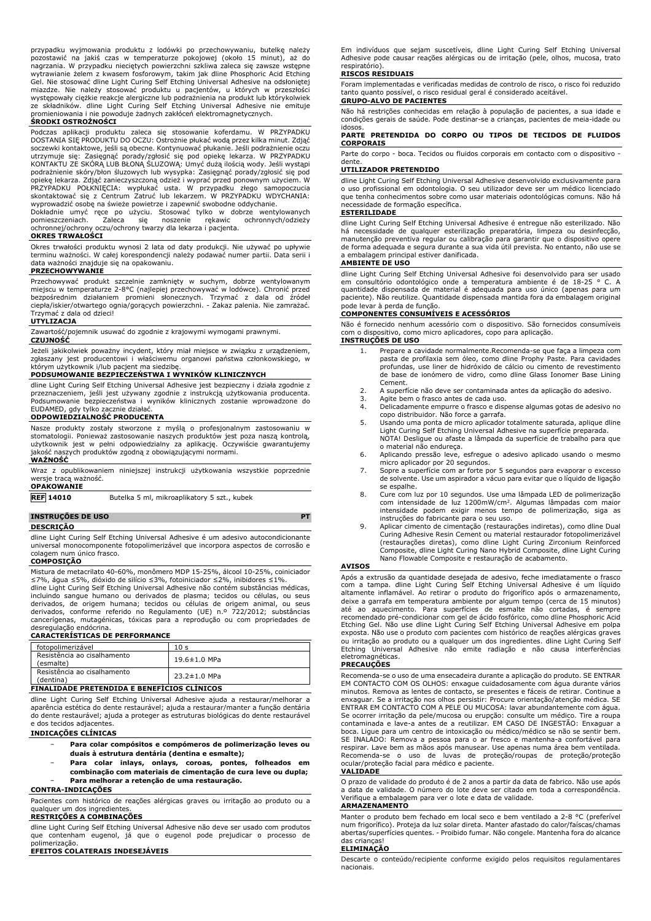przypadku wyjmowania produktu z lodówki po przechowywaniu, butelkę należy pozostawić na jakiś czas w temperaturze pokojowej (około 15 minut), aż do nagrzania. W przypadku nieciętych powierzchni szkliwa zaleca się zawsze wstępne wytrawianie żelem z kwasem fosforowym, takim jak dline Phosphoric Acid Etching Gel. Nie stosować dline Light Curing Self Etching Universal Adhesive na odsłoniętej miazdze. Nie należy stosować produktu u pacjentów, u których w przeszłości występowały ciężkie reakcje alergiczne lub podrażnienia na produkt lub którykolwiek ze składników. dline Light Curing Self Etching Universal Adhesive nie emituje promieniowania i nie powoduje żadnych zakłóceń elektromagnetycznych.

**ŚRODKI OSTROŻNOŚCI**

Podczas aplikacji produktu zaleca się stosowanie koferdamu. W PRZYPADKU DOSTANIA SIĘ PRODUKTU DO OCZU: Ostrożnie płukać wodą przez kilka minut. Zdjąć soczewki kontaktowe, jeśli są obecne. Kontynuować płukanie. Jeśli podrażnienie oczu utrzymuje się: Zasięgnąć porady/zgłosić się pod opiekę lekarza. W PRZYPADKU KONTAKTU ZE SKÓRĄ LUB BŁONĄ ŚLUZOWĄ: Umyć dużą ilością wody. Jeśli wystąpi podrażnienie skóry/błon śluzowych lub wysypka: Zasięgnąć porady/zgłosić się pod opiekę lekarza. Zdjąć zanieczyszczoną odzież i wyprać przed ponownym użyciem. W PRZYPADKU POŁKNIĘCIA: wypłukać usta. W przypadku złego samopoczucia skontaktować się z Centrum Zatruć lub lekarzem. W PRZYPADKU WDYCHANIA: wyprowadzić osobę na świeże powietrze i zapewnić swobodne oddychanie.

Dokładnie umyć ręce po użyciu. Stosować tylko w dobrze wentylowanych pomieszczeniach. Zaleca się noszenie rękawic ochronnych/odzieży ochronnej/ochrony oczu/ochrony twarzy dla lekarza i pacjenta.

**OKRES TRWAŁOŚCI**

Okres trwałości produktu wynosi 2 lata od daty produkcji. Nie używać po upływie terminu ważności. W całej korespondencji należy podawać numer partii. Data serii i data ważności znajduje się na opakowaniu.

**PRZECHOWYWANIE**

Przechowywać produkt szczelnie zamknięty w suchym, dobrze wentylowanym miejscu w temperaturze 2-8°C (najlepiej przechowywać w lodówce). Chronić przed bezpośrednim działaniem promieni słonecznych. Trzymać z dala od źródeł ciepła/iskier/otwartego ognia/gorących powierzchni. - Zakaz palenia. Nie zamrażać. Trzymać z dala od dzieci!

**UTYLIZACJA**

Zawartość/pojemnik usuwać do zgodnie z krajowymi wymogami prawnymi.

**CZUJNOŚĆ**

Jeżeli jakikolwiek poważny incydent, który miał miejsce w związku z urządzeniem, zgłaszany jest producentowi i właściwemu organowi państwa członkowskiego, w którym użytkownik i/lub pacjent ma siedzibę.

**PODSUMOWANIE BEZPIECZEŃSTWA I WYNIKÓW KLINICZNYCH**

dline Light Curing Self Etching Universal Adhesive jest bezpieczny i działa zgodnie z przeznaczeniem, jeśli jest używany zgodnie z instrukcją użytkowania producenta. Podsumowanie bezpieczeństwa i wyników klinicznych zostanie wprowadzone do EUDAMED, gdy tylko zacznie działać.

**ODPOWIEDZIALNOŚĆ PRODUCENTA**

Nasze produkty zostały stworzone z myślą o profesjonalnym zastosowaniu w stomatologii. Ponieważ zastosowanie naszych produktów jest poza naszą kontrolą, użytkownik jest w pełni odpowiedzialny za aplikację. Oczywiście gwarantujemy jakość naszych produktów zgodną z obowiązującymi normami.

**WAŻNOŚĆ**

Wraz z opublikowaniem niniejszej instrukcji użytkowania wszystkie poprzednie wersje tracą ważność.

**OPAKOWANIE**

**REF 14010** Butelka 5 ml, mikroaplikatory 5 szt., kubek

## INSTRUÇÕES DE USO PT

**DESCRIÇÃO**

dline Light Curing Self Etching Universal Adhesive é um adesivo autocondicionante universal monocomponente fotopolimerizável que incorpora aspectos de corrosão e colagem num único frasco.

**COMPOSIÇÃO**

Mistura de metacrilato 40-60%, monômero MDP 15-25%, álcool 10-25%, coiniciador ≤7%, água ≤5%, dióxido de silício ≤3%, fotoiniciador ≤2%, inibidores ≤1%.

dline Light Curing Self Etching Universal Adhesive não contém substâncias médicas, incluindo sangue humano ou derivados de plasma; tecidos ou células, ou seus derivados, de origem humana; tecidos ou células de origem animal, ou seus derivados, conforme referido no Regulamento (UE) n.º 722/2012; substâncias cancerígenas, mutagénicas, tóxicas para a reprodução ou com propriedades de desregulação endócrina.

**CARACTERÍSTICAS DE PERFORMANCE**

| fotopolimerizável | 10 s |
|---|---|
| Resistência ao cisalhamento (esmalte) | 19.6±1.0 MPa |
| Resistência ao cisalhamento (dentina) | 23.2±1.0 MPa |

**FINALIDADE PRETENDIDA E BENEFÍCIOS CLÍNICOS**

dline Light Curing Self Etching Universal Adhesive ajuda a restaurar/melhorar a aparência estética do dente restaurável; ajuda a restaurar/manter a função dentária do dente restaurável; ajuda a proteger as estruturas biológicas do dente restaurável e dos tecidos adjacentes.

**INDICAÇÕES CLÍNICAS**

- **Para colar compósitos e compómeros de polimerização leves ou duais à estrutura dentária (dentina e esmalte);**
- **Para colar inlays, onlays, coroas, pontes, folheados em combinação com materiais de cimentação de cura leve ou dupla;**
- **Para melhorar a retenção de uma restauração.**

**CONTRA-INDICAÇÕES**

Pacientes com histórico de reações alérgicas graves ou irritação ao produto ou a qualquer um dos ingredientes.

**RESTRIÇÕES A COMBINAÇÕES**

dline Light Curing Self Etching Universal Adhesive não deve ser usado com produtos que contenham eugenol, já que o eugenol pode prejudicar o processo de polimerização.

**EFEITOS COLATERAIS INDESEJÁVEIS**

Em indivíduos que sejam suscetíveis, dline Light Curing Self Etching Universal Adhesive pode causar reações alérgicas ou de irritação (pele, olhos, mucosa, trato respiratório).

**RISCOS RESIDUAIS**

Foram implementadas e verificadas medidas de controlo de risco, o risco foi reduzido tanto quanto possível, o risco residual geral é considerado aceitável.

**GRUPO-ALVO DE PACIENTES**

Não há restrições conhecidas em relação à população de pacientes, a sua idade e condições gerais de saúde. Pode destinar-se a crianças, pacientes de meia-idade ou idosos.

**PARTE PRETENDIDA DO CORPO OU TIPOS DE TECIDOS DE FLUIDOS CORPORAIS**

Parte do corpo - boca. Tecidos ou fluidos corporais em contacto com o dispositivo - dente.

**UTILIZADOR PRETENDIDO**

dline Light Curing Self Etching Universal Adhesive desenvolvido exclusivamente para o uso profissional em odontologia. O seu utilizador deve ser um médico licenciado que tenha conhecimentos sobre como usar materiais odontológicas comuns. Não há necessidade de formação específica.

**ESTERILIDADE**

dline Light Curing Self Etching Universal Adhesive é entregue não esterilizado. Não há necessidade de qualquer esterilização preparatória, limpeza ou desinfecção, manutenção preventiva regular ou calibração para garantir que o dispositivo opere de forma adequada e segura durante a sua vida útil prevista. No entanto, não use se a embalagem principal estiver danificada.

**AMBIENTE DE USO**

dline Light Curing Self Etching Universal Adhesive foi desenvolvido para ser usado em consultório odontológico onde a temperatura ambiente é de 18-25 ° C. A quantidade dispensada de material é adequada para uso único (apenas para um paciente). Não reutilize. Quantidade dispensada mantida fora da embalagem original pode levar à perda de função.

**COMPONENTES CONSUMÍVEIS E ACESSÓRIOS**

Não é fornecido nenhum acessório com o dispositivo. São fornecidos consumíveis com o dispositivo, como micro aplicadores, copo para aplicação.

**INSTRUÇÕES DE USO**

1. Prepare a cavidade normalmente.Recomenda-se que faça a limpeza com pasta de profilaxia sem óleo, como dline Prophy Paste. Para cavidades profundas, use liner de hidróxido de cálcio ou cimento de revestimento de base de ionómero de vidro, como dline Glass Ionomer Base Lining Cement.
2. A superfície não deve ser contaminada antes da aplicação do adesivo.
3. Agite bem o frasco antes de cada uso.
4. Delicadamente empurre o frasco e dispense algumas gotas de adesivo no copo distribuidor. Não force a garrafa.
5. Usando uma ponta de micro aplicador totalmente saturada, aplique dline Light Curing Self Etching Universal Adhesive na superfície preparada. NOTA! Desligue ou afaste a lâmpada da superfície de trabalho para que o material não endureça.
6. Aplicando pressão leve, esfregue o adesivo aplicado usando o mesmo micro aplicador por 20 segundos.
7. Sopre a superfície com ar forte por 5 segundos para evaporar o excesso de solvente. Use um aspirador a vácuo para evitar que o líquido de ligação se espalhe.
8. Cure com luz por 10 segundos. Use uma lâmpada LED de polimerização com intensidade de luz 1200mW/cm². Algumas lâmpadas com maior intensidade podem exigir menos tempo de polimerização, siga as instruções do fabricante para o seu uso.
9. Aplicar cimento de cimentação (restaurações indiretas), como dline Dual Curing Adhesive Resin Cement ou material restaurador fotopolimerizável (restaurações diretas), como dline Light Curing Zirconium Reinforced Composite, dline Light Curing Nano Hybrid Composite, dline Light Curing Nano Flowable Composite e restauração de acabamento.

**AVISOS**

Após a extrusão da quantidade desejada de adesivo, feche imediatamente o frasco com a tampa. dline Light Curing Self Etching Universal Adhesive é um líquido altamente inflamável. Ao retirar o produto do frigorífico após o armazenamento, deixe a garrafa em temperatura ambiente por algum tempo (cerca de 15 minutos) até ao aquecimento. Para superfícies de esmalte não cortadas, é sempre recomendado pré-condicionar com gel de ácido fosfórico, como dline Phosphoric Acid Etching Gel. Não use dline Light Curing Self Etching Universal Adhesive em polpa exposta. Não use o produto com pacientes com histórico de reações alérgicas graves ou irritação ao produto ou a qualquer um dos ingredientes. dline Light Curing Self Etching Universal Adhesive não emite radiação e não causa interferências eletromagnéticas.

**PRECAUÇÕES**

Recomenda-se o uso de uma ensecadeira durante a aplicação do produto. SE ENTRAR EM CONTACTO COM OS OLHOS: enxague cuidadosamente com água durante vários minutos. Remova as lentes de contacto, se presentes e fáceis de retirar. Continue a enxaguar. Se a irritação nos olhos persistir: Procure orientação/atenção médica. SE ENTRAR EM CONTACTO COM A PELE OU MUCOSA: lavar abundantemente com água. Se ocorrer irritação da pele/mucosa ou erupção: consulte um médico. Tire a roupa contaminada e lave-a antes de a reutilizar. EM CASO DE INGESTÃO: Enxaguar a boca. Ligue para um centro de intoxicação ou médico/médico se não se sentir bem. SE INALADO: Remova a pessoa para o ar fresco e mantenha-a confortável para respirar. Lave bem as mãos após manusear. Use apenas numa área bem ventilada. Recomenda-se o uso de luvas de proteção/roupas de proteção/proteção ocular/proteção facial para médico e paciente.

**VALIDADE**

O prazo de validade do produto é de 2 anos a partir da data de fabrico. Não use após a data de validade. O número do lote deve ser citado em toda a correspondência. Verifique a embalagem para ver o lote e data de validade.

**ARMAZENAMENTO**

Manter o produto bem fechado em local seco e bem ventilado a 2-8 °C (preferível num frigorífico). Proteja da luz solar direta. Manter afastado do calor/faíscas/chamas abertas/superfícies quentes. - Proibido fumar. Não congele. Mantenha fora do alcance das crianças!

**ELIMINAÇÃO**

Descarte o conteúdo/recipiente conforme exigido pelos requisitos regulamentares nacionais.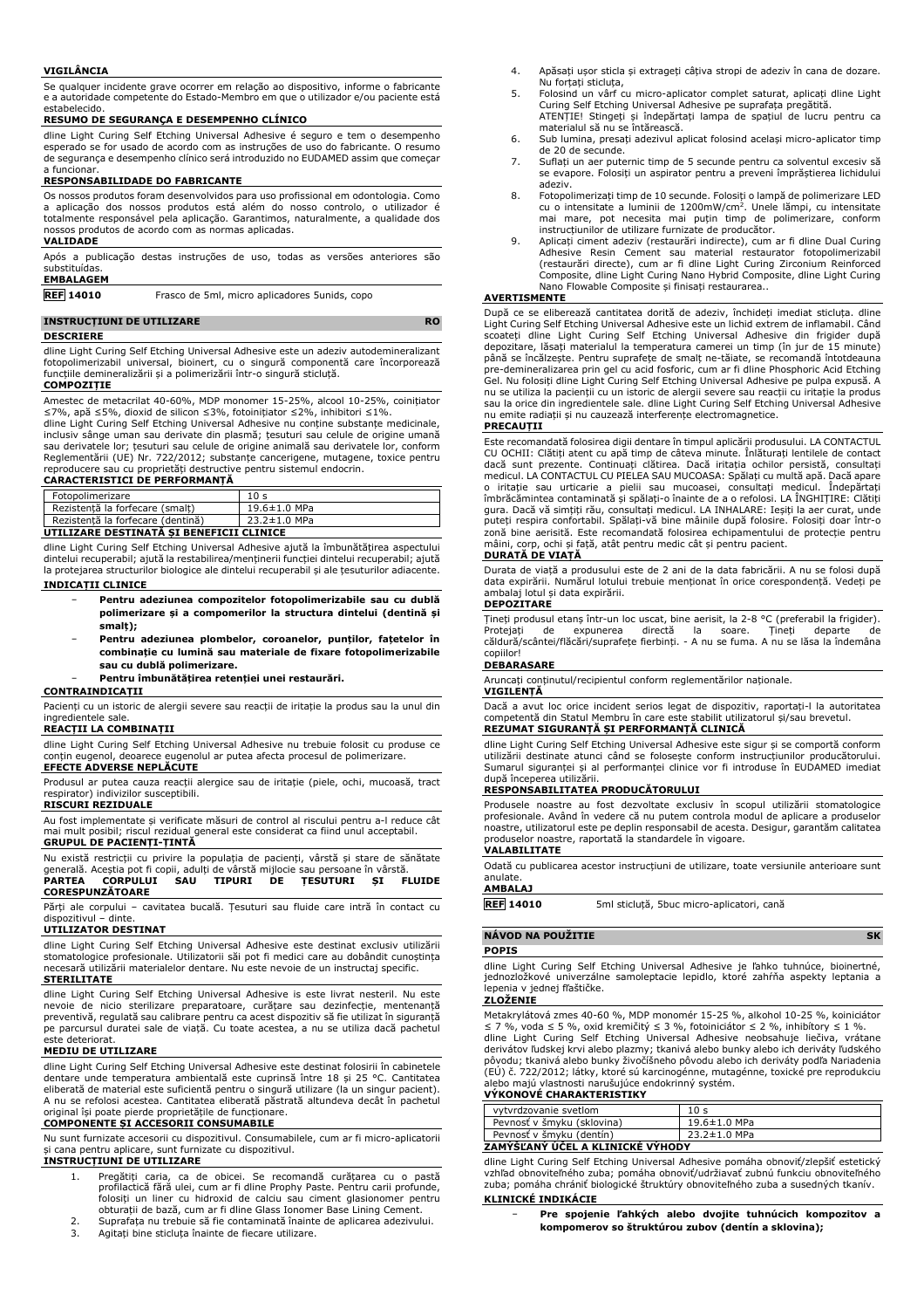**VIGILÂNCIA**

Se qualquer incidente grave ocorrer em relação ao dispositivo, informe o fabricante e a autoridade competente do Estado-Membro em que o utilizador e/ou paciente está estabelecido.

**RESUMO DE SEGURANÇA E DESEMPENHO CLÍNICO**

dline Light Curing Self Etching Universal Adhesive é seguro e tem o desempenho esperado se for usado de acordo com as instruções de uso do fabricante. O resumo de segurança e desempenho clínico será introduzido no EUDAMED assim que começar a funcionar.

**RESPONSABILIDADE DO FABRICANTE**

Os nossos produtos foram desenvolvidos para uso profissional em odontologia. Como a aplicação dos nossos produtos está além do nosso controlo, o utilizador é totalmente responsável pela aplicação. Garantimos, naturalmente, a qualidade dos nossos produtos de acordo com as normas aplicadas.

**VALIDADE**

Após a publicação destas instruções de uso, todas as versões anteriores são substituídas.

**EMBALAGEM**

| | |
|---|---|
| **REF 14010** | Frasco de 5ml, micro aplicadores 5unids, copo |

## INSTRUCȚIUNI DE UTILIZARE — RO

**DESCRIERE**

dline Light Curing Self Etching Universal Adhesive este un adeziv autodemineralizant fotopolimerizabil universal, bioinert, cu o singură componentă care încorporează funcțiile demineralizării și a polimerizării într-o singură sticluță.

**COMPOZIȚIE**

Amestec de metacrilat 40-60%, MDP monomer 15-25%, alcool 10-25%, coinițiator ≤7%, apă ≤5%, dioxid de silicon ≤3%, fotoinițiator ≤2%, inhibitori ≤1%.
dline Light Curing Self Etching Universal Adhesive nu conține substanțe medicinale, inclusiv sânge uman sau derivate din plasmă; țesuturi sau celule de origine umană sau derivatele lor; țesuturi sau celule de origine animală sau derivatele lor, conform Reglementării (UE) Nr. 722/2012; substanțe cancerigene, mutagene, toxice pentru reproducere sau cu proprietăți destructive pentru sistemul endocrin.

**CARACTERISTICI DE PERFORMANȚĂ**

| | |
|---|---|
| Fotopolimerizare | 10 s |
| Rezistență la forfecare (smalț) | 19.6±1.0 MPa |
| Rezistență la forfecare (dentină) | 23.2±1.0 MPa |

**UTILIZARE DESTINATĂ ȘI BENEFICII CLINICE**

dline Light Curing Self Etching Universal Adhesive ajută la îmbunătățirea aspectului dintelui recuperabil; ajută la restabilirea/menținerii funcției dintelui recuperabil; ajută la protejarea structurilor biologice ale dintelui recuperabil și ale țesuturilor adiacente.

**INDICAȚII CLINICE**

- **Pentru adeziunea compozitelor fotopolimerizabile sau cu dublă polimerizare și a compomerilor la structura dintelui (dentină și smalț);**
- **Pentru adeziunea plombelor, coroanelor, punților, fațetelor în combinație cu lumină sau materiale de fixare fotopolimerizabile sau cu dublă polimerizare.**
- **Pentru îmbunătățirea retenției unei restaurări.**

**CONTRAINDICAȚII**

Pacienți cu un istoric de alergii severe sau reacții de iritație la produs sau la unul din ingredientele sale.

**REACȚII LA COMBINAȚII**

dline Light Curing Self Etching Universal Adhesive nu trebuie folosit cu produse ce conțin eugenol, deoarece eugenolul ar putea afecta procesul de polimerizare.

**EFECTE ADVERSE NEPLĂCUTE**

Produsul ar putea cauza reacții alergice sau de iritație (piele, ochi, mucoasă, tract respirator) indivizilor susceptibili.

**RISCURI REZIDUALE**

Au fost implementate și verificate măsuri de control al riscului pentru a-l reduce cât mai mult posibil; riscul rezidual general este considerat ca fiind unul acceptabil.

**GRUPUL DE PACIENȚI-ȚINTĂ**

Nu există restricții cu privire la populația de pacienți, vârstă și stare de sănătate generală. Aceștia pot fi copii, adulți de vârstă mijlocie sau persoane în vârstă.

**PARTEA CORPULUI SAU TIPURI DE ȚESUTURI ȘI FLUIDE CORESPUNZĂTOARE**

Părți ale corpului – cavitatea bucală. Țesuturi sau fluide care intră în contact cu dispozitivul – dinte.

**UTILIZATOR DESTINAT**

dline Light Curing Self Etching Universal Adhesive este destinat exclusiv utilizării stomatologice profesionale. Utilizatorii săi pot fi medici care au dobândit cunoștința necesară utilizării materialelor dentare. Nu este nevoie de un instructaj specific.

**STERILITATE**

dline Light Curing Self Etching Universal Adhesive is este livrat nesteril. Nu este nevoie de nicio sterilizare preparatoare, curățare sau dezinfecție, mentenanță preventivă, regulată sau calibrare pentru ca acest dispozitiv să fie utilizat în siguranță pe parcursul duratei sale de viață. Cu toate acestea, a nu se utiliza dacă pachetul este deteriorat.

**MEDIU DE UTILIZARE**

dline Light Curing Self Etching Universal Adhesive este destinat folosirii în cabinetele dentare unde temperatura ambientală este cuprinsă între 18 și 25 °C. Cantitatea eliberată de material este suficientă pentru o singură utilizare (la un singur pacient). A nu se refolosi aceasta. Cantitatea eliberată păstrată altundeva decât în pachetul original își poate pierde proprietățile de funcționare.

**COMPONENTE ȘI ACCESORII CONSUMABILE**

Nu sunt furnizate accesorii cu dispozitivul. Consumabilele, cum ar fi micro-aplicatorii și cana pentru aplicare, sunt furnizate cu dispozitivul.

**INSTRUCȚIUNI DE UTILIZARE**

1. Pregătiți caria, ca de obicei. Se recomandă curățarea cu o pastă profilactică fără ulei, cum ar fi dline Prophy Paste. Pentru carii profunde, folosiți un liner cu hidroxid de calciu sau ciment glasionomer pentru obturații de bază, cum ar fi dline Glass Ionomer Base Lining Cement.
2. Suprafața nu trebuie să fie contaminată înainte de aplicarea adezivului.
3. Agitați bine sticluța înainte de fiecare utilizare.
4. Apăsați ușor sticla și extrageți câțiva stropi de adeziv în cana de dozare. Nu forțați sticluța,
5. Folosind un vârf cu micro-aplicator complet saturat, aplicați dline Light Curing Self Etching Universal Adhesive pe suprafața pregătită.
   ATENȚIE! Stingeți și îndepărtați lampa de spațiul de lucru pentru ca materialul să nu se întărească.
6. Sub lumina, presați adezivul aplicat folosind același micro-aplicator timp de 20 de secunde.
7. Suflați un aer puternic timp de 5 secunde pentru ca solventul excesiv să se evapore. Folosiți un aspirator pentru a preveni împrăștierea lichidului adeziv.
8. Fotopolimerizați timp de 10 secunde. Folosiți o lampă de polimerizare LED cu o intensitate a luminii de 1200mW/cm$^2$. Unele lămpi, cu intensitate mai mare, pot necesita mai puțin timp de polimerizare, conform instrucțiunilor de utilizare furnizate de producător.
9. Aplicați ciment adeziv (restaurări indirecte), cum ar fi dline Dual Curing Adhesive Resin Cement sau material restaurator fotopolimerizabil (restaurări directe), cum ar fi dline Light Curing Zirconium Reinforced Composite, dline Light Curing Nano Hybrid Composite, dline Light Curing Nano Flowable Composite și finisați restaurarea..

**AVERTISMENTE**

După ce se eliberează cantitatea dorită de adeziv, închideți imediat sticluța. dline Light Curing Self Etching Universal Adhesive este un lichid extrem de inflamabil. Când scoateți dline Light Curing Self Etching Universal Adhesive din frigider după depozitare, lăsați materialul la temperatura camerei un timp (în jur de 15 minute) până se încălzește. Pentru suprafețe de smalț ne-tăiate, se recomandă întotdeauna pre-demineralizarea prin gel cu acid fosforic, cum ar fi dline Phosphoric Acid Etching Gel. Nu folosiți dline Light Curing Self Etching Universal Adhesive pe pulpa expusă. A nu se utiliza la pacienții cu un istoric de alergii severe sau reacții cu iritație la produs sau la orice din ingredientele sale. dline Light Curing Self Etching Universal Adhesive nu emite radiații și nu cauzează interferențe electromagnetice.

**PRECAUȚII**

Este recomandată folosirea digii dentare în timpul aplicării produsului. LA CONTACTUL CU OCHII: Clătiți atent cu apă timp de câteva minute. Înlăturați lentilele de contact dacă sunt prezente. Continuați clătirea. Dacă iritația ochilor persistă, consultați medicul. LA CONTACTUL CU PIELEA SAU MUCOASA: Spălați cu multă apă. Dacă apare o iritație sau urticarie a pielii sau mucoasei, consultați medicul. Îndepărtați îmbrăcămintea contaminată și spălați-o înainte de a o refolosi. LA ÎNGHIȚIRE: Clătiți gura. Dacă vă simțiți rău, consultați medicul. LA INHALARE: Ieșiți la aer curat, unde puteți respira confortabil. Spălați-vă bine mâinile după folosire. Folosiți doar într-o zonă bine aerisită. Este recomandată folosirea echipamentului de protecție pentru mâini, corp, ochi și față, atât pentru medic cât și pentru pacient.

**DURATĂ DE VIAȚĂ**

Durata de viață a produsului este de 2 ani de la data fabricării. A nu se folosi după data expirării. Numărul lotului trebuie menționat în orice corespondență. Vedeți pe ambalaj lotul și data expirării.

**DEPOZITARE**

Țineți produsul etanș într-un loc uscat, bine aerisit, la 2-8 °C (preferabil în frigider). Protejați de expunerea directă la soare. Țineți departe de căldură/scântei/flăcări/suprafețe fierbinți. - A nu se fuma. A nu se lăsa la îndemâna copiilor!

**DEBARASARE**

Aruncați conținutul/recipientul conform reglementărilor naționale.

**VIGILENȚĂ**

Dacă a avut loc orice incident serios legat de dispozitiv, raportați-l la autoritatea competentă din Statul Membru în care este stabilit utilizatorul și/sau brevetul.

**REZUMAT SIGURANȚĂ ȘI PERFORMANȚĂ CLINICĂ**

dline Light Curing Self Etching Universal Adhesive este sigur și se comportă conform utilizării destinate atunci când se folosește conform instrucțiunilor producătorului. Sumarul siguranței și al performanței clinice vor fi introduse în EUDAMED imediat după începerea utilizării.

**RESPONSABILITATEA PRODUCĂTORULUI**

Produsele noastre au fost dezvoltate exclusiv în scopul utilizării stomatologice profesionale. Având în vedere că nu putem controla modul de aplicare a produselor noastre, utilizatorul este pe deplin responsabil de acesta. Desigur, garantăm calitatea produselor noastre, raportată la standardele în vigoare.

**VALABILITATE**

Odată cu publicarea acestor instrucțiuni de utilizare, toate versiunile anterioare sunt anulate.

**AMBALAJ**

| | |
|---|---|
| **REF 14010** | 5ml sticluță, 5buc micro-aplicatori, cană |

## NÁVOD NA POUŽITIE — SK

**POPIS**

dline Light Curing Self Etching Universal Adhesive je ľahko tuhnúce, bioinertné, jednozložkové univerzálne samoleptacie lepidlo, ktoré zahŕňa aspekty leptania a lepenia v jednej fľaštičke.

**ZLOŽENIE**

Metakrylátová zmes 40-60 %, MDP monomér 15-25 %, alkohol 10-25 %, koiniciátor ≤ 7 %, voda ≤ 5 %, oxid kremičitý ≤ 3 %, fotoiniciátor ≤ 2 %, inhibítory ≤ 1 %.
dline Light Curing Self Etching Universal Adhesive neobsahuje liečivá, vrátane derivátov ľudskej krvi alebo plazmy; tkanivá alebo bunky alebo ich deriváty ľudského pôvodu; tkanivá alebo bunky živočíšneho pôvodu alebo ich deriváty podľa Nariadenia (EÚ) č. 722/2012; látky, ktoré sú karcinogénne, mutagénne, toxické pre reprodukciu alebo majú vlastnosti narušujúce endokrinný systém.

**VÝKONOVÉ CHARAKTERISTIKY**

| | |
|---|---|
| vytvrdzovanie svetlom | 10 s |
| Pevnosť v šmyku (sklovina) | 19.6±1.0 MPa |
| Pevnosť v šmyku (dentín) | 23.2±1.0 MPa |

**ZAMÝŠĽANÝ ÚČEL A KLINICKÉ VÝHODY**

dline Light Curing Self Etching Universal Adhesive pomáha obnoviť/zlepšiť estetický vzhľad obnoviteľného zuba; pomáha obnoviť/udržiavať zubnú funkciu obnoviteľného zuba; pomáha chrániť biologické štruktúry obnoviteľného zuba a susedných tkanív.

**KLINICKÉ INDIKÁCIE**

- **Pre spojenie ľahkých alebo dvojite tuhnúcich kompozitov a kompomerov so štruktúrou zubov (dentín a sklovina);**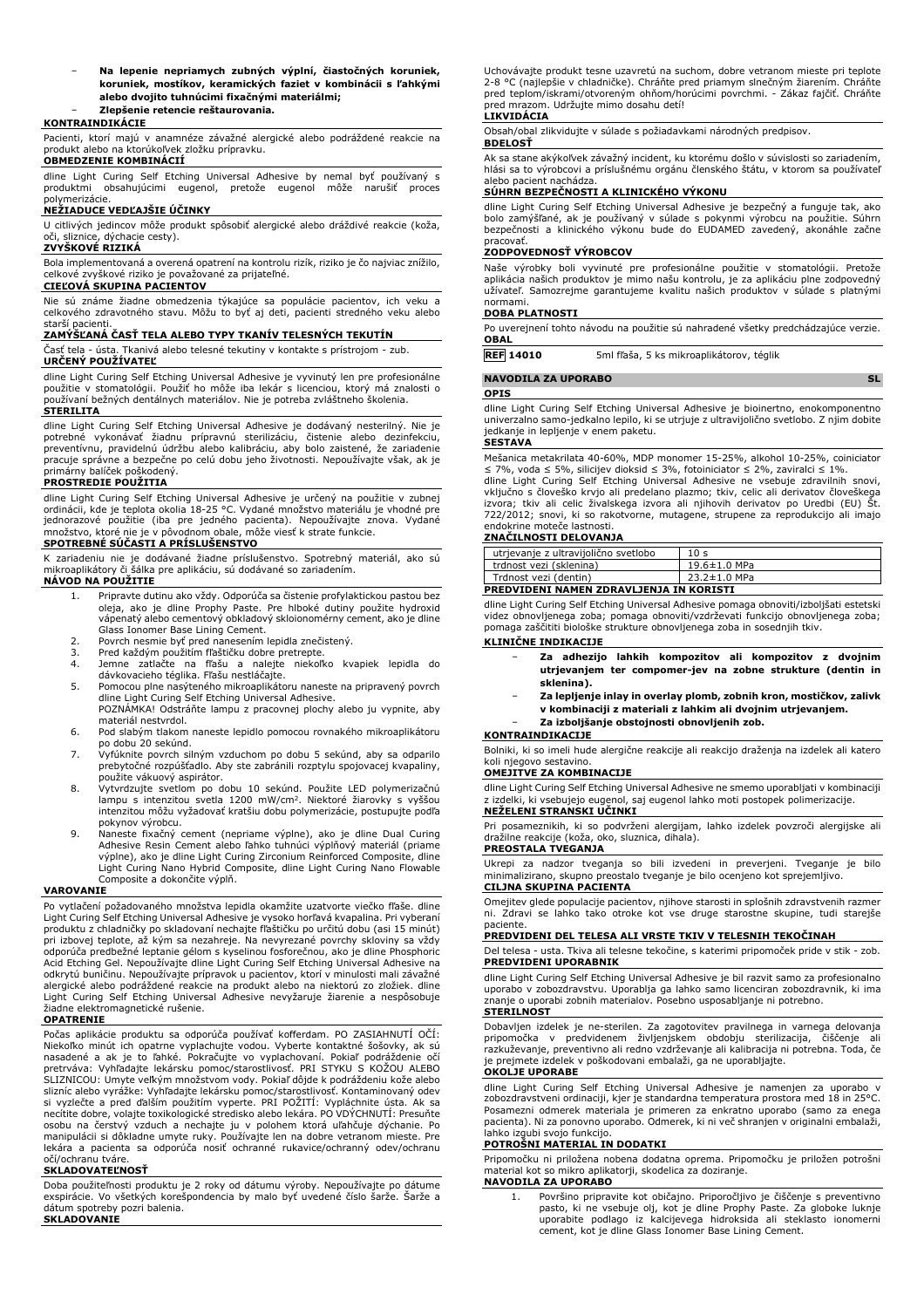- **Na lepenie nepriamych zubných výplní, čiastočných koruniek, koruniek, mostíkov, keramických faziet v kombinácii s ľahkými alebo dvojito tuhnúcimi fixačnými materiálmi;**
- **Zlepšenie retencie reštaurovania.**

**KONTRAINDIKÁCIE**

Pacienti, ktorí majú v anamnéze závažné alergické alebo podráždené reakcie na produkt alebo na ktorúkoľvek zložku prípravku.

**OBMEDZENIE KOMBINÁCIÍ**

dline Light Curing Self Etching Universal Adhesive by nemal byť používaný s produktmi obsahujúcimi eugenol, pretože eugenol môže narušiť proces polymerizácie.

**NEŽIADUCE VEDĽAJŠIE ÚČINKY**

U citlivých jedincov môže produkt spôsobiť alergické alebo dráždivé reakcie (koža, oči, sliznice, dýchacie cesty).

**ZVYŠKOVÉ RIZIKÁ**

Bola implementovaná a overená opatrení na kontrolu rizík, riziko je čo najviac znížilo, celkové zvyškové riziko je považované za prijateľné.

**CIEĽOVÁ SKUPINA PACIENTOV**

Nie sú známe žiadne obmedzenia týkajúce sa populácie pacientov, ich veku a celkového zdravotného stavu. Môžu to byť aj deti, pacienti stredného veku alebo starší pacienti.

**ZAMÝŠĽANÁ ČASŤ TELA ALEBO TYPY TKANÍV TELESNÝCH TEKUTÍN**

Časť tela - ústa. Tkanivá alebo telesné tekutiny v kontakte s prístrojom - zub.

**URČENÝ POUŽÍVATEĽ**

dline Light Curing Self Etching Universal Adhesive je vyvinutý len pre profesionálne použitie v stomatológii. Použiť ho môže iba lekár s licenciou, ktorý má znalosti o používaní bežných dentálnych materiálov. Nie je potreba zvláštneho školenia.

**STERILITA**

dline Light Curing Self Etching Universal Adhesive je dodávaný nesterilný. Nie je potrebné vykonávať žiadnu prípravnú sterilizáciu, čistenie alebo dezinfekciu, preventívnu, pravidelnú údržbu alebo kalibráciu, aby bolo zaistené, že zariadenie pracuje správne a bezpečne po celú dobu jeho životnosti. Nepoužívajte však, ak je primárny balíček poškodený.

**PROSTREDIE POUŽITIA**

dline Light Curing Self Etching Universal Adhesive je určený na použitie v zubnej ordinácii, kde je teplota okolia 18-25 °C. Vydané množstvo materiálu je vhodné pre jednorazové použitie (iba pre jedného pacienta). Nepoužívajte znova. Vydané množstvo, ktoré nie je v pôvodnom obale, môže viesť k strate funkcie.

**SPOTREBNÉ SÚČASTI A PRÍSLUŠENSTVO**

K zariadeniu nie je dodávané žiadne príslušenstvo. Spotrebný materiál, ako sú mikroaplikátory či šálka pre aplikáciu, sú dodávané so zariadením.

**NÁVOD NA POUŽITIE**

1. Pripravte dutinu ako vždy. Odporúča sa čistenie profylaktickou pastou bez oleja, ako je dline Prophy Paste. Pre hlboké dutiny použite hydroxid vápenatý alebo cementový obkladový skloionomérny cement, ako je dline Glass Ionomer Base Lining Cement.
2. Povrch nesmie byť pred nanesením lepidla znečistený.
3. Pred každým použitím fľaštičku dobre pretrepte.
4. Jemne zatlačte na fľašu a nalejte niekoľko kvapiek lepidla do dávkovacieho téglika. Fľašu nestláčajte.
5. Pomocou plne nasýteného mikroaplikátoru naneste na pripravený povrch dline Light Curing Self Etching Universal Adhesive.
   POZNÁMKA! Odstráňte lampu z pracovnej plochy alebo ju vypnite, aby materiál nestvrdol.
6. Pod slabým tlakom naneste lepidlo pomocou rovnakého mikroaplikátoru po dobu 20 sekúnd.
7. Vyfúknite povrch silným vzduchom po dobu 5 sekúnd, aby sa odparilo prebytočné rozpúšťadlo. Aby ste zabránili rozptylu spojovacej kvapaliny, použite vákuový aspirátor.
8. Vytvrdzujte svetlom po dobu 10 sekúnd. Použite LED polymerizačnú lampu s intenzitou svetla 1200 mW/cm². Niektoré žiarovky s vyššou intenzitou môžu vyžadovať kratšiu dobu polymerizácie, postupujte podľa pokynov výrobcu.
9. Naneste fixačný cement (nepriame výplne), ako je dline Dual Curing Adhesive Resin Cement alebo ľahko tuhnúci výplňový materiál (priame výplne), ako je dline Light Curing Zirconium Reinforced Composite, dline Light Curing Nano Hybrid Composite, dline Light Curing Nano Flowable Composite a dokončite výplň.

**VAROVANIE**

Po vytlačení požadovaného množstva lepidla okamžite uzatvorte viečko fľaše. dline Light Curing Self Etching Universal Adhesive je vysoko horľavá kvapalina. Pri vyberaní produktu z chladničky po skladovaní nechajte fľaštičku po určitú dobu (asi 15 minút) pri izbovej teplote, až kým sa nezahreje. Na nevyrezané povrchy skloviny sa vždy odporúča predbežné leptanie gélom s kyselinou fosforečnou, ako je dline Phosphoric Acid Etching Gel. Nepoužívajte dline Light Curing Self Etching Universal Adhesive na odkrytú buničinu. Nepoužívajte prípravok u pacientov, ktorí v minulosti mali závažné alergické alebo podráždené reakcie na produkt alebo na niektorú zo zložiek. dline Light Curing Self Etching Universal Adhesive nevyžaruje žiarenie a nespôsobuje žiadne elektromagnetické rušenie.

**OPATRENIE**

Počas aplikácie produktu sa odporúča používať kofferdam. PO ZASIAHNUTÍ OČÍ: Niekoľko minút ich opatrne vyplachujte vodou. Vyberte kontaktné šošovky, ak sú nasadené a ak je to ľahké. Pokračujte vo vyplachovaní. Pokiaľ podráždenie očí pretrváva: Vyhľadajte lekársku pomoc/starostlivosť. PRI STYKU S KOŽOU ALEBO SLIZNICOU: Umyte veľkým množstvom vody. Pokiaľ dôjde k podráždeniu kože alebo slizníc alebo vyrážke: Vyhľadajte lekársku pomoc/starostlivosť. Kontaminovaný odev si vyzlečte a pred ďalším použitím vyperte. PRI POŽITÍ: Vypláchnite ústa. Ak sa necítite dobre, volajte toxikologické stredisko alebo lekára. PO VDÝCHNUTÍ: Presuňte osobu na čerstvý vzduch a nechajte ju v polohe ktorá uľahčuje dýchanie. Po manipulácii si dôkladne umyte ruky. Používajte len na dobre vetranom mieste. Pre lekára a pacienta sa odporúča nosiť ochranné rukavice/ochranný odev/ochranu očí/ochranu tváre.

**SKLADOVATEĽNOSŤ**

Doba použiteľnosti produktu je 2 roky od dátumu výroby. Nepoužívajte po dátume exspirácie. Vo všetkých korešpondencia by malo byť uvedené číslo šarže. Šarže a dátum spotreby pozri balenia.

**SKLADOVANIE**

Uchovávajte produkt tesne uzavretú na suchom, dobre vetranom mieste pri teplote 2-8 °C (najlepšie v chladničke). Chráňte pred priamym slnečným žiarením. Chráňte pred teplom/iskrami/otvoreným ohňom/horúcimi povrchmi. - Zákaz fajčiť. Chráňte pred mrazom. Udržujte mimo dosahu detí!

**LIKVIDÁCIA**

Obsah/obal zlikvidujte v súlade s požiadavkami národných predpisov.

**BDELOSŤ**

Ak sa stane akýkoľvek závažný incident, ku ktorému došlo v súvislosti so zariadením, hlási sa to výrobcovi a príslušnému orgánu členského štátu, v ktorom sa používateľ alebo pacient nachádza.

**SÚHRN BEZPEČNOSTI A KLINICKÉHO VÝKONU**

dline Light Curing Self Etching Universal Adhesive je bezpečný a funguje tak, ako bolo zamýšľané, ak je používaný v súlade s pokynmi výrobcu na použitie. Súhrn bezpečnosti a klinického výkonu bude do EUDAMED zavedený, akonáhle začne pracovať.

**ZODPOVEDNOSŤ VÝROBCOV**

Naše výrobky boli vyvinuté pre profesionálne použitie v stomatológii. Pretože aplikácia našich produktov je mimo našu kontrolu, je za aplikáciu plne zodpovedný užívateľ. Samozrejme garantujeme kvalitu našich produktov v súlade s platnými normami.

**DOBA PLATNOSTI**

Po uverejnení tohto návodu na použitie sú nahradené všetky predchádzajúce verzie.

**OBAL**

**REF 14010** 5ml fľaša, 5 ks mikroaplikátorov, téglik

## NAVODILA ZA UPORABO — SL

**OPIS**

dline Light Curing Self Etching Universal Adhesive je bioinertno, enokomponentno univerzalno samo-jedkalno lepilo, ki se utrjuje z ultravijolično svetlobo. Z njim dobite jedkanje in lepljenje v enem paketu.

**SESTAVA**

Mešanica metakrilata 40-60%, MDP monomer 15-25%, alkohol 10-25%, coiniciator ≤ 7%, voda ≤ 5%, silicijev dioksid ≤ 3%, fotoiniciator ≤ 2%, zaviralci ≤ 1%.
dline Light Curing Self Etching Universal Adhesive ne vsebuje zdravilnih snovi, vključno s človeško krvjo ali predelano plazmo; tkiv, celic ali derivatov človeškega izvora; tkiv ali celic živalskega izvora ali njihovih derivatov po Uredbi (EU) Št. 722/2012; snovi, ki so rakotvorne, mutagene, strupene za reprodukcijo ali imajo endokrine moteče lastnosti.

**ZNAČILNOSTI DELOVANJA**

| | |
|---|---|
| utrjevanje z ultravijolično svetlobo | 10 s |
| trdnost vezi (sklenina) | 19.6±1.0 MPa |
| Trdnost vezi (dentin) | 23.2±1.0 MPa |

**PREDVIDENI NAMEN ZDRAVLJENJA IN KORISTI**

dline Light Curing Self Etching Universal Adhesive pomaga obnoviti/izboljšati estetski videz obnovljenega zoba; pomaga obnoviti/vzdrževati funkcijo obnovljenega zoba; pomaga zaščititi biološke strukture obnovljenega zoba in sosednjih tkiv.

**KLINIČNE INDIKACIJE**

- **Za adhezijo lahkih kompozitov ali kompozitov z dvojnim utrjevanjem ter compomer-jev na zobne strukture (dentin in sklenina).**
- **Za lepljenje inlay in overlay plomb, zobnih kron, mostičkov, zalivk v kombinaciji z materiali z lahkim ali dvojnim utrjevanjem.**
- **Za izboljšanje obstojnosti obnovljenih zob.**

**KONTRAINDIKACIJE**

Bolniki, ki so imeli hude alergične reakcije ali reakcijo draženja na izdelek ali katero koli njegovo sestavino.

**OMEJITVE ZA KOMBINACIJE**

dline Light Curing Self Etching Universal Adhesive ne smemo uporabljati v kombinaciji z izdelki, ki vsebujejo eugenol, saj eugenol lahko moti postopek polimerizacije.

**NEŽELENI STRANSKI UČINKI**

Pri posameznikih, ki so podvrženi alergijam, lahko izdelek povzroči alergijske ali dražilne reakcije (koža, oko, sluznica, dihala).

**PREOSTALA TVEGANJA**

Ukrepi za nadzor tveganja so bili izvedeni in preverjeni. Tveganje je bilo minimalizirano, skupno preostalo tveganje je bilo ocenjeno kot sprejemljivo.

**CILJNA SKUPINA PACIENTA**

Omejitev glede populacije pacientov, njihove starosti in splošnih zdravstvenih razmer ni. Zdravi se lahko tako otroke kot vse druge starostne skupine, tudi starejše paciente.

**PREDVIDENI DEL TELESA ALI VRSTE TKIV V TELESNIH TEKOČINAH**

Del telesa - usta. Tkiva ali telesne tekočine, s katerimi pripomoček pride v stik - zob.

**PREDVIDENI UPORABNIK**

dline Light Curing Self Etching Universal Adhesive je bil razvit samo za profesionalno uporabo v zobozdravstvu. Uporablja ga lahko samo licenciran zobozdravnik, ki ima znanje o uporabi zobnih materialov. Posebno usposabljanje ni potrebno.

**STERILNOST**

Dobavljen izdelek je ne-sterilen. Za zagotovitev pravilnega in varnega delovanja pripomočka v predvidenem življenjskem obdobju sterilizacija, čiščenje ali razkuževanje, preventivno ali redno vzdrževanje ali kalibracija ni potrebna. Toda, če je prejmete izdelek v poškodovani embalaži, ga ne uporabljajte.

**OKOLJE UPORABE**

dline Light Curing Self Etching Universal Adhesive je namenjen za uporabo v zobozdravstveni ordinaciji, kjer je standardna temperatura prostora med 18 in 25°C. Posamezni odmerek materiala je primeren za enkratno uporabo (samo za enega pacienta). Ni za ponovno uporabo. Odmerek, ki ni več shranjen v originalni embalaži, lahko izgubi svojo funkcijo.

**POTROŠNI MATERIAL IN DODATKI**

Pripomočku ni priložena nobena dodatna oprema. Pripomočku je priložen potrošni material kot so mikro aplikatorji, skodelica za doziranje.

**NAVODILA ZA UPORABO**

1. Površino pripravite kot običajno. Priporočljivo je čiščenje s preventivno pasto, ki ne vsebuje olj, kot je dline Prophy Paste. Za globoke luknje uporabite podlago iz kalcijevega hidroksida ali steklasto ionomerni cement, kot je dline Glass Ionomer Base Lining Cement.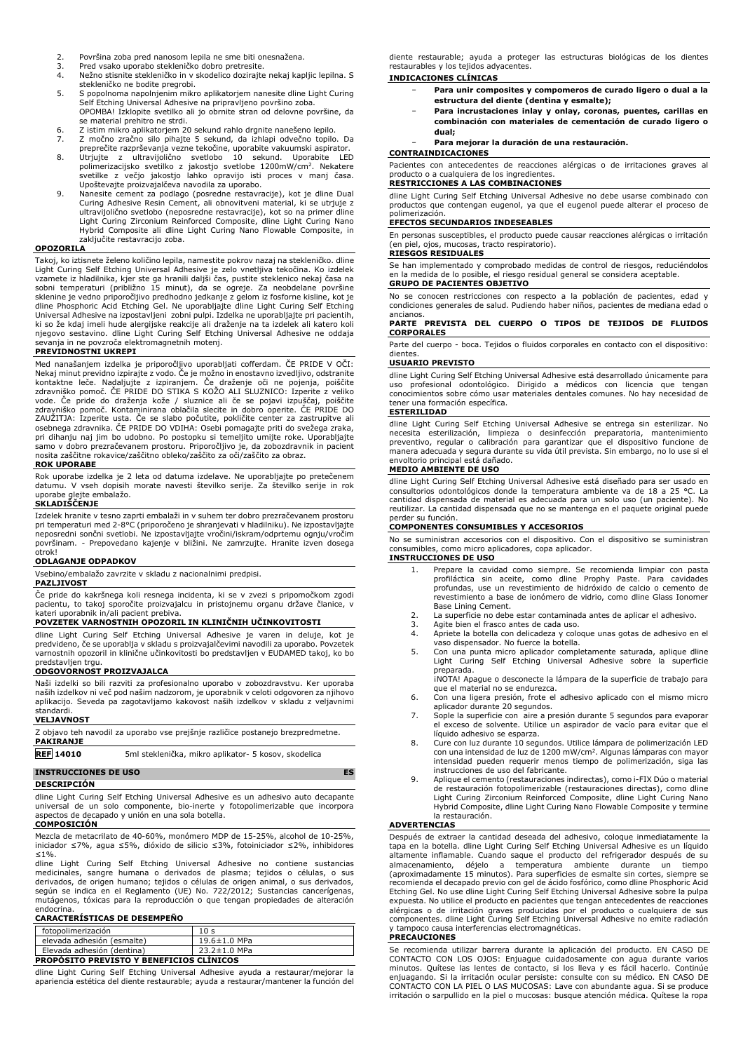2. Površina zoba pred nanosom lepila ne sme biti onesnažena.
3. Pred vsako uporabo stekleničko dobro pretresite.
4. Nežno stisnite stekleničko in v skodelico dozirajte nekaj kapljic lepilna. S stekleničko ne bodite pregrobi.
5. S popolnoma napolnjenim mikro aplikatorjem nanesite dline Light Curing Self Etching Universal Adhesive na pripravljeno površino zoba.
   OPOMBA! Izklopite svetilko ali jo obrnite stran od delovne površine, da se material prehitro ne strdi.
6. Z istim mikro aplikatorjem 20 sekund rahlo drgnite nanešeno lepilo.
7. Z močno zračno silo pihajte 5 sekund, da izhlapi odvečno topilo. Da preprečite razprševanja vezne tekočine, uporabite vakuumski aspirator.
8. Utrjujte z ultravijoličnim svetlobo 10 sekund. Uporabite LED polimerizacijsko svetilko z jakostjo svetlobe 1200mW/cm². Nekatere svetilke z večjo jakostjo lahko opravijo isti proces v manj časa. Upoštevajte proizvajalčeva navodila za uporabo.
9. Nanesite cement za podlago (posredne restavracije), kot je dline Dual Curing Adhesive Resin Cement, ali obnovitveni material, ki se utrjuje z ultravijolično svetlobo (neposredne restavracije), kot so na primer dline Light Curing Zirconium Reinforced Composite, dline Light Curing Nano Hybrid Composite ali dline Light Curing Nano Flowable Composite, in zaključite restavracijo zoba.

**OPOZORILA**

Takoj, ko iztisnete želeno količino lepila, namestite pokrov nazaj na stekleničko. dline Light Curing Self Etching Universal Adhesive je zelo vnetljiva tekočina. Ko izdelek vzamete iz hladilnika, kjer ste ga hranili daljši čas, pustite stekleničko nekaj časa na sobni temperaturi (približno 15 minut), da se ogreje. Za neobdelane površine sklenine je vedno priporočljivo predhodno jedkanje z gelom iz fosforne kisline, kot je dline Phosphoric Acid Etching Gel. Ne uporabljajte dline Light Curing Self Etching Universal Adhesive na izpostavljeni zobni pulpi. Izdelka ne uporabljajte pri pacientih, ki so že kdaj imeli hude alergijske reakcije ali draženje na ta izdelek ali katero koli njegovo sestavino. dline Light Curing Self Etching Universal Adhesive ne oddaja sevanja in ne povzroča elektromagnetnih motenj.

**PREVIDNOSTNI UKREPI**

Med nanašanjem izdelka je priporočljivo uporabljati cofferdam. ČE PRIDE V OČI: Nekaj minut previdno izpirajte z vodo. Če je mogoče in enostavno izvedljivo, odstranite kontaktne leče. Nadaljujte z izpiranjem. Če draženje oči ne pojenja, poiščite zdravniško pomoč. ČE PRIDE DO STIKA S KOŽO ALI SLUZNICO: Izperite z veliko vode. Če pride do draženja kože / sluznice ali če se pojavi izpuščaj, poiščite zdravniško pomoč. Kontaminirana oblačila slecite in dobro operite. ČE PRIDE DO ZAUŽITJA: Izperite usta. Če se slabo počutite, pokličite center za zastrupitve ali osebnega zdravnika. ČE PRIDE DO VDIHA: Osebi pomagajte priti do svežega zraka, pri dihanju naj jim bo udobno. Po postopku si temeljito umijte roke. Uporabljajte samo v dobro prezračevanem prostoru. Priporočljivo je, da zobozdravnik in pacient nosita zaščitne rokavice/zaščitno obleko/zaščito za oči/zaščito za obraz.

**ROK UPORABE**

Rok uporabe izdelka je 2 leta od datuma izdelave. Ne uporabljajte po pretečenem datumu. V vseh dopisih morate navesti številko serije. Za številko serije in rok uporabe glejte embalažo.

**SKLADIŠČENJE**

Izdelek hranite v tesno zaprti embalaži in v suhem ter dobro prezračevanem prostoru pri temperaturi med 2-8°C (priporočeno je shranjevati v hladilniku). Ne izpostavljajte neposredni sončni svetlobi. Ne izpostavljajte vročini/iskram/odprtemu ognju/vročim površinam. - Prepovedano kajenje v bližini. Ne zamrzujte. Hranite izven dosega otrok!

**ODLAGANJE ODPADKOV**

Vsebino/embalažo zavrzite v skladu z nacionalnimi predpisi.

**PAZLJIVOST**

Če pride do kakršnega koli resnega incidenta, ki se v zvezi s pripomočkom zgodi pacientu, to takoj sporočite proizvajalcu in pristojnemu organu države članice, v kateri uporabnik in/ali pacient prebiva.

**POVZETEK VARNOSTNIH OPOZORIL IN KLINIČNIH UČINKOVITOSTI**

dline Light Curing Self Etching Universal Adhesive je varen in deluje, kot je predvideno, če se uporablja v skladu s proizvajalčevimi navodili za uporabo. Povzetek varnostnih opozoril in klinične učinkovitosti bo predstavljen v EUDAMED takoj, ko bo predstavljen trgu.

**ODGOVORNOST PROIZVAJALCA**

Naši izdelki so bili razviti za profesionalno uporabo v zobozdravstvu. Ker uporaba naših izdelkov ni več pod našim nadzorom, je uporabnik v celoti odgovoren za njihovo aplikacijo. Seveda pa zagotavljamo kakovost naših izdelkov v skladu z veljavnimi standardi.

**VELJAVNOST**

Z objavo teh navodil za uporabo vse prejšnje različice postanejo brezpredmetne.

**PAKIRANJE**

| **REF 14010** | 5ml steklenička, mikro aplikator- 5 kosov, skodelica |
|---|---|

## INSTRUCCIONES DE USO — ES

**DESCRIPCIÓN**

dline Light Curing Self Etching Universal Adhesive es un adhesivo auto decapante universal de un solo componente, bio-inerte y fotopolimerizable que incorpora aspectos de decapado y unión en una sola botella.

**COMPOSICIÓN**

Mezcla de metacrilato de 40-60%, monómero MDP de 15-25%, alcohol de 10-25%, iniciador ≤7%, agua ≤5%, dióxido de silicio ≤3%, fotoiniciador ≤2%, inhibidores ≤1%.

dline Light Curing Self Etching Universal Adhesive no contiene sustancias medicinales, sangre humana o derivados de plasma; tejidos o células, o sus derivados, de origen humano; tejidos o células de origen animal, o sus derivados, según se indica en el Reglamento (UE) No. 722/2012; Sustancias cancerígenas, mutágenos, tóxicas para la reproducción o que tengan propiedades de alteración endocrina.

**CARACTERÍSTICAS DE DESEMPEÑO**

| fotopolimerización | 10 s |
|---|---|
| elevada adhesión (esmalte) | 19.6±1.0 MPa |
| Elevada adhesión (dentina) | 23.2±1.0 MPa |

**PROPÓSITO PREVISTO Y BENEFICIOS CLÍNICOS**

dline Light Curing Self Etching Universal Adhesive ayuda a restaurar/mejorar la apariencia estética del diente restaurable; ayuda a restaurar/mantener la función del diente restaurable; ayuda a proteger las estructuras biológicas de los dientes restaurables y los tejidos adyacentes.

**INDICACIONES CLÍNICAS**

- **Para unir composites y compomeros de curado ligero o dual a la estructura del diente (dentina y esmalte);**
- **Para incrustaciones inlay y onlay, coronas, puentes, carillas en combinación con materiales de cementación de curado ligero o dual;**
- **Para mejorar la duración de una restauración.**

**CONTRAINDICACIONES**

Pacientes con antecedentes de reacciones alérgicas o de irritaciones graves al producto o a cualquiera de los ingredientes.

**RESTRICCIONES A LAS COMBINACIONES**

dline Light Curing Self Etching Universal Adhesive no debe usarse combinado con productos que contengan eugenol, ya que el eugenol puede alterar el proceso de polimerización.

**EFECTOS SECUNDARIOS INDESEABLES**

En personas susceptibles, el producto puede causar reacciones alérgicas o irritación (en piel, ojos, mucosas, tracto respiratorio).

**RIESGOS RESIDUALES**

Se han implementado y comprobado medidas de control de riesgos, reduciéndolos en la medida de lo posible, el riesgo residual general se considera aceptable.

**GRUPO DE PACIENTES OBJETIVO**

No se conocen restricciones con respecto a la población de pacientes, edad y condiciones generales de salud. Pudiendo haber niños, pacientes de mediana edad o ancianos.

**PARTE PREVISTA DEL CUERPO O TIPOS DE TEJIDOS DE FLUIDOS CORPORALES**

Parte del cuerpo - boca. Tejidos o fluidos corporales en contacto con el dispositivo: dientes.

**USUARIO PREVISTO**

dline Light Curing Self Etching Universal Adhesive está desarrollado únicamente para uso profesional odontológico. Dirigido a médicos con licencia que tengan conocimientos sobre cómo usar materiales dentales comunes. No hay necesidad de tener una formación específica.

**ESTERILIDAD**

dline Light Curing Self Etching Universal Adhesive se entrega sin esterilizar. No necesita esterilización, limpieza o desinfección preparatoria, mantenimiento preventivo, regular o calibración para garantizar que el dispositivo funcione de manera adecuada y segura durante su vida útil prevista. Sin embargo, no lo use si el envoltorio principal está dañado.

**MEDIO AMBIENTE DE USO**

dline Light Curing Self Etching Universal Adhesive está diseñado para ser usado en consultorios odontológicos donde la temperatura ambiente va de 18 a 25 °C. La cantidad dispensada de material es adecuada para un solo uso (un paciente). No reutilizar. La cantidad dispensada que no se mantenga en el paquete original puede perder su función.

**COMPONENTES CONSUMIBLES Y ACCESORIOS**

No se suministran accesorios con el dispositivo. Con el dispositivo se suministran consumibles, como micro aplicadores, copa aplicador.

**INSTRUCCIONES DE USO**

1. Prepare la cavidad como siempre. Se recomienda limpiar con pasta profiláctica sin aceite, como dline Prophy Paste. Para cavidades profundas, use un revestimiento de hidróxido de calcio o cemento de revestimiento a base de ionómero de vidrio, como dline Glass Ionomer Base Lining Cement.
2. La superficie no debe estar contaminada antes de aplicar el adhesivo.
3. Agite bien el frasco antes de cada uso.
4. Apriete la botella con delicadeza y coloque unas gotas de adhesivo en el vaso dispensador. No fuerce la botella.
5. Con una punta micro aplicador completamente saturada, aplique dline Light Curing Self Etching Universal Adhesive sobre la superficie preparada.
   ¡NOTA! Apague o desconecte la lámpara de la superficie de trabajo para que el material no se endurezca.
6. Con una ligera presión, frote el adhesivo aplicado con el mismo micro aplicador durante 20 segundos.
7. Sople la superficie con aire a presión durante 5 segundos para evaporar el exceso de solvente. Utilice un aspirador de vacío para evitar que el líquido adhesivo se esparza.
8. Cure con luz durante 10 segundos. Utilice lámpara de polimerización LED con una intensidad de luz de 1200 mW/cm². Algunas lámparas con mayor intensidad pueden requerir menos tiempo de polimerización, siga las instrucciones de uso del fabricante.
9. Aplique el cemento (restauraciones indirectas), como i-FIX Dúo o material de restauración fotopolimerizable (restauraciones directas), como dline Light Curing Zirconium Reinforced Composite, dline Light Curing Nano Hybrid Composite, dline Light Curing Nano Flowable Composite y termine la restauración.

**ADVERTENCIAS**

Después de extraer la cantidad deseada del adhesivo, coloque inmediatamente la tapa en la botella. dline Light Curing Self Etching Universal Adhesive es un líquido altamente inflamable. Cuando saque el producto del refrigerador después de su almacenamiento, déjelo a temperatura ambiente durante un tiempo (aproximadamente 15 minutos). Para superficies de esmalte sin cortes, siempre se recomienda el decapado previo con gel de ácido fosfórico, como dline Phosphoric Acid Etching Gel. No use dline Light Curing Self Etching Universal Adhesive sobre la pulpa expuesta. No utilice el producto en pacientes que tengan antecedentes de reacciones alérgicas o de irritación graves producidas por el producto o cualquiera de sus componentes. dline Light Curing Self Etching Universal Adhesive no emite radiación y tampoco causa interferencias electromagnéticas.

**PRECAUCIONES**

Se recomienda utilizar barrera durante la aplicación del producto. EN CASO DE CONTACTO CON LOS OJOS: Enjuague cuidadosamente con agua durante varios minutos. Quítese las lentes de contacto, si los lleva y es fácil hacerlo. Continúe enjuagando. Si la irritación ocular persiste: consulte con su médico. EN CASO DE CONTACTO CON LA PIEL O LAS MUCOSAS: Lave con abundante agua. Si se produce irritación o sarpullido en la piel o mucosas: busque atención médica. Quítese la ropa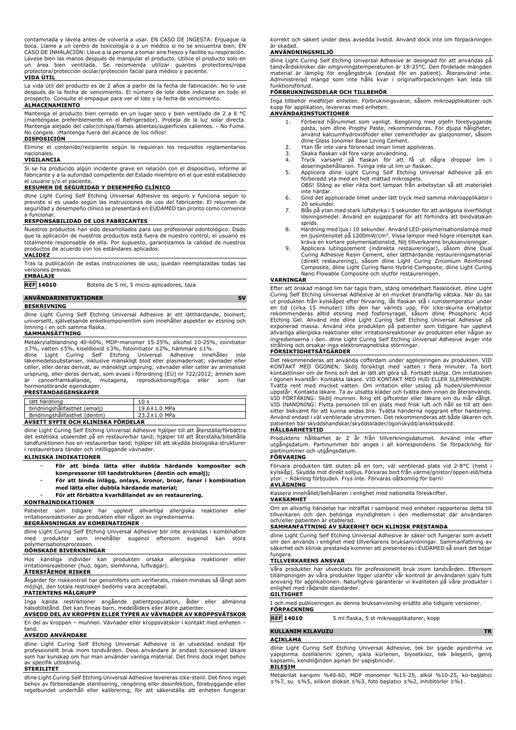contaminada y lávela antes de volverla a usar. EN CASO DE INGESTA: Enjuague la boca. Llame a un centro de toxicología o a un médico si no se encuentra bien. EN CASO DE INHALACIÓN: Lleve a la persona a tomar aire fresco y facilite su respiración. Lávese bien las manos después de manipular el producto. Utilice el producto solo en un área bien ventilada. Se recomienda utilizar guantes protectores/ropa protectora/protección ocular/protección facial para médico y paciente.

**VIDA ÚTIL**

La vida útil del producto es de 2 años a partir de la fecha de fabricación. No lo use después de la fecha de vencimiento. El número de lote debe indicarse en todo el prospecto. Consulte el empaque para ver el lote y la fecha de vencimiento.

**ALMACENAMIENTO**

Mantenga el producto bien cerrado en un lugar seco y bien ventilado de 2 a 8 °C (manténgase preferiblemente en el Refrigerador). Proteja de la luz solar directa. Mantenga alejado del calor/chispa/llamas abiertas/superficies calientes. - No Fume. No congele. ¡Mantenga fuera del alcance de los niños!

**DISPOSICIÓN**

Elimine el contenido/recipiente según lo requieran los requisitos reglamentarios nacionales.

**VIGILANCIA**

Si se ha producido algún incidente grave en relación con el dispositivo, informe al fabricante y a la autoridad competente del Estado miembro en el que esté establecido el usuario y/o el paciente.

**RESUMEN DE SEGURIDAD Y DESEMPEÑO CLÍNICO**

dline Light Curing Self Etching Universal Adhesive es seguro y funciona según lo previsto si es usado según las instrucciones de uso del fabricante. El resumen de seguridad y desempeño clínico se presentará en EUDAMED tan pronto como comience a funcionar.

**RESPONSABILIDAD DE LOS FABRICANTES**

Nuestros productos han sido desarrollados para uso profesional odontológico. Dado que la aplicación de nuestros productos está fuera de nuestro control, el usuario es totalmente responsable de ella. Por supuesto, garantizamos la calidad de nuestros productos de acuerdo con los estándares aplicados.

**VALIDEZ**

Tras la publicación de estas instrucciones de uso, quedan reemplazadas todas las versiones previas.

**EMBALAJE**

**REF 14010** Botella de 5 ml, 5 micro aplicadores, taza

## ANVÄNDARINSTUKTIONER SV

**BESKRIVNING**

dline Light Curing Self Etching Universal Adhesive är ett lätthärdande, bioinert, universellt, självetsande enkelkomponentlim som innehåller aspekter av etsning och limning i en och samma flaska.

**SAMMANSÄTTNING**

Metakrylatblandning 40-60%, MDP-monomer 15-25%, alkohol 10-25%, coinitiator ≤7%, vatten ≤5%, kiseldioxid ≤3%, fotoinitiator ≤2%, hämmare ≤1%.
dline Light Curing Self Etching Universal Adhesive innehåller inte läkemedelssubstanser, inklusive mänskligt blod eller plasmaderivat; vävnader eller celler, eller deras derivat, av mänskligt ursprung; vävnader eller celler av animaliskt ursprung, eller deras derivat, som avses i förordning (EU) nr 722/2012; ämnen som är cancerframkallande, mutagena, reproduktionsgiftiga eller som har hormonstörande egenskaper.

**PRESTANDAEGENSKAPER**

| lätt härdning | 10 s |
|---|---|
| bindningshållfasthet (emalj) | 19.6±1.0 MPa |
| Bindningshållfasthet (dentin) | 23.2±1.0 MPa |

**AVSETT SYFTE OCH KLINISKA FÖRDELAR**

dline Light Curing Self Etching Universal Adhesive hjälper till att återställa/förbättra det estetiska utseendet på en restaurerbar tand; hjälper till att återställa/bibehålla tandfunktionen hos en restaurerbar tand; hjälper till att skydda biologiska strukturer i restaurerbara tänder och intilliggande vävnader.

**KLINISKA INDIKATIONER**

- **För att binda lätta eller dubbla härdande kompositer och kompressorer till tandstrukturen (dentin och emalj);**
- **För att binda inlägg, onlays, kronor, broar, faner i kombination med lätta eller dubbla härdande material;**
- **För att förbättra kvarhållandet av en restaurering.**

**KONTRAINDIKATIONER**

Patienter som tidigare har upplevt allvarliga allergiska reaktioner eller irritationsreaktioner av produkten eller någon av ingredienserna.

**BEGRÄNSNINGAR AV KOMBINATIONER**

dline Light Curing Self Etching Universal Adhesive bör inte användas i kombination med produkter som innehåller eugenol eftersom eugenol kan störa polymerisationsprocessen.

**OÖNSKADE BIVERKNINGAR**

Hos känsliga individer kan produkten orsaka allergiska reaktioner eller irritationsreaktioner (hud, ögon, slemhinna, luftvägar).

**ÅTERSTÅENDE RISKER**

Åtgärder för riskkontroll har genomförts och verifierats, risken minskas så långt som möjligt, den totala restrisken bedöms vara acceptabel.

**PATIENTENS MÅLGRUPP**

Inga kända restriktioner angående patientpopulation, ålder eller allmänna hälsotillstånd. Det kan finnas barn, medelålders eller äldre patienter.

**AVSEDD DEL AV KROPPEN ELLER TYPER AV VÄVNADER AV KROPPSVÄTSKOR**

En del av kroppen – munnen. Vävnader eller kroppsvätskor i kontakt med enheten – tand.

**AVSEDD ANVÄNDARE**

dline Light Curing Self Etching Universal Adhesive is är utvecklad endast för professionellt bruk inom tandvården. Dess användare är endast licensierad läkare som har kunskap om hur man använder vanliga material. Det finns dock inget behov av specifik utbildning.

**STERILITET**

dline Light Curing Self Etching Universal Adhesive levereras icke-steril. Det finns inget behov av förberedande sterilisering, rengöring eller desinfektion, förebyggande eller regelbundet underhåll eller kalibrering, för att säkerställa att enheten fungerar korrekt och säkert under dess avsedda livstid. Använd dock inte om förpackningen är skadad.

**ANVÄNDNINGSMILJÖ**

dline Light Curing Self Etching Universal Adhesive är designad för att användas på tandvårdskliniker där omgivningstemperaturen är 18-25°C. Den fördelade mängden material är lämplig för engångsbruk (endast för en patient). Återanvänd inte. Administrerad mängd som inte hålls kvar i originalförpackningen kan leda till funktionsförlust.

**FÖRBRUKNINGSDELAR OCH TILLBEHÖR**

Inga tillbehör medföljer enheten. Förbrukningsvaror, såsom mikroapplikatorer och kopp för applikation, levereras med enheten.

**ANVÄNDARINSTUKTIONER**

1. Förbered hålrummet som vanligt. Rengöring med oljefri förebyggande pasta, som dline Prophy Paste, rekommenderas. För djupa håligheter, använd kalciumhydroxidfoder eller cementfoder av glasjonomer, såsom dline Glass Ionomer Base Lining Cement.
2. Ytan får inte vara förorenad innan limet appliceras.
3. Skaka flaskan väl före varje användning.
4. Tryck varsamt på flaskan för att få ut några droppar lim i doseringsbehållaren. Tvinga inte ut lim ur flaskan.
5. Applicera dline Light Curing Self Etching Universal Adhesive på en förberedd yta med en helt mättad mikrospets.
OBS! Stäng av eller rikta bort lampan från arbetsytan så att materialet inte härdar.
6. Gnid det applicerade limet under lätt tryck med samma mikroapplikator i 20 sekunder.
7. Blås på ytan med stark luftstyrka i 5 sekunder för att avlägsna överflödigt lösningsmedel. Använd en sugapparat för att förhindra att bindvätskan sprids.
8. Härdning med ljus i 10 sekunder. Använd LED-polymerisationslampa med en ljusintensitet på 1200mW/cm². Vissa lampor med högre intensitet kan kräva en kortare polymerisationstid, följ tillverkarens bruksanvisningar.
9. Applicera lutingscement (indirekta restaureringar), såsom dline Dual Curing Adhesive Resin Cement, eller lätthärdande restaureringsmaterial (direkt restaurering), såsom dline Light Curing Zirconium Reinforced Composite, dline Light Curing Nano Hybrid Composite, dline Light Curing Nano Flowable Composite och slutför restaureringen.

**VARNINGAR**

Efter att önskad mängd lim har tagits fram, stäng omedelbart flasklocket. dline Light Curing Self Etching Universal Adhesive är en mycket brandfarlig vätska. När du tar ut produkten från kylskåpet efter förvaring, låt flaskan stå i rumstemperatur under en tid (cirka 15 minuter) tills den har värmts upp. För icke-skurna emaljytor rekommenderas alltid etsning med fosforsyragel, såsom dline Phosphoric Acid Etching Gel. Använd inte dline Light Curing Self Etching Universal Adhesive på exponerad massa. Använd inte produkten på patienter som tidigare har upplevt allvarliga allergiska reaktioner eller irritationsreaktioner av produkten eller någon av ingredienserna i den. dline Light Curing Self Etching Universal Adhesive avger inte strålning och orsakar inga elektromagnetiska störningar.

**FÖRSIKTIGHETSÅTGÄRDER**

Det rekommenderas att använda cofferdam under appliceringen av produkten. VID KONTAKT MED ÖGONEN: Skölj försiktigt med vatten i flera minuter. Ta bort kontaktlinser om de finns och det är lätt att göra så. Fortsätt skölja. Om irritationen i ögonen kvarstår: Kontakta läkare. VID KONTAKT MED HUD ELLER SLEMHINNOR: Tvätta rent med mycket vatten. Om irritation eller utslag på huden/slemhinnor uppstår: Kontakta läkare. Ta av utsatta kläder och tvätta dem innan de återanvänds. VID FÖRTÄRING: Skölj munnen. Ring ett giftcenter eller läkare om du mår dåligt. VID INANDNING: Flytta personen till en plats med frisk luft och håll se till att den sitter bekvämt för att kunna andas bra. Tvätta händerna noggrant efter hantering. Använd endast i väl ventilerade utrymmen. Det rekommenderas att både läkaren och patienten bär skyddshandskar/skyddskläder/ögonskydd/ansiktsskydd.

**HÅLLBARHETSTID**

Produktens hållbarhet är 2 år från tillverkningsdatumet. Använd inte efter utgångsdatum. Partinummer bör anges i all korrespondens. Se förpackning för partinummer och utgångsdatum.

**FÖRVARING**

Förvara produkten tätt sluten på en torr, väl ventilerad plats vid 2-8°C (helst i kylskåp). Skydda mot direkt solljus. Förvaras bort från värme/gnistor/öppen eld/heta ytor. – Rökning förbjuden. Frys inte. Förvaras oåtkomlig för barn!

**AVLÄGNING**

Kassera innehållet/behållaren i enlighet med nationella föreskrifter.

**VAKSAMHET**

Om en allvarlig händelse har inträffat i samband med enheten rapporteras detta till tillverkaren och den behöriga myndigheten i den medlemsstat där användaren och/eller patienten är etablerad.

**SAMMANFATTNING AV SÄKERHET OCH KLINISK PRESTANDA**

dline Light Curing Self Etching Universal Adhesive är säker och fungerar som avsett om den används i enlighet med tillverkarens bruksanvisningar. Sammanfattning av säkerhet och klinisk prestanda kommer att presenteras i EUDAMED så snart det böjar fungera.

**TILLVERKARENS ANSVAR**

Våra produkter har utvecklats för professionellt bruk inom tandvården. Eftersom tillämpningen av våra produkter ligger utanför vår kontroll är användaren själv fullt ansvarig för applikationen. Naturligtvis garanterar vi kvaliteten på våra produkter i enlighet med rådande standarder.

**GILTIGHET**

I och med publiceringen av denna bruksanvisning ersätts alla tidigare versioner.

**FÖRPACKNING**

**REF 14010** 5 ml flaska, 5 st mikroapplikatorer, kopp

## KULLANIM KILAVUZU TR

**AÇIKLAMA**

dline Light Curing Self Etching Universal Adhesive, tek bir şişede aşındırma ve yapıştırma özelliklerini içeren, ışıkla kürlenen, biyoetkisiz, tek bileşenli, geniş kapsamlı, kendiliğinden aşınan bir yapıştırıcıdır.

**BILEŞIM**

Metakrilat karışımı %40-60, MDP monomer %15-25, alkol %10-25, ko-başlatıcı ≤%7, su ≤%5, silikon dioksit ≤%3, foto başlatıcı ≤%2, inhibitörler ≤%1.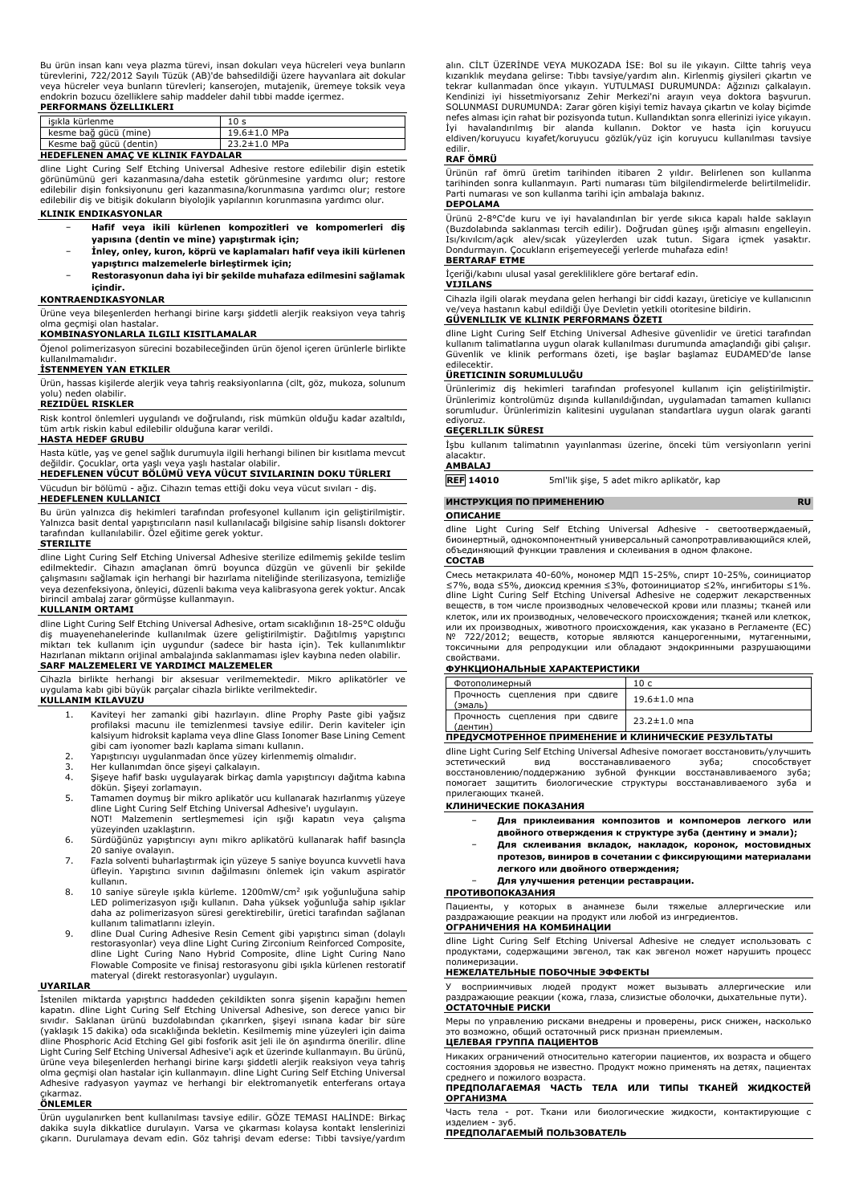Bu ürün insan kanı veya plazma türevi, insan dokuları veya hücreleri veya bunların türevlerini, 722/2012 Sayılı Tüzük (AB)'de bahsedildiği üzere hayvanlara ait dokular veya hücreler veya bunların türevleri; kanserojen, mutajenik, üremeye toksik veya endokrin bozucu özelliklere sahip maddeler dahil tıbbi madde içermez.

**PERFORMANS ÖZELLIKLERI**

| ışıkla kürlenme | 10 s |
|---|---|
| kesme bağ gücü (mine) | 19.6±1.0 MPa |
| Kesme bağ gücü (dentin) | 23.2±1.0 MPa |

**HEDEFLENEN AMAÇ VE KLINIK FAYDALAR**

dline Light Curing Self Etching Universal Adhesive restore edilebilir dişin estetik görünümünü geri kazanmasına/daha estetik görünmesine yardımcı olur; restore edilebilir dişin fonksiyonunu geri kazanmasına/korunmasına yardımcı olur; restore edilebilir diş ve bitişik dokuların biyolojik yapılarının korunmasına yardımcı olur.

**KLINIK ENDIKASYONLAR**

- **Hafif veya ikili kürlenen kompozitleri ve kompomerleri diş yapısına (dentin ve mine) yapıştırmak için;**
- **İnley, onley, kuron, köprü ve kaplamaları hafif veya ikili kürlenen yapıştırıcı malzemelerle birleştirmek için;**
- **Restorasyonun daha iyi bir şekilde muhafaza edilmesini sağlamak içindir.**

**KONTRAENDIKASYONLAR**

Ürüne veya bileşenlerden herhangi birine karşı şiddetli alerjik reaksiyon veya tahriş olma geçmişi olan hastalar.

**KOMBINASYONLARLA ILGILI KISITLAMALAR**

Öjenol polimerizasyon sürecini bozabileceğinden ürün öjenol içeren ürünlerle birlikte kullanılmamalıdır.

**İSTENMEYEN YAN ETKILER**

Ürün, hassas kişilerde alerjik veya tahriş reaksiyonlarına (cilt, göz, mukoza, solunum yolu) neden olabilir.

**REZIDÜEL RISKLER**

Risk kontrol önlemleri uygulandı ve doğrulandı, risk mümkün olduğu kadar azaltıldı, tüm artık riskin kabul edilebilir olduğuna karar verildi.

**HASTA HEDEF GRUBU**

Hasta kütle, yaş ve genel sağlık durumuyla ilgili herhangi bilinen bir kısıtlama mevcut değildir. Çocuklar, orta yaşlı veya yaşlı hastalar olabilir.

**HEDEFLENEN VÜCUT BÖLÜMÜ VEYA VÜCUT SIVILARININ DOKU TÜRLERI**

Vücudun bir bölümü - ağız. Cihazın temas ettiği doku veya vücut sıvıları - diş.

**HEDEFLENEN KULLANICI**

Bu ürün yalnızca diş hekimleri tarafından profesyonel kullanım için geliştirilmiştir. Yalnızca basit dental yapıştırıcıların nasıl kullanılacağı bilgisine sahip lisanslı doktorer tarafından kullanılabilir. Özel eğitime gerek yoktur.

**STERILITE**

dline Light Curing Self Etching Universal Adhesive sterilize edilmemiş şekilde teslim edilmektedir. Cihazın amaçlanan ömrü boyunca düzgün ve güvenli bir şekilde çalışmasını sağlamak için herhangi bir hazırlama niteliğinde sterilizasyona, temizliğe veya dezenfeksiyona, önleyici, düzenli bakıma veya kalibrasyona gerek yoktur. Ancak birincil ambalaj zarar görmüşse kullanmayın.

**KULLANIM ORTAMI**

dline Light Curing Self Etching Universal Adhesive, ortam sıcaklığının 18-25°C olduğu diş muayenehanelerinde kullanılmak üzere geliştirilmiştir. Dağıtılmış yapıştırıcı miktarı tek kullanım için uygundur (sadece bir hasta için). Tek kullanımlıktır Hazırlanan miktarın orijinal ambalajında saklanaması işlev kaybına neden olabilir.

**SARF MALZEMELERI VE YARDIMCI MALZEMELER**

Cihazla birlikte herhangi bir aksesuar verilmemektedir. Mikro aplikatörler ve uygulama kabı gibi büyük parçalar cihazla birlikte verilmektedir.

**KULLANIM KILAVUZU**

1. Kaviteyi her zamanki gibi hazırlayın. dline Prophy Paste gibi yağsız profilaksi macunu ile temizlenmesi tavsiye edilir. Derin kaviteler için kalsiyum hidroksit kaplama veya dline Glass Ionomer Base Lining Cement gibi cam iyonomer bazlı kaplama simanı kullanın.
2. Yapıştırıcıyı uygulanmadan önce yüzey kirlenmemiş olmalıdır.
3. Her kullanımdan önce şişeyi çalkalayın.
4. Şişeye hafif baskı uygulayarak birkaç damla yapıştırıcıyı dağıtma kabına dökün. Şişeyi zorlamayın.
5. Tamamen doymuş bir mikro aplikatör ucu kullanarak hazırlanmış yüzeye dline Light Curing Self Etching Universal Adhesive'ı uygulayın.
   NOT! Malzemenin sertleşmemesi için ışığı kapatın veya çalışma yüzeyinden uzaklaştırın.
6. Sürdüğünüz yapıştırıcıyı aynı mikro aplikatörü kullanarak hafif basınçla 20 saniye ovalayın.
7. Fazla solventi buharlaştırmak için yüzeye 5 saniye boyunca kuvvetli hava üfleyin. Yapıştırıcı sıvının dağılmasını önlemek için vakum aspiratör kullanın.
8. 10 saniye süreyle ışıkla kürleme. 1200mW/cm² ışık yoğunluğuna sahip LED polimerizasyon ışığı kullanın. Daha yüksek yoğunluğa sahip ışıklar daha az polimerizasyon süresi gerektirebilir, üretici tarafından sağlanan kullanım talimatlarını izleyin.
9. dline Dual Curing Adhesive Resin Cement gibi yapıştırıcı siman (dolaylı restorasyonlar) veya dline Light Curing Zirconium Reinforced Composite, dline Light Curing Nano Hybrid Composite, dline Light Curing Nano Flowable Composite ve finisaj restorasyonu gibi ışıkla kürlenen restoratif materyal (direkt restorasyonlar) uygulayın.

**UYARILAR**

İstenilen miktarda yapıştırıcı haddeden çekildikten sonra şişenin kapağını hemen kapatın. dline Light Curing Self Etching Universal Adhesive, son derece yanıcı bir sıvıdır. Saklanan ürünü buzdolabından çıkarırken, şişeyi ısınana kadar bir süre (yaklaşık 15 dakika) oda sıcaklığında bekletin. Kesilmemiş mine yüzeyleri için daima dline Phosphoric Acid Etching Gel gibi fosforik asit jeli ile ön aşındırma önerilir. dline Light Curing Self Etching Universal Adhesive'i açık et üzerinde kullanmayın. Bu ürünü, ürüne veya bileşenlerden herhangi birine karşı şiddetli alerjik reaksiyon veya tahriş olma geçmişi olan hastalar için kullanmayın. dline Light Curing Self Etching Universal Adhesive radyasyon yaymaz ve herhangi bir elektromanyetik enterferans ortaya çıkarmaz.

**ÖNLEMLER**

Ürün uygulanırken bent kullanılması tavsiye edilir. GÖZE TEMASI HALİNDE: Birkaç dakika suyla dikkatlice durulayın. Varsa ve çıkarması kolaysa kontakt lenslerinizi çıkarın. Durulamaya devam edin. Göz tahrişi devam ederse: Tıbbi tavsiye/yardım alın. CİLT ÜZERİNDE VEYA MUKOZADA İSE: Bol su ile yıkayın. Ciltte tahriş veya kızarıklık meydana gelirse: Tıbbı tavsiye/yardım alın. Kirlenmiş giysileri çıkartın ve tekrar kullanmadan önce yıkayın. YUTULMASI DURUMUNDA: Ağzınızı çalkalayın. Kendinizi iyi hissetmiyorsanız Zehir Merkezi'ni arayın veya doktora başvurun. SOLUNMASI DURUMUNDA: Zarar gören kişiyi temiz havaya çıkartın ve kolay biçimde nefes alması için rahat bir pozisyonda tutun. Kullandıktan sonra ellerinizi iyice yıkayın. İyi havalandırılmış bir alanda kullanın. Doktor ve hasta için koruyucu eldiven/koruyucu kıyafet/koruyucu gözlük/yüz için koruyucu kullanılması tavsiye edilir.

**RAF ÖMRÜ**

Ürünün raf ömrü üretim tarihinden itibaren 2 yıldır. Belirlenen son kullanma tarihinden sonra kullanmayın. Parti numarası tüm bilgilendirmelerde belirtilmelidir. Parti numarası ve son kullanma tarihi için ambalaja bakınız.

**DEPOLAMA**

Ürünü 2-8°C'de kuru ve iyi havalandırılan bir yerde sıkıca kapalı halde saklayın (Buzdolabında saklanması tercih edilir). Doğrudan güneş ışığı almasını engelleyin. Isı/kıvılcım/açık alev/sıcak yüzeylerden uzak tutun. Sigara içmek yasaktır. Dondurmayın. Çocukların erişemeyeceği yerlerde muhafaza edin!

**BERTARAF ETME**

İçeriği/kabını ulusal yasal gerekliliklere göre bertaraf edin.

**VIJILANS**

Cihazla ilgili olarak meydana gelen herhangi bir ciddi kazayı, üreticiye ve kullanıcının ve/veya hastanın kabul edildiği Üye Devletin yetkili otoritesine bildirin.

**GÜVENLILIK VE KLINIK PERFORMANS ÖZETI**

dline Light Curing Self Etching Universal Adhesive güvenlidir ve üretici tarafından kullanım talimatlarına uygun olarak kullanılması durumunda amaçlandığı gibi çalışır. Güvenlik ve klinik performans özeti, işe başlar başlamaz EUDAMED'de lanse edilecektir.

**ÜRETICININ SORUMLULUĞU**

Ürünlerimiz diş hekimleri tarafından profesyonel kullanım için geliştirilmiştir. Ürünlerimiz kontrolümüz dışında kullanıldığından, uygulamadan tamamen kullanıcı sorumludur. Ürünlerimizin kalitesini uygulanan standartlara uygun olarak garanti ediyoruz.

**GEÇERLILIK SÜRESI**

İşbu kullanım talimatının yayınlanması üzerine, önceki tüm versiyonların yerini alacaktır.

**AMBALAJ**

**REF 14010** 5ml'lik şişe, 5 adet mikro aplikatör, kap

## ИНСТРУКЦИЯ ПО ПРИМЕНЕНИЮ — RU

**ОПИСАНИЕ**

dline Light Curing Self Etching Universal Adhesive - светоотверждаемый, биоинертный, однокомпонентный универсальный самопротравливающийся клей, объединяющий функции травления и склеивания в одном флаконе.

**СОСТАВ**

Смесь метакрилата 40-60%, мономер МДП 15-25%, спирт 10-25%, соинициатор ≤7%, вода ≤5%, диоксид кремния ≤3%, фотоинициатор ≤2%, ингибиторы ≤1%. dline Light Curing Self Etching Universal Adhesive не содержит лекарственных веществ, в том числе производных человеческой крови или плазмы; тканей или клеток, или их производных, человеческого происхождения; тканей или клеток, или их производных, животного происхождения, как указано в Регламенте (ЕС) № 722/2012; веществ, которые являются канцерогенными, мутагенными, токсичными для репродукции или обладают эндокринными разрушающими свойствами.

**ФУНКЦИОНАЛЬНЫЕ ХАРАКТЕРИСТИКИ**

| Фотополимерный | 10 с |
|---|---|
| Прочность сцепления при сдвиге (эмаль) | 19.6±1.0 мпа |
| Прочность сцепления при сдвиге (дентин) | 23.2±1.0 мпа |

**ПРЕДУСМОТРЕННОЕ ПРИМЕНЕНИЕ И КЛИНИЧЕСКИЕ РЕЗУЛЬТАТЫ**

dline Light Curing Self Etching Universal Adhesive помогает восстановить/улучшить эстетический вид восстанавливаемого зуба; способствует восстановлению/поддержанию зубной функции восстанавливаемого зуба; помогает защитить биологические структуры восстанавливаемого зуба и прилегающих тканей.

**КЛИНИЧЕСКИЕ ПОКАЗАНИЯ**

- **Для приклеивания композитов и компомеров легкого или двойного отверждения к структуре зуба (дентину и эмали);**
- **Для склеивания вкладок, накладок, коронок, мостовидных протезов, виниров в сочетании с фиксирующими материалами легкого или двойного отверждения;**
- **Для улучшения ретенции реставрации.**

**ПРОТИВОПОКАЗАНИЯ**

Пациенты, у которых в анамнезе были тяжелые аллергические или раздражающие реакции на продукт или любой из ингредиентов.

**ОГРАНИЧЕНИЯ НА КОМБИНАЦИИ**

dline Light Curing Self Etching Universal Adhesive не следует использовать с продуктами, содержащими эвгенол, так как эвгенол может нарушить процесс полимеризации.

**НЕЖЕЛАТЕЛЬНЫЕ ПОБОЧНЫЕ ЭФФЕКТЫ**

У восприимчивых людей продукт может вызывать аллергические или раздражающие реакции (кожа, глаза, слизистые оболочки, дыхательные пути).

**ОСТАТОЧНЫЕ РИСКИ**

Меры по управлению рисками внедрены и проверены, риск снижен, насколько это возможно, общий остаточный риск признан приемлемым.

**ЦЕЛЕВАЯ ГРУППА ПАЦИЕНТОВ**

Никаких ограничений относительно категории пациентов, их возраста и общего состояния здоровья не известно. Продукт можно применять на детях, пациентах среднего и пожилого возраста.

**ПРЕДПОЛАГАЕМАЯ ЧАСТЬ ТЕЛА ИЛИ ТИПЫ ТКАНЕЙ ЖИДКОСТЕЙ ОРГАНИЗМА**

Часть тела - рот. Ткани или биологические жидкости, контактирующие с изделием - зуб.

**ПРЕДПОЛАГАЕМЫЙ ПОЛЬЗОВАТЕЛЬ**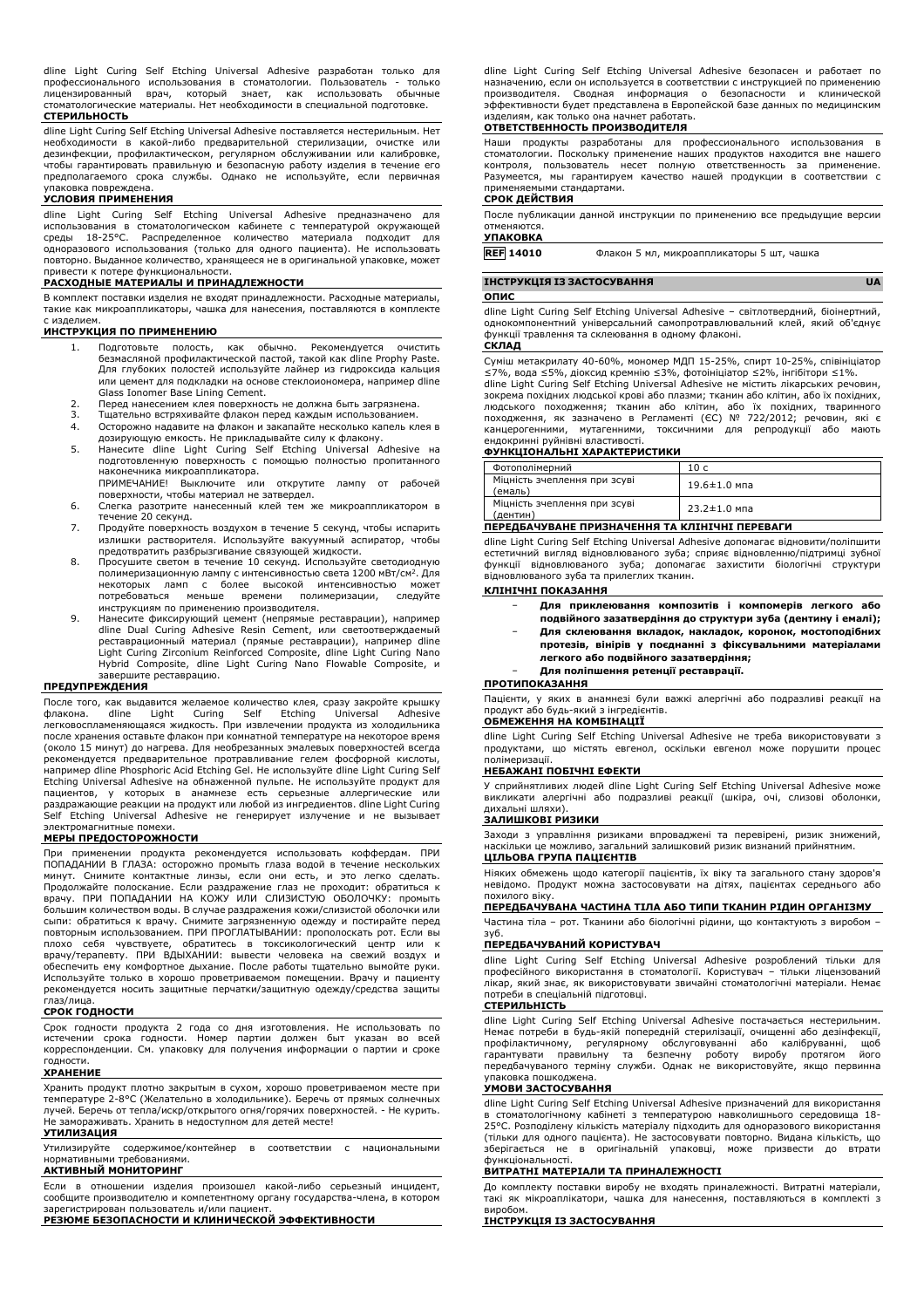dline Light Curing Self Etching Universal Adhesive разработан только для профессионального использования в стоматологии. Пользователь - только лицензированный врач, который знает, как использовать обычные стоматологические материалы. Нет необходимости в специальной подготовке.

**СТЕРИЛЬНОСТЬ**

dline Light Curing Self Etching Universal Adhesive поставляется нестерильным. Нет необходимости в какой-либо предварительной стерилизации, очистке или дезинфекции, профилактическом, регулярном обслуживании или калибровке, чтобы гарантировать правильную и безопасную работу изделия в течение его предполагаемого срока службы. Однако не используйте, если первичная упаковка повреждена.

**УСЛОВИЯ ПРИМЕНЕНИЯ**

dline Light Curing Self Etching Universal Adhesive предназначено для использования в стоматологическом кабинете с температурой окружающей среды 18-25°C. Распределенное количество материала подходит для одноразового использования (только для одного пациента). Не использовать повторно. Выданное количество, хранящееся не в оригинальной упаковке, может привести к потере функциональности.

**РАСХОДНЫЕ МАТЕРИАЛЫ И ПРИНАДЛЕЖНОСТИ**

В комплект поставки изделия не входят принадлежности. Расходные материалы, такие как микроаппликаторы, чашка для нанесения, поставляются в комплекте с изделием.

**ИНСТРУКЦИЯ ПО ПРИМЕНЕНИЮ**

1. Подготовьте полость, как обычно. Рекомендуется очистить безмасляной профилактической пастой, такой как dline Prophy Paste. Для глубоких полостей используйте лайнер из гидроксида кальция или цемент для подкладки на основе стеклоиономера, например dline Glass Ionomer Base Lining Cement.
2. Перед нанесением клея поверхность не должна быть загрязнена.
3. Тщательно встряхивайте флакон перед каждым использованием.
4. Осторожно надавите на флакон и закапайте несколько капель клея в дозирующую емкость. Не прикладывайте силу к флакону.
5. Нанесите dline Light Curing Self Etching Universal Adhesive на подготовленную поверхность с помощью полностью пропитанного наконечника микроаппликатора.
   ПРИМЕЧАНИЕ! Выключите или открутите лампу от рабочей поверхности, чтобы материал не затвердел.
6. Слегка разотрите нанесенный клей тем же микроаппликатором в течение 20 секунд.
7. Продуйте поверхность воздухом в течение 5 секунд, чтобы испарить излишки растворителя. Используйте вакуумный аспиратор, чтобы предотвратить разбрызгивание связующей жидкости.
8. Просушите светом в течение 10 секунд. Используйте светодиодную полимеризационную лампу с интенсивностью света 1200 мВт/см². Для некоторых ламп с более высокой интенсивностью может потребоваться меньше времени полимеризации, следуйте инструкциям по применению производителя.
9. Нанесите фиксирующий цемент (непрямые реставрации), например dline Dual Curing Adhesive Resin Cement, или светоотверждаемый реставрационный материал (прямые реставрации), например dline Light Curing Zirconium Reinforced Composite, dline Light Curing Nano Hybrid Composite, dline Light Curing Nano Flowable Composite, и завершите реставрацию.

**ПРЕДУПРЕЖДЕНИЯ**

После того, как выдавится желаемое количество клея, сразу закройте крышку флакона. dline Light Curing Self Etching Universal Adhesive легковоспламеняющаяся жидкость. При извлечении продукта из холодильника после хранения оставьте флакон при комнатной температуре на некоторое время (около 15 минут) до нагрева. Для необрезанных эмалевых поверхностей всегда рекомендуется предварительное протравливание гелем фосфорной кислоты, например dline Phosphoric Acid Etching Gel. Не используйте dline Light Curing Self Etching Universal Adhesive на обнаженной пульпе. Не используйте продукт для пациентов, у которых в анамнезе есть серьезные аллергические или раздражающие реакции на продукт или любой из ингредиентов. dline Light Curing Self Etching Universal Adhesive не генерирует излучение и не вызывает электромагнитные помехи.

**МЕРЫ ПРЕДОСТОРОЖНОСТИ**

При применении продукта рекомендуется использовать коффердам. ПРИ ПОПАДАНИИ В ГЛАЗА: осторожно промыть глаза водой в течение нескольких минут. Снимите контактные линзы, если они есть, и это легко сделать. Продолжайте полоскание. Если раздражение глаз не проходит: обратиться к врачу. ПРИ ПОПАДАНИИ НА КОЖУ ИЛИ СЛИЗИСТУЮ ОБОЛОЧКУ: промыть большим количеством воды. В случае раздражения кожи/слизистой оболочки или сыпи: обратиться к врачу. Снимите загрязненную одежду и постирайте перед повторным использованием. ПРИ ПРОГЛАТЫВАНИИ: прополоскать рот. Если вы плохо себя чувствуете, обратитесь в токсикологический центр или к врачу/терапевту. ПРИ ВДЫХАНИИ: вывести человека на свежий воздух и обеспечить ему комфортное дыхание. После работы тщательно вымойте руки. Используйте только в хорошо проветриваемом помещении. Врачу и пациенту рекомендуется носить защитные перчатки/защитную одежду/средства защиты глаз/лица.

**СРОК ГОДНОСТИ**

Срок годности продукта 2 года со дня изготовления. Не использовать по истечении срока годности. Номер партии должен быт указан во всей корреспонденции. См. упаковку для получения информации о партии и сроке годности.

**ХРАНЕНИЕ**

Хранить продукт плотно закрытым в сухом, хорошо проветриваемом месте при температуре 2-8°C (Желательно в холодильнике). Беречь от прямых солнечных лучей. Беречь от тепла/искр/открытого огня/горячих поверхностей. - Не курить. Не замораживать. Хранить в недоступном для детей месте!

**УТИЛИЗАЦИЯ**

Утилизируйте содержимое/контейнер в соответствии с национальными нормативными требованиями.

**АКТИВНЫЙ МОНИТОРИНГ**

Если в отношении изделия произошел какой-либо серьезный инцидент, сообщите производителю и компетентному органу государства-члена, в котором зарегистрирован пользователь и/или пациент.

**РЕЗЮМЕ БЕЗОПАСНОСТИ И КЛИНИЧЕСКОЙ ЭФФЕКТИВНОСТИ**

dline Light Curing Self Etching Universal Adhesive безопасен и работает по назначению, если он используется в соответствии с инструкцией по применению производителя. Сводная информация о безопасности и клинической эффективности будет представлена в Европейской базе данных по медицинским изделиям, как только она начнет работать.

**ОТВЕТСТВЕННОСТЬ ПРОИЗВОДИТЕЛЯ**

Наши продукты разработаны для профессионального использования в стоматологии. Поскольку применение наших продуктов находится вне нашего контроля, пользователь несет полную ответственность за применение. Разумеется, мы гарантируем качество нашей продукции в соответствии с применяемыми стандартами.

**СРОК ДЕЙСТВИЯ**

После публикации данной инструкции по применению все предыдущие версии отменяются.

**УПАКОВКА**

**REF 14010** Флакон 5 мл, микроаппликаторы 5 шт, чашка

## ІНСТРУКЦІЯ ІЗ ЗАСТОСУВАННЯ UA

**ОПИС**

dline Light Curing Self Etching Universal Adhesive – світлотвердний, біоінертний, однокомпонентний універсальний самопротравлювальний клей, який об'єднує функції травлення та склеювання в одному флаконі.

**СКЛАД**

Суміш метакрилату 40-60%, мономер МДП 15-25%, спирт 10-25%, співініціатор ≤7%, вода ≤5%, діоксид кремнію ≤3%, фотоініціатор ≤2%, інгібітори ≤1%.
dline Light Curing Self Etching Universal Adhesive не містить лікарських речовин, зокрема похідних людської крові або плазми; тканин або клітин, або їх похідних, людського походження; тканин або клітин, або їх похідних, тваринного походження, як зазначено в Регламенті (ЄС) № 722/2012; речовин, які є канцерогенними, мутагенними, токсичними для репродукції або мають ендокринні руйнівні властивості.

**ФУНКЦІОНАЛЬНІ ХАРАКТЕРИСТИКИ**

| Фотополімерний | 10 с |
|---|---|
| Міцність зчеплення при зсуві (емаль) | 19.6±1.0 мпа |
| Міцність зчеплення при зсуві (дентин) | 23.2±1.0 мпа |

**ПЕРЕДБАЧУВАНЕ ПРИЗНАЧЕННЯ ТА КЛІНІЧНІ ПЕРЕВАГИ**

dline Light Curing Self Etching Universal Adhesive допомагає відновити/поліпшити естетичний вигляд відновлюваного зуба; сприяє відновленню/підтримці зубної функції відновлюваного зуба; допомагає захистити біологічні структури відновлюваного зуба та прилеглих тканин.

**КЛІНІЧНІ ПОКАЗАННЯ**

- **Для приклеювання композитів і компомерів легкого або подвійного затвердіння до структури зуба (дентину і емалі);**
- **Для склеювання вкладок, накладок, коронок, мостоподібних протезів, вінірів у поєднанні з фіксувальними матеріалами легкого або подвійного затвердіння;**
- **Для поліпшення ретенції реставрації.**

**ПРОТИПОКАЗАННЯ**

Пацієнти, у яких в анамнезі були важкі алергічні або подразливі реакції на продукт або будь-який з інгредієнтів.

**ОБМЕЖЕННЯ НА КОМБІНАЦІЇ**

dline Light Curing Self Etching Universal Adhesive не треба використовувати з продуктами, що містять евгенол, оскільки евгенол може порушити процес полімеризації.

**НЕБАЖАНІ ПОБІЧНІ ЕФЕКТИ**

У сприйнятливих людей dline Light Curing Self Etching Universal Adhesive може викликати алергічні або подразливі реакції (шкіра, очі, слизові оболонки, дихальні шляхи).

**ЗАЛИШКОВІ РИЗИКИ**

Заходи з управління ризиками впроваджені та перевірені, ризик знижений, наскільки це можливо, загальний залишковий ризик визнаний прийнятним.

**ЦІЛЬОВА ГРУПА ПАЦІЄНТІВ**

Ніяких обмежень щодо категорії пацієнтів, їх віку та загального стану здоров'я невідомо. Продукт можна застосовувати на дітях, пацієнтах середнього або похилого віку.

**ПЕРЕДБАЧУВАНА ЧАСТИНА ТІЛА АБО ТИПИ ТКАНИН РІДИН ОРГАНІЗМУ**

Частина тіла – рот. Тканини або біологічні рідини, що контактують з виробом – зуб.

**ПЕРЕДБАЧУВАНИЙ КОРИСТУВАЧ**

dline Light Curing Self Etching Universal Adhesive розроблений тільки для професійного використання в стоматології. Користувач – тільки ліцензований лікар, який знає, як використовувати звичайні стоматологічні матеріали. Немає потреби в спеціальній підготовці.

**СТЕРИЛЬНІСТЬ**

dline Light Curing Self Etching Universal Adhesive постачається нестерильним. Немає потреби в будь-якій попередній стерилізації, очищенні або дезінфекції, профілактичному, регулярному обслуговуванні або калібруванні, щоб гарантувати правильну та безпечну роботу виробу протягом його передбачуваного терміну служби. Однак не використовуйте, якщо первинна упаковка пошкоджена.

**УМОВИ ЗАСТОСУВАННЯ**

dline Light Curing Self Etching Universal Adhesive призначений для використання в стоматологічному кабінеті з температурою навколишнього середовища 18-25°C. Розподілену кількість матеріалу підходить для одноразового використання (тільки для одного пацієнта). Не застосовувати повторно. Видана кількість, що зберігається не в оригінальній упаковці, може призвести до втрати функціональності.

**ВИТРАТНІ МАТЕРІАЛИ ТА ПРИНАЛЕЖНОСТІ**

До комплекту поставки виробу не входять приналежності. Витратні матеріали, такі як мікроаплікатори, чашка для нанесення, поставляються в комплекті з виробом.

**ІНСТРУКЦІЯ ІЗ ЗАСТОСУВАННЯ**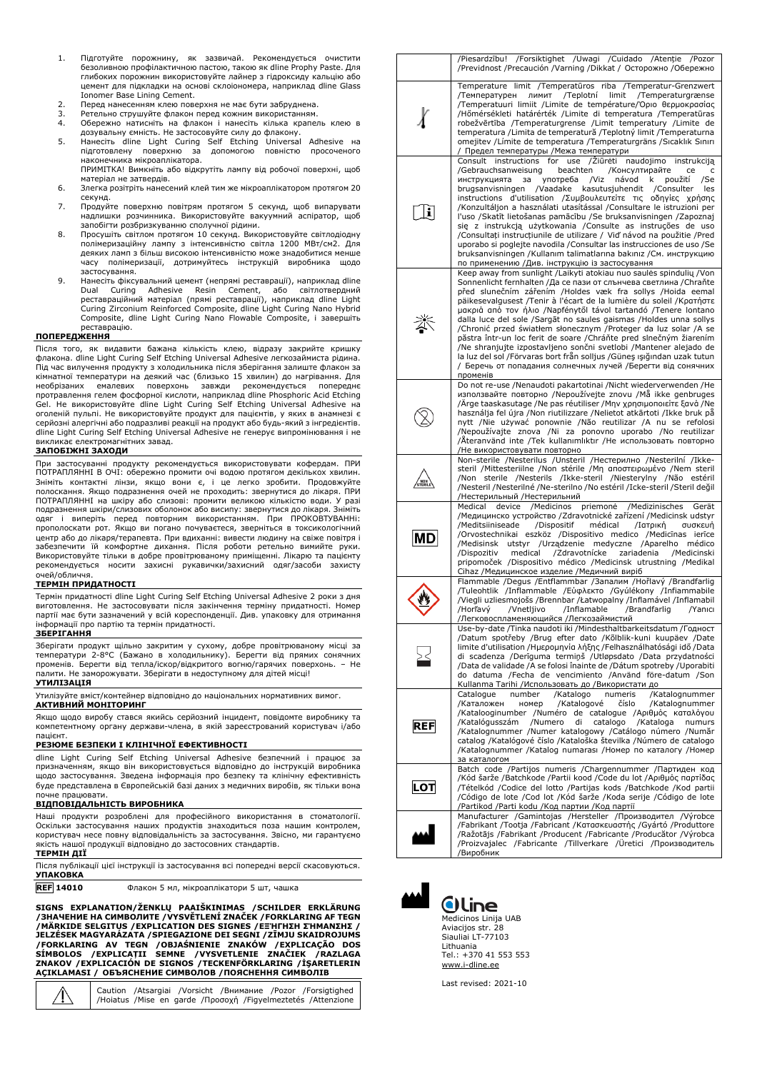1. Підготуйте порожнину, як зазвичай. Рекомендується очистити безоливною профілактичною пастою, такою як dline Prophy Paste. Для глибоких порожнин використовуйте лайнер з гідроксиду кальцію або цемент для підкладки на основі склоіономера, наприклад dline Glass Ionomer Base Lining Cement.
2. Перед нанесенням клею поверхня не має бути забруднена.
3. Ретельно струшуйте флакон перед кожним використанням.
4. Обережно натисніть на флакон і нанесіть кілька крапель клею в дозувальну ємність. Не застосовуйте силу до флакону.
5. Нанесіть dline Light Curing Self Etching Universal Adhesive на підготовлену поверхню за допомогою повністю просоченого наконечника мікроаплікатора.
   ПРИМІТКА! Вимкніть або відкрутіть лампу від робочої поверхні, щоб матеріал не затвердів.
6. Злегка розітріть нанесений клей тим же мікроаплікатором протягом 20 секунд.
7. Продуйте поверхню повітрям протягом 5 секунд, щоб випарувати надлишки розчинника. Використовуйте вакуумний аспіратор, щоб запобігти розбризкуванню сполучної рідини.
8. Просушіть світлом протягом 10 секунд. Використовуйте світлодіодну полімеризаційну лампу з інтенсивністю світла 1200 МВт/см2. Для деяких ламп з більш високою інтенсивністю може знадобитися менше часу полімеризації, дотримуйтесь інструкцій виробника щодо застосування.
9. Нанесіть фіксувальний цемент (непрямі реставрації), наприклад dline Dual Curing Adhesive Resin Cement, або світлотвердний реставраційний матеріал (прямі реставрації), наприклад dline Light Curing Zirconium Reinforced Composite, dline Light Curing Nano Hybrid Composite, dline Light Curing Nano Flowable Composite, і завершіть реставрацію.

**ПОПЕРЕДЖЕННЯ**

Після того, як видавити бажана кількість клею, відразу закрийте кришку флакона. dline Light Curing Self Etching Universal Adhesive легкозаймиста рідина. Під час вилучення продукту з холодильника після зберігання залиште флакон за кімнатної температури на деякий час (близько 15 хвилин) до нагрівання. Для необрізаних емалевих поверхонь завжди рекомендується попереднє протравлення гелем фосфорної кислоти, наприклад dline Phosphoric Acid Etching Gel. Не використовуйте dline Light Curing Self Etching Universal Adhesive на оголеній пульпі. Не використовуйте продукт для пацієнтів, у яких в анамнезі є серйозні алергічні або подразливі реакції на продукт або будь-який з інгредієнтів. dline Light Curing Self Etching Universal Adhesive не генерує випромінювання і не викликає електромагнітних завад.

**ЗАПОБІЖНІ ЗАХОДИ**

При застосуванні продукту рекомендується використовувати кофердам. ПРИ ПОТРАПЛЯННІ В ОЧІ: обережно промити очі водою протягом декількох хвилин. Зніміть контактні лінзи, якщо вони є, і це легко зробити. Продовжуйте полоскання. Якщо подразнення очей не проходить: звернутися до лікаря. ПРИ ПОТРАПЛЯННІ на шкіру або слизові: промити великою кількістю води. У разі подразнення шкіри/слизових оболонок або висипу: звернутися до лікаря. Зніміть одяг і виперіть перед повторним використанням. При ПРОКОВТУВАННІ: прополоскати рот. Якщо ви погано почуваєтеся, зверніться в токсикологічний центр або до лікаря/терапевта. При вдиханні: вивести людину на свіже повітря і забезпечити їй комфортне дихання. Після роботи ретельно вимийте руки. Використовуйте тільки в добре провітрюваному приміщенні. Лікарю та пацієнту рекомендується носити захисні рукавички/захисний одяг/засоби захисту очей/обличчя.

**ТЕРМІН ПРИДАТНОСТІ**

Термін придатності dline Light Curing Self Etching Universal Adhesive 2 роки з дня виготовлення. Не застосовувати після закінчення терміну придатності. Номер партії має бути зазначений у всій кореспонденції. Див. упаковку для отримання інформації про партію та термін придатності.

**ЗБЕРІГАННЯ**

Зберігати продукт щільно закритим у сухому, добре провітрюваному місці за температури 2-8°C (Бажано в холодильнику). Берегти від прямих сонячних променів. Берегти від тепла/іскор/відкритого вогню/гарячих поверхонь. – Не палити. Не заморожувати. Зберігати в недоступному для дітей місці!

**УТИЛІЗАЦІЯ**

Утилізуйте вміст/контейнер відповідно до національних нормативних вимог.

**АКТИВНИЙ МОНІТОРИНГ**

Якщо щодо виробу стався якийсь серйозний інцидент, повідомте виробнику та компетентному органу держави-члена, в якій зареєстрований користувач і/або пацієнт.

**РЕЗЮМЕ БЕЗПЕКИ І КЛІНІЧНОЇ ЕФЕКТИВНОСТІ**

dline Light Curing Self Etching Universal Adhesive безпечний і працює за призначенням, якщо він використовується відповідно до інструкцій виробника щодо застосування. Зведена інформація про безпеку та клінічну ефективність буде представлена в Європейській базі даних з медичних виробів, як тільки вона почне працювати.

**ВІДПОВІДАЛЬНІСТЬ ВИРОБНИКА**

Наші продукти розроблені для професійного використання в стоматології. Оскільки застосування наших продуктів знаходиться поза нашим контролем, користувач несе повну відповідальність за застосування. Звісно, ми гарантуємо якість нашої продукції відповідно до застосовних стандартів.

**ТЕРМІН ДІЇ**

Після публікації цієї інструкції із застосування всі попередні версії скасовуються.

**УПАКОВКА**

**REF 14010** Флакон 5 мл, мікроаплікатори 5 шт, чашка

**SIGNS EXPLANATION/ŽENKLŲ PAAIŠKINIMAS /SCHILDER ERKLÄRUNG /ЗНАЧЕНИЕ НА СИМВОЛИТЕ /VYSVĚTLENÍ ZNAČEK /FORKLARING AF TEGN /MÄRKIDE SELGITUS /EXPLICATION DES SIGNES /ΕΞΉΓΗΣΗ ΣΉΜΑΝΣΗΣ / JELZÉSEK MAGYARÁZATA /SPIEGAZIONE DEI SEGNI /ZĪMJU SKAIDROJUMS /FORKLARING AV TEGN /OBJAŚNIENIE ZNAKÓW /EXPLICAÇÃO DOS SÍMBOLOS /EXPLICAȚII SEMNE /VYSVETLENIE ZNAČIEK /RAZLAGA ZNAKOV /EXPLICACIÓN DE SIGNOS /TECKENFÖRKLARING /İŞARETLERIN AÇIKLAMASI / ОБЪЯСНЕНИЕ СИМВОЛОВ /ПОЯСНЕННЯ СИМВОЛІВ**

| | |
|---|---|
| ⚠ | Caution /Atsargiai /Vorsicht /Внимание /Pozor /Forsigtighed /Hoiatus /Mise en garde /Προσοχή /Figyelmeztetés /Attenzione /Piesardzību! /Forsiktighet /Uwagi /Cuidado /Atenție /Pozor /Previdnost /Precaución /Varning /Dikkat / Осторожно /Обережно |
| | Temperature limit /Temperatūros riba /Temperatur-Grenzwert /Температурен лимит /Teplotní limit /Temperaturgrænse /Temperatuuri limiit /Limite de température/Όριο θερμοκρασίας /Hőmérsékleti határérték /Limite di temperatura /Temperatūras robežvērtība /Temperaturgrense /Limit temperatury /Limite de temperatura /Limita de temperatură /Teplotný limit /Temperaturna omejitev /Límite de temperatura /Temperaturgräns /Sıcaklık Sınırı / Предел температуры /Межа температури |
| | Consult instructions for use /Žiūrėti naudojimo instrukciją /Gebrauchsanweisung beachten /Консултирайте се с инструкцията за употреба /Viz návod k použití /Se brugsanvisningen /Vaadake kasutusjuhendit /Consulter les instructions d'utilisation /Συμβουλευτείτε τις οδηγίες χρήσης /Konzultáljon a használati utasítással /Consultare le istruzioni per l'uso /Skatīt lietošanas pamācību /Se bruksanvisningen /Zapoznaj się z instrukcją użytkowania /Consulte as instruções de uso /Consultați instrucțiunile de utilizare / Viď návod na použitie /Pred uporabo si poglejte navodila /Consultar las instrucciones de uso /Se bruksanvisningen /Kullanım talimatlarına bakınız /См. инструкцию по применению /Див. інструкцію із застосування |
| | Keep away from sunlight /Laikyti atokiau nuo saulės spindulių /Von Sonnenlicht fernhalten /Да се пази от слънчева светлина /Chraňte před slunečním zářením /Holdes væk fra sollys /Hoida eemal päikesevalgusest /Tenir à l'écart de la lumière du soleil /Κρατήστε μακριά από τον ήλιο /Napfénytől távol tartandó /Tenere lontano dalla luce del sole /Sargāt no saules gaismas /Holdes unna sollys /Chronić przed światłem słonecznym /Proteger da luz solar /A se păstra într-un loc ferit de soare /Chráňte pred slnečným žiarením /Ne shranjujte izpostavljeno sončni svetlobi /Mantener alejado de la luz del sol /Förvaras bort från solljus /Güneş ışığından uzak tutun / Беречь от попадания солнечных лучей /Берегти від сонячних променів |
| | Do not re-use /Nenaudoti pakartotinai /Nicht wiederverwenden /Не използвайте повторно /Nepoužívejte znovu /Må ikke genbruges /Ärge taaskasutage /Ne pas réutiliser /Μην χρησιμοποιείτε ξανά /Ne használja fel újra /Non riutilizzare /Nelietot atkārtoti /Ikke bruk på nytt /Nie używać ponownie /Não reutilizar /A nu se refolosi /Nepoužívajte znova /Ni za ponovno uporabo /No reutilizar /Återanvänd inte /Tek kullanımlıktır /Не использовать повторно /Не використовувати повторно |
| NON STERILE | Non-sterile /Nesterilus /Unsteril /Нестерилно /Nesterilní /Ikke-steril /Mittesteriilne /Non stérile /Μη αποστειρωμένο /Nem steril /Non sterile /Nesterils /Ikke-steril /Niesterylny /Não estéril /Nesteril /Nesterilné /Ne-sterilno /No estéril /Icke-steril /Steril değil /Нестерильный /Нестерильний |
| MD | Medical device /Medicinos priemonė /Medizinisches Gerät /Медицинско устройство /Zdravotnické zařízení /Medicinsk udstyr /Meditsiiniseade /Dispositif médical /Ιατρική συσκευή /Orvostechnikai eszköz /Dispositivo medico /Medicīnas ierīce /Medisinsk utstyr /Urządzenie medyczne /Aparelho médico /Dispozitiv medical /Zdravotnícke zariadenia /Medicinski pripomoček /Dispositivo médico /Medicinsk utrustning /Medikal Cihaz /Медицинское изделие /Медичний виріб |
| | Flammable /Degus /Entflammbar /Запалим /Hořlavý /Brandfarlig /Tuleohtlik /Inflammable /Εύφλεκτο /Gyúlékony /Infiammabile /Viegli uzliesmojošs /Brennbar /Łatwopalny /Inflamável /Inflamabil /Horľavý /Vnetljivo /Inflamable /Brandfarlig /Yanıcı /Легковоспламеняющийся /Легкозаймистий |
| | Use-by-date /Tinka naudoti iki /Mindesthaltbarkeitsdatum /Годност /Datum spotřeby /Brug efter dato /Kõlblik-kuni kuupäev /Date limite d'utilisation /Ημερομηνία λήξης /Felhasználhatósági idő /Data di scadenza /Derīguma termiņš /Utløpsdato /Data przydatności /Data de validade /A se folosi înainte de /Dátum spotreby /Uporabiti do datuma /Fecha de vencimiento /Använd före-datum /Son Kullanma Tarihi /Использовать до /Використати до |
| REF | Catalogue number /Katalogo numeris /Katalognummer /Каталожен номер /Katalogové číslo /Katalognummer /Katalooginumber /Numéro de catalogue /Αριθμός καταλόγου /Katalógusszám /Numero di catalogo /Kataloga numurs /Katalognummer /Numer katalogowy /Catálogo número /Număr catalog /Katalógové číslo /Kataloška številka /Número de catalogo /Katalognummer /Katalog numarası /Номер по каталогу /Номер за каталогом |
| LOT | Batch code /Partijos numeris /Chargennummer /Партиден код /Kód šarže /Batchkode /Partii kood /Code du lot /Αριθμός παρτίδας /Tételkód /Codice del lotto /Partijas kods /Batchkode /Kod partii /Código de lote /Cod lot /Kód šarže /Koda serije /Código de lote /Partikod /Parti kodu /Код партии /Код партії |
| | Manufacturer /Gamintojas /Hersteller /Производител /Výrobce /Fabrikant /Tootja /Fabricant /Κατασκευαστής /Gyártó /Produttore /Ražotājs /Fabrikant /Producent /Fabricante /Producător /Výrobca /Proizvajalec /Fabricante /Tillverkare /Üretici /Производитель /Виробник |

dline

Medicinos Linija UAB
Aviacijos str. 28
Siauliai LT-77103
Lithuania
Tel.: +370 41 553 553
www.i-dline.ee

Last revised: 2021-10